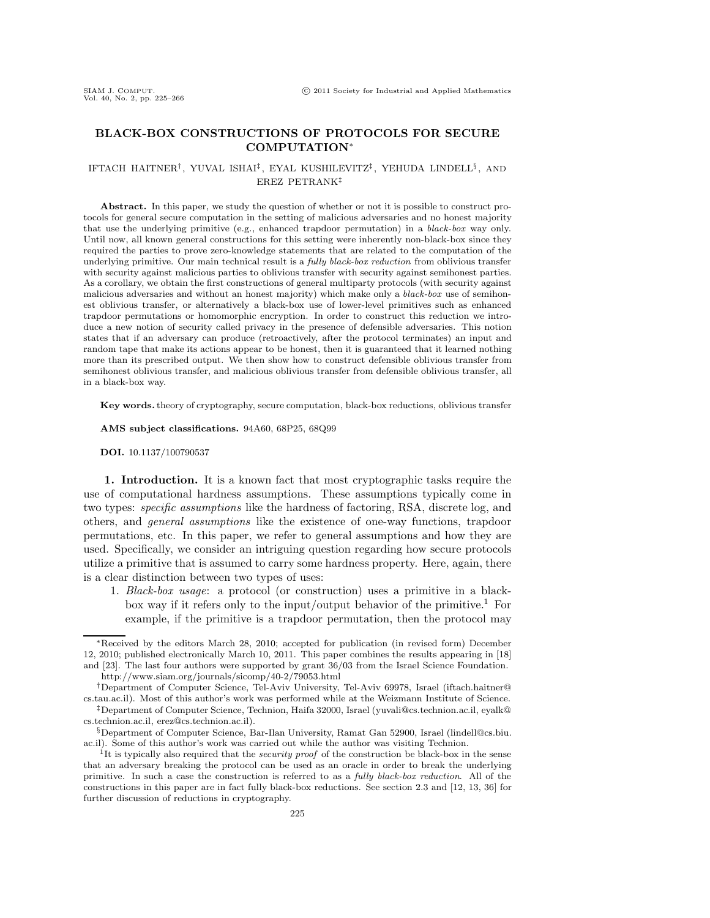# BLACK-BOX CONSTRUCTIONS OF PROTOCOLS FOR SECURE COMPUTATION*

IFTACH HAITNER†, YUVAL ISHAI‡, EYAL KUSHILEVITZ‡, YEHUDA LINDELL§, AND EREZ PETRANK‡

**Abstract.** In this paper, we study the question of whether or not it is possible to construct protocols for general secure computation in the setting of malicious adversaries and no honest majority that use the underlying primitive (e.g., enhanced trapdoor permutation) in a *black-box* way only. Until now, all known general constructions for this setting were inherently non-black-box since they required the parties to prove zero-knowledge statements that are related to the computation of the underlying primitive. Our main technical result is a *fully black-box reduction* from oblivious transfer with security against malicious parties to oblivious transfer with security against semihonest parties. As a corollary, we obtain the first constructions of general multiparty protocols (with security against malicious adversaries and without an honest majority) which make only a *black-box* use of semihonest oblivious transfer, or alternatively a black-box use of lower-level primitives such as enhanced trapdoor permutations or homomorphic encryption. In order to construct this reduction we introduce a new notion of security called privacy in the presence of defensible adversaries. This notion states that if an adversary can produce (retroactively, after the protocol terminates) an input and random tape that make its actions appear to be honest, then it is guaranteed that it learned nothing more than its prescribed output. We then show how to construct defensible oblivious transfer from semihonest oblivious transfer, and malicious oblivious transfer from defensible oblivious transfer, all in a black-box way.

**Key words.** theory of cryptography, secure computation, black-box reductions, oblivious transfer

**AMS subject classifications.** 94A60, 68P25, 68Q99

**DOI.** 10.1137/100790537

## 1. Introduction.

It is a known fact that most cryptographic tasks require the use of computational hardness assumptions. These assumptions typically come in two types: *specific assumptions* like the hardness of factoring, RSA, discrete log, and others, and *general assumptions* like the existence of one-way functions, trapdoor permutations, etc. In this paper, we refer to general assumptions and how they are used. Specifically, we consider an intriguing question regarding how secure protocols utilize a primitive that is assumed to carry some hardness property. Here, again, there is a clear distinction between two types of uses:

1. *Black-box usage*: a protocol (or construction) uses a primitive in a black-box way if it refers only to the input/output behavior of the primitive.[1] For example, if the primitive is a trapdoor permutation, then the protocol may

---

*Received by the editors March 28, 2010; accepted for publication (in revised form) December 12, 2010; published electronically March 10, 2011. This paper combines the results appearing in [18] and [23]. The last four authors were supported by grant 36/03 from the Israel Science Foundation. http://www.siam.org/journals/sicomp/40-2/79053.html

†Department of Computer Science, Tel-Aviv University, Tel-Aviv 69978, Israel (iftach.haitner@cs.tau.ac.il). Most of this author's work was performed while at the Weizmann Institute of Science.

‡Department of Computer Science, Technion, Haifa 32000, Israel (yuvali@cs.technion.ac.il, eyalk@cs.technion.ac.il, erez@cs.technion.ac.il).

§Department of Computer Science, Bar-Ilan University, Ramat Gan 52900, Israel (lindell@cs.biu.ac.il). Some of this author's work was carried out while the author was visiting Technion.

[1]It is typically also required that the *security proof* of the construction be black-box in the sense that an adversary breaking the protocol can be used as an oracle in order to break the underlying primitive. In such a case the construction is referred to as a *fully black-box reduction*. All of the constructions in this paper are in fact fully black-box reductions. See section 2.3 and [12, 13, 36] for further discussion of reductions in cryptography.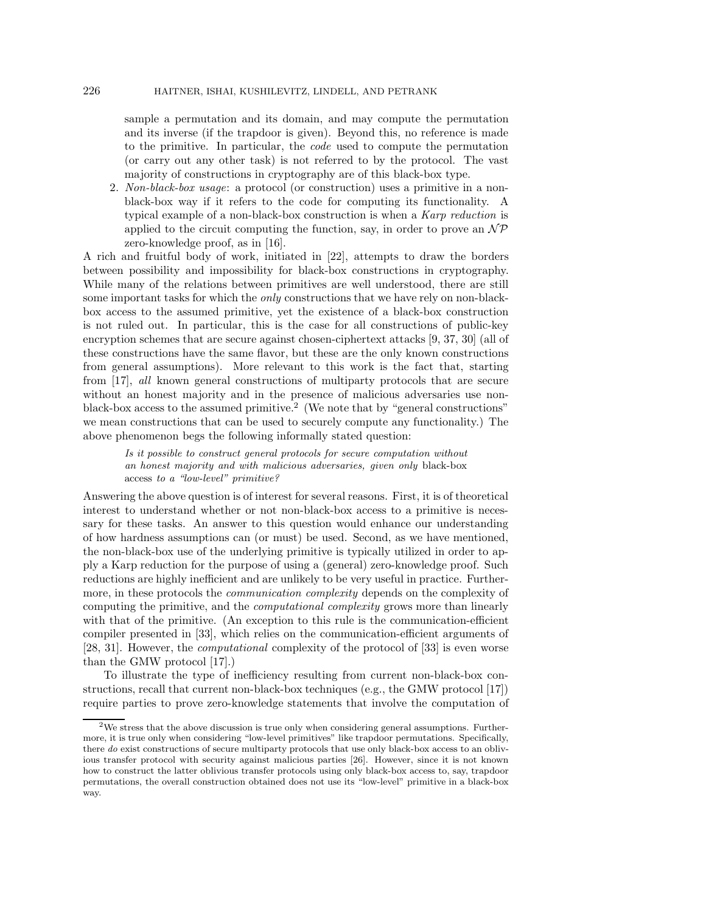sample a permutation and its domain, and may compute the permutation and its inverse (if the trapdoor is given). Beyond this, no reference is made to the primitive. In particular, the *code* used to compute the permutation (or carry out any other task) is not referred to by the protocol. The vast majority of constructions in cryptography are of this black-box type.

2. *Non-black-box usage*: a protocol (or construction) uses a primitive in a non-black-box way if it refers to the code for computing its functionality. A typical example of a non-black-box construction is when a *Karp reduction* is applied to the circuit computing the function, say, in order to prove an $\mathcal{NP}$ zero-knowledge proof, as in [16].

A rich and fruitful body of work, initiated in [22], attempts to draw the borders between possibility and impossibility for black-box constructions in cryptography. While many of the relations between primitives are well understood, there are still some important tasks for which the *only* constructions that we have rely on non-black-box access to the assumed primitive, yet the existence of a black-box construction is not ruled out. In particular, this is the case for all constructions of public-key encryption schemes that are secure against chosen-ciphertext attacks [9, 37, 30] (all of these constructions have the same flavor, but these are the only known constructions from general assumptions). More relevant to this work is the fact that, starting from [17], *all* known general constructions of multiparty protocols that are secure without an honest majority and in the presence of malicious adversaries use non-black-box access to the assumed primitive.[2] (We note that by "general constructions" we mean constructions that can be used to securely compute any functionality.) The above phenomenon begs the following informally stated question:

> *Is it possible to construct general protocols for secure computation without an honest majority and with malicious adversaries, given only* black-box access *to a "low-level" primitive?*

Answering the above question is of interest for several reasons. First, it is of theoretical interest to understand whether or not non-black-box access to a primitive is necessary for these tasks. An answer to this question would enhance our understanding of how hardness assumptions can (or must) be used. Second, as we have mentioned, the non-black-box use of the underlying primitive is typically utilized in order to apply a Karp reduction for the purpose of using a (general) zero-knowledge proof. Such reductions are highly inefficient and are unlikely to be very useful in practice. Furthermore, in these protocols the *communication complexity* depends on the complexity of computing the primitive, and the *computational complexity* grows more than linearly with that of the primitive. (An exception to this rule is the communication-efficient compiler presented in [33], which relies on the communication-efficient arguments of [28, 31]. However, the *computational* complexity of the protocol of [33] is even worse than the GMW protocol [17].)

To illustrate the type of inefficiency resulting from current non-black-box constructions, recall that current non-black-box techniques (e.g., the GMW protocol [17]) require parties to prove zero-knowledge statements that involve the computation of

[2] We stress that the above discussion is true only when considering general assumptions. Furthermore, it is true only when considering "low-level primitives" like trapdoor permutations. Specifically, there *do* exist constructions of secure multiparty protocols that use only black-box access to an oblivious transfer protocol with security against malicious parties [26]. However, since it is not known how to construct the latter oblivious transfer protocols using only black-box access to, say, trapdoor permutations, the overall construction obtained does not use its "low-level" primitive in a black-box way.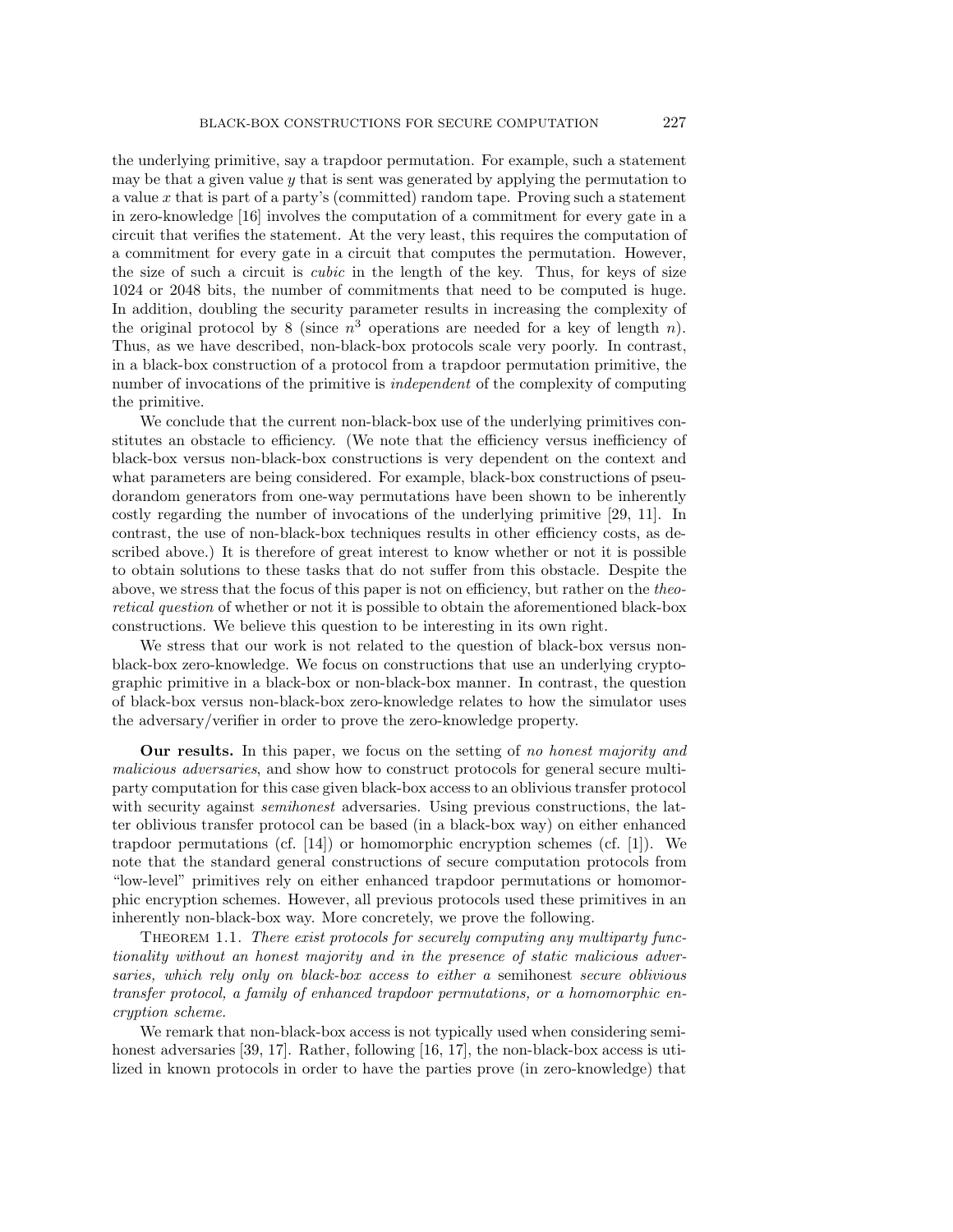the underlying primitive, say a trapdoor permutation. For example, such a statement may be that a given value $y$ that is sent was generated by applying the permutation to a value $x$ that is part of a party's (committed) random tape. Proving such a statement in zero-knowledge [16] involves the computation of a commitment for every gate in a circuit that verifies the statement. At the very least, this requires the computation of a commitment for every gate in a circuit that computes the permutation. However, the size of such a circuit is *cubic* in the length of the key. Thus, for keys of size 1024 or 2048 bits, the number of commitments that need to be computed is huge. In addition, doubling the security parameter results in increasing the complexity of the original protocol by 8 (since $n^3$ operations are needed for a key of length $n$). Thus, as we have described, non-black-box protocols scale very poorly. In contrast, in a black-box construction of a protocol from a trapdoor permutation primitive, the number of invocations of the primitive is *independent* of the complexity of computing the primitive.

We conclude that the current non-black-box use of the underlying primitives constitutes an obstacle to efficiency. (We note that the efficiency versus inefficiency of black-box versus non-black-box constructions is very dependent on the context and what parameters are being considered. For example, black-box constructions of pseudorandom generators from one-way permutations have been shown to be inherently costly regarding the number of invocations of the underlying primitive [29, 11]. In contrast, the use of non-black-box techniques results in other efficiency costs, as described above.) It is therefore of great interest to know whether or not it is possible to obtain solutions to these tasks that do not suffer from this obstacle. Despite the above, we stress that the focus of this paper is not on efficiency, but rather on the *theoretical question* of whether or not it is possible to obtain the aforementioned black-box constructions. We believe this question to be interesting in its own right.

We stress that our work is not related to the question of black-box versus non-black-box zero-knowledge. We focus on constructions that use an underlying cryptographic primitive in a black-box or non-black-box manner. In contrast, the question of black-box versus non-black-box zero-knowledge relates to how the simulator uses the adversary/verifier in order to prove the zero-knowledge property.

**Our results.** In this paper, we focus on the setting of *no honest majority and malicious adversaries*, and show how to construct protocols for general secure multiparty computation for this case given black-box access to an oblivious transfer protocol with security against *semihonest* adversaries. Using previous constructions, the latter oblivious transfer protocol can be based (in a black-box way) on either enhanced trapdoor permutations (cf. [14]) or homomorphic encryption schemes (cf. [1]). We note that the standard general constructions of secure computation protocols from "low-level" primitives rely on either enhanced trapdoor permutations or homomorphic encryption schemes. However, all previous protocols used these primitives in an inherently non-black-box way. More concretely, we prove the following.

Theorem 1.1. *There exist protocols for securely computing any multiparty functionality without an honest majority and in the presence of static malicious adversaries, which rely only on black-box access to either a* semihonest *secure oblivious transfer protocol, a family of enhanced trapdoor permutations, or a homomorphic encryption scheme.*

We remark that non-black-box access is not typically used when considering semihonest adversaries [39, 17]. Rather, following [16, 17], the non-black-box access is utilized in known protocols in order to have the parties prove (in zero-knowledge) that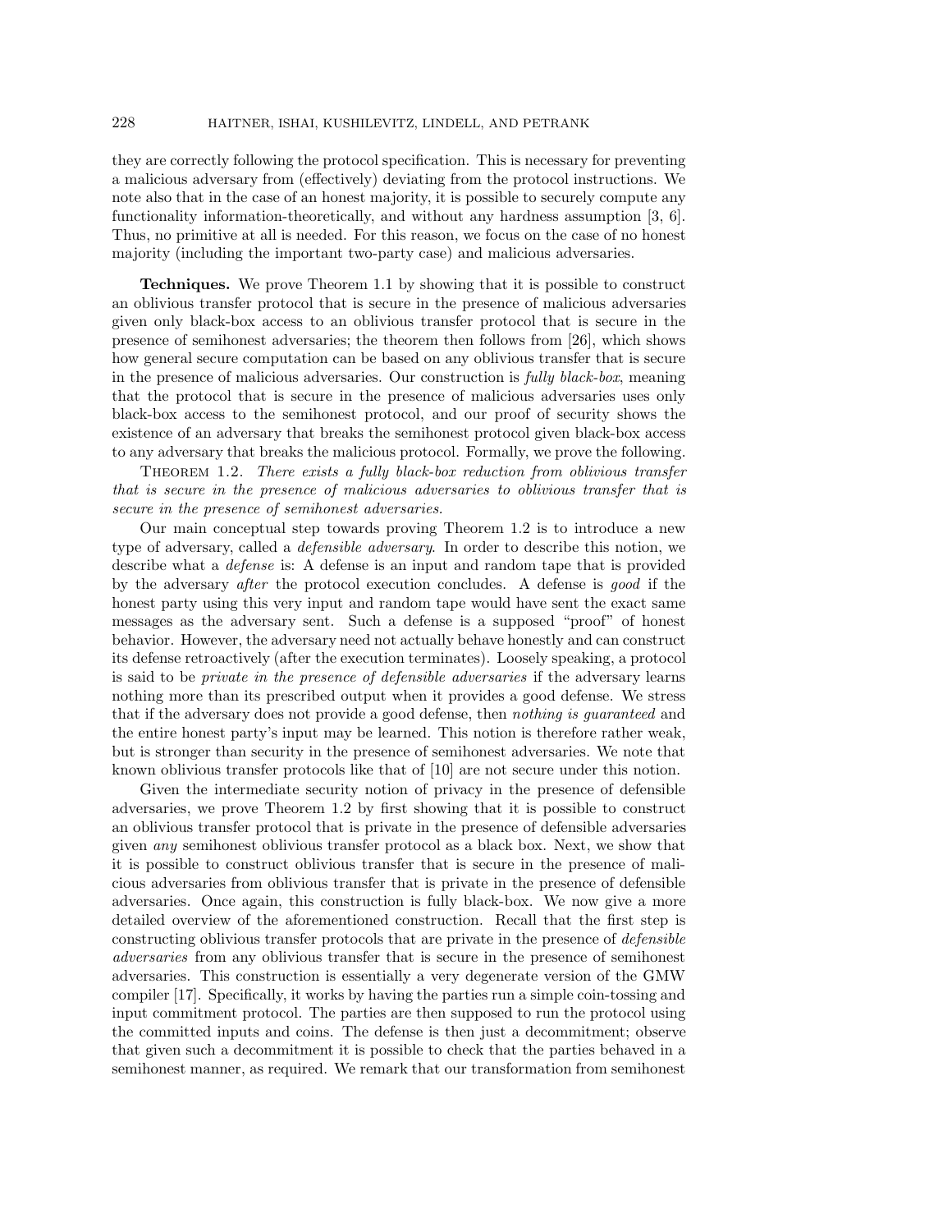they are correctly following the protocol specification. This is necessary for preventing a malicious adversary from (effectively) deviating from the protocol instructions. We note also that in the case of an honest majority, it is possible to securely compute any functionality information-theoretically, and without any hardness assumption [3, 6]. Thus, no primitive at all is needed. For this reason, we focus on the case of no honest majority (including the important two-party case) and malicious adversaries.

**Techniques.** We prove Theorem 1.1 by showing that it is possible to construct an oblivious transfer protocol that is secure in the presence of malicious adversaries given only black-box access to an oblivious transfer protocol that is secure in the presence of semihonest adversaries; the theorem then follows from [26], which shows how general secure computation can be based on any oblivious transfer that is secure in the presence of malicious adversaries. Our construction is *fully black-box*, meaning that the protocol that is secure in the presence of malicious adversaries uses only black-box access to the semihonest protocol, and our proof of security shows the existence of an adversary that breaks the semihonest protocol given black-box access to any adversary that breaks the malicious protocol. Formally, we prove the following.

Theorem 1.2. *There exists a fully black-box reduction from oblivious transfer that is secure in the presence of malicious adversaries to oblivious transfer that is secure in the presence of semihonest adversaries.*

Our main conceptual step towards proving Theorem 1.2 is to introduce a new type of adversary, called a *defensible adversary*. In order to describe this notion, we describe what a *defense* is: A defense is an input and random tape that is provided by the adversary *after* the protocol execution concludes. A defense is *good* if the honest party using this very input and random tape would have sent the exact same messages as the adversary sent. Such a defense is a supposed "proof" of honest behavior. However, the adversary need not actually behave honestly and can construct its defense retroactively (after the execution terminates). Loosely speaking, a protocol is said to be *private in the presence of defensible adversaries* if the adversary learns nothing more than its prescribed output when it provides a good defense. We stress that if the adversary does not provide a good defense, then *nothing is guaranteed* and the entire honest party's input may be learned. This notion is therefore rather weak, but is stronger than security in the presence of semihonest adversaries. We note that known oblivious transfer protocols like that of [10] are not secure under this notion.

Given the intermediate security notion of privacy in the presence of defensible adversaries, we prove Theorem 1.2 by first showing that it is possible to construct an oblivious transfer protocol that is private in the presence of defensible adversaries given *any* semihonest oblivious transfer protocol as a black box. Next, we show that it is possible to construct oblivious transfer that is secure in the presence of malicious adversaries from oblivious transfer that is private in the presence of defensible adversaries. Once again, this construction is fully black-box. We now give a more detailed overview of the aforementioned construction. Recall that the first step is constructing oblivious transfer protocols that are private in the presence of *defensible adversaries* from any oblivious transfer that is secure in the presence of semihonest adversaries. This construction is essentially a very degenerate version of the GMW compiler [17]. Specifically, it works by having the parties run a simple coin-tossing and input commitment protocol. The parties are then supposed to run the protocol using the committed inputs and coins. The defense is then just a decommitment; observe that given such a decommitment it is possible to check that the parties behaved in a semihonest manner, as required. We remark that our transformation from semihonest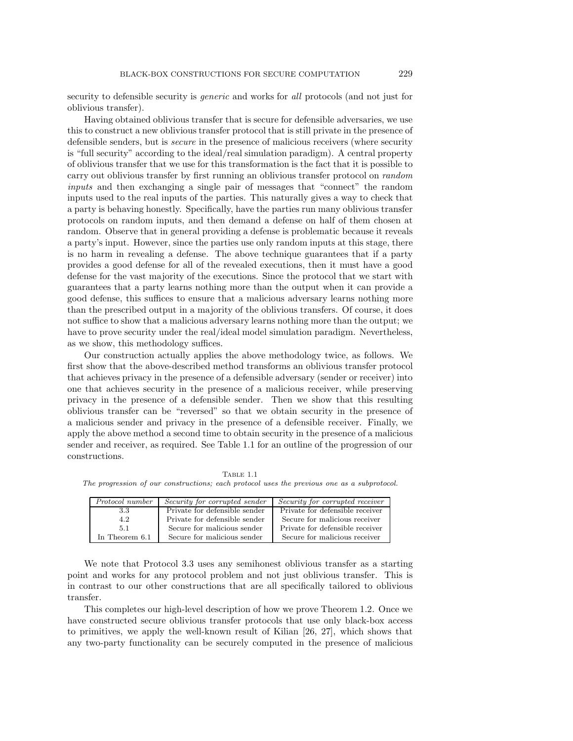security to defensible security is *generic* and works for *all* protocols (and not just for oblivious transfer).

Having obtained oblivious transfer that is secure for defensible adversaries, we use this to construct a new oblivious transfer protocol that is still private in the presence of defensible senders, but is *secure* in the presence of malicious receivers (where security is "full security" according to the ideal/real simulation paradigm). A central property of oblivious transfer that we use for this transformation is the fact that it is possible to carry out oblivious transfer by first running an oblivious transfer protocol on *random inputs* and then exchanging a single pair of messages that "connect" the random inputs used to the real inputs of the parties. This naturally gives a way to check that a party is behaving honestly. Specifically, have the parties run many oblivious transfer protocols on random inputs, and then demand a defense on half of them chosen at random. Observe that in general providing a defense is problematic because it reveals a party's input. However, since the parties use only random inputs at this stage, there is no harm in revealing a defense. The above technique guarantees that if a party provides a good defense for all of the revealed executions, then it must have a good defense for the vast majority of the executions. Since the protocol that we start with guarantees that a party learns nothing more than the output when it can provide a good defense, this suffices to ensure that a malicious adversary learns nothing more than the prescribed output in a majority of the oblivious transfers. Of course, it does not suffice to show that a malicious adversary learns nothing more than the output; we have to prove security under the real/ideal model simulation paradigm. Nevertheless, as we show, this methodology suffices.

Our construction actually applies the above methodology twice, as follows. We first show that the above-described method transforms an oblivious transfer protocol that achieves privacy in the presence of a defensible adversary (sender or receiver) into one that achieves security in the presence of a malicious receiver, while preserving privacy in the presence of a defensible sender. Then we show that this resulting oblivious transfer can be "reversed" so that we obtain security in the presence of a malicious sender and privacy in the presence of a defensible receiver. Finally, we apply the above method a second time to obtain security in the presence of a malicious sender and receiver, as required. See Table 1.1 for an outline of the progression of our constructions.

Table 1.1
*The progression of our constructions; each protocol uses the previous one as a subprotocol.*

| *Protocol number* | *Security for corrupted sender* | *Security for corrupted receiver* |
|---|---|---|
| 3.3 | Private for defensible sender | Private for defensible receiver |
| 4.2 | Private for defensible sender | Secure for malicious receiver |
| 5.1 | Secure for malicious sender | Private for defensible receiver |
| In Theorem 6.1 | Secure for malicious sender | Secure for malicious receiver |

We note that Protocol 3.3 uses any semihonest oblivious transfer as a starting point and works for any protocol problem and not just oblivious transfer. This is in contrast to our other constructions that are all specifically tailored to oblivious transfer.

This completes our high-level description of how we prove Theorem 1.2. Once we have constructed secure oblivious transfer protocols that use only black-box access to primitives, we apply the well-known result of Kilian [26, 27], which shows that any two-party functionality can be securely computed in the presence of malicious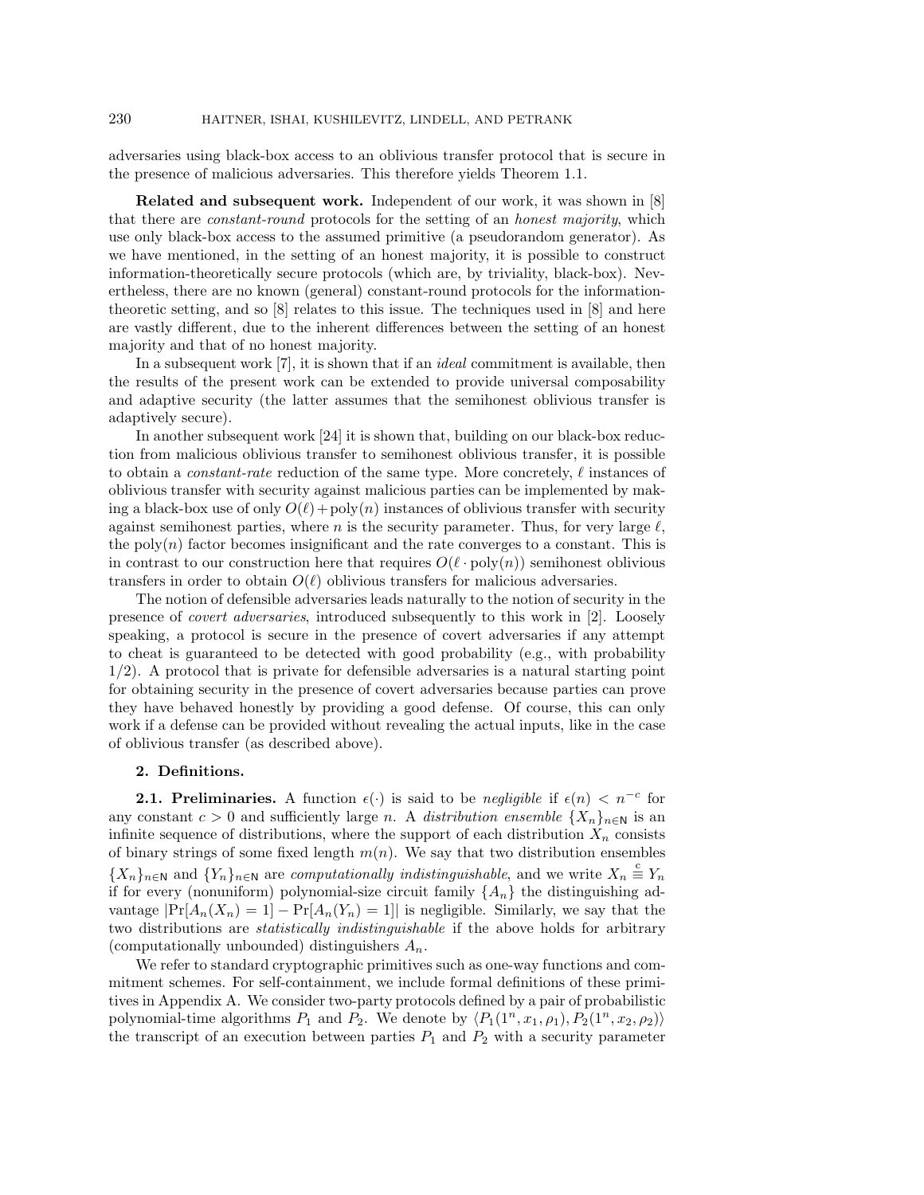adversaries using black-box access to an oblivious transfer protocol that is secure in the presence of malicious adversaries. This therefore yields Theorem 1.1.

**Related and subsequent work.** Independent of our work, it was shown in [8] that there are *constant-round* protocols for the setting of an *honest majority*, which use only black-box access to the assumed primitive (a pseudorandom generator). As we have mentioned, in the setting of an honest majority, it is possible to construct information-theoretically secure protocols (which are, by triviality, black-box). Nevertheless, there are no known (general) constant-round protocols for the information-theoretic setting, and so [8] relates to this issue. The techniques used in [8] and here are vastly different, due to the inherent differences between the setting of an honest majority and that of no honest majority.

In a subsequent work [7], it is shown that if an *ideal* commitment is available, then the results of the present work can be extended to provide universal composability and adaptive security (the latter assumes that the semihonest oblivious transfer is adaptively secure).

In another subsequent work [24] it is shown that, building on our black-box reduction from malicious oblivious transfer to semihonest oblivious transfer, it is possible to obtain a *constant-rate* reduction of the same type. More concretely, $\ell$ instances of oblivious transfer with security against malicious parties can be implemented by making a black-box use of only $O(\ell) + \text{poly}(n)$ instances of oblivious transfer with security against semihonest parties, where $n$ is the security parameter. Thus, for very large $\ell$, the $\text{poly}(n)$ factor becomes insignificant and the rate converges to a constant. This is in contrast to our construction here that requires $O(\ell \cdot \text{poly}(n))$ semihonest oblivious transfers in order to obtain $O(\ell)$ oblivious transfers for malicious adversaries.

The notion of defensible adversaries leads naturally to the notion of security in the presence of *covert adversaries*, introduced subsequently to this work in [2]. Loosely speaking, a protocol is secure in the presence of covert adversaries if any attempt to cheat is guaranteed to be detected with good probability (e.g., with probability 1/2). A protocol that is private for defensible adversaries is a natural starting point for obtaining security in the presence of covert adversaries because parties can prove they have behaved honestly by providing a good defense. Of course, this can only work if a defense can be provided without revealing the actual inputs, like in the case of oblivious transfer (as described above).

## 2. Definitions.

**2.1. Preliminaries.** A function $\epsilon(\cdot)$ is said to be *negligible* if $\epsilon(n) < n^{-c}$ for any constant $c > 0$ and sufficiently large $n$. A *distribution ensemble* $\{X_n\}_{n \in \mathsf{N}}$ is an infinite sequence of distributions, where the support of each distribution $X_n$ consists of binary strings of some fixed length $m(n)$. We say that two distribution ensembles $\{X_n\}_{n \in \mathsf{N}}$ and $\{Y_n\}_{n \in \mathsf{N}}$ are *computationally indistinguishable*, and we write $X_n \stackrel{c}{\equiv} Y_n$ if for every (nonuniform) polynomial-size circuit family $\{A_n\}$ the distinguishing advantage $|\Pr[A_n(X_n) = 1] - \Pr[A_n(Y_n) = 1]|$ is negligible. Similarly, we say that the two distributions are *statistically indistinguishable* if the above holds for arbitrary (computationally unbounded) distinguishers $A_n$.

We refer to standard cryptographic primitives such as one-way functions and commitment schemes. For self-containment, we include formal definitions of these primitives in Appendix A. We consider two-party protocols defined by a pair of probabilistic polynomial-time algorithms $P_1$ and $P_2$. We denote by $\langle P_1(1^n, x_1, \rho_1), P_2(1^n, x_2, \rho_2)\rangle$ the transcript of an execution between parties $P_1$ and $P_2$ with a security parameter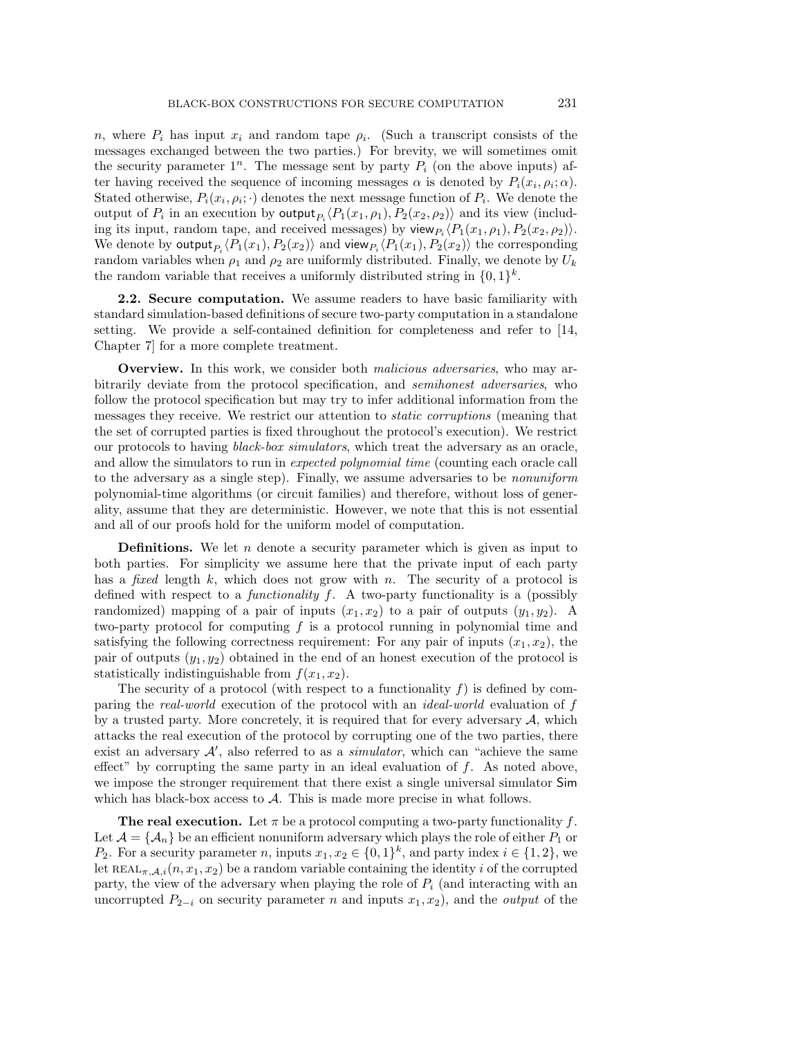$n$, where $P_i$ has input $x_i$ and random tape $\rho_i$. (Such a transcript consists of the messages exchanged between the two parties.) For brevity, we will sometimes omit the security parameter $1^n$. The message sent by party $P_i$ (on the above inputs) after having received the sequence of incoming messages $\alpha$ is denoted by $P_i(x_i, \rho_i; \alpha)$. Stated otherwise, $P_i(x_i, \rho_i; \cdot)$ denotes the next message function of $P_i$. We denote the output of $P_i$ in an execution by $\mathsf{output}_{P_i}\langle P_1(x_1, \rho_1), P_2(x_2, \rho_2)\rangle$ and its view (including its input, random tape, and received messages) by $\mathsf{view}_{P_i}\langle P_1(x_1, \rho_1), P_2(x_2, \rho_2)\rangle$. We denote by $\mathsf{output}_{P_i}\langle P_1(x_1), P_2(x_2)\rangle$ and $\mathsf{view}_{P_i}\langle P_1(x_1), P_2(x_2)\rangle$ the corresponding random variables when $\rho_1$ and $\rho_2$ are uniformly distributed. Finally, we denote by $U_k$ the random variable that receives a uniformly distributed string in $\{0,1\}^k$.

**2.2. Secure computation.** We assume readers to have basic familiarity with standard simulation-based definitions of secure two-party computation in a standalone setting. We provide a self-contained definition for completeness and refer to [14, Chapter 7] for a more complete treatment.

**Overview.** In this work, we consider both *malicious adversaries*, who may arbitrarily deviate from the protocol specification, and *semihonest adversaries*, who follow the protocol specification but may try to infer additional information from the messages they receive. We restrict our attention to *static corruptions* (meaning that the set of corrupted parties is fixed throughout the protocol's execution). We restrict our protocols to having *black-box simulators*, which treat the adversary as an oracle, and allow the simulators to run in *expected polynomial time* (counting each oracle call to the adversary as a single step). Finally, we assume adversaries to be *nonuniform* polynomial-time algorithms (or circuit families) and therefore, without loss of generality, assume that they are deterministic. However, we note that this is not essential and all of our proofs hold for the uniform model of computation.

**Definitions.** We let $n$ denote a security parameter which is given as input to both parties. For simplicity we assume here that the private input of each party has a *fixed* length $k$, which does not grow with $n$. The security of a protocol is defined with respect to a *functionality* $f$. A two-party functionality is a (possibly randomized) mapping of a pair of inputs $(x_1, x_2)$ to a pair of outputs $(y_1, y_2)$. A two-party protocol for computing $f$ is a protocol running in polynomial time and satisfying the following correctness requirement: For any pair of inputs $(x_1, x_2)$, the pair of outputs $(y_1, y_2)$ obtained in the end of an honest execution of the protocol is statistically indistinguishable from $f(x_1, x_2)$.

The security of a protocol (with respect to a functionality $f$) is defined by comparing the *real-world* execution of the protocol with an *ideal-world* evaluation of $f$ by a trusted party. More concretely, it is required that for every adversary $\mathcal{A}$, which attacks the real execution of the protocol by corrupting one of the two parties, there exist an adversary $\mathcal{A}'$, also referred to as a *simulator*, which can "achieve the same effect" by corrupting the same party in an ideal evaluation of $f$. As noted above, we impose the stronger requirement that there exist a single universal simulator $\mathsf{Sim}$ which has black-box access to $\mathcal{A}$. This is made more precise in what follows.

**The real execution.** Let $\pi$ be a protocol computing a two-party functionality $f$. Let $\mathcal{A} = \{\mathcal{A}_n\}$ be an efficient nonuniform adversary which plays the role of either $P_1$ or $P_2$. For a security parameter $n$, inputs $x_1, x_2 \in \{0,1\}^k$, and party index $i \in \{1, 2\}$, we let $\text{REAL}_{\pi,\mathcal{A},i}(n, x_1, x_2)$ be a random variable containing the identity $i$ of the corrupted party, the view of the adversary when playing the role of $P_i$ (and interacting with an uncorrupted $P_{2-i}$ on security parameter $n$ and inputs $x_1, x_2$), and the *output* of the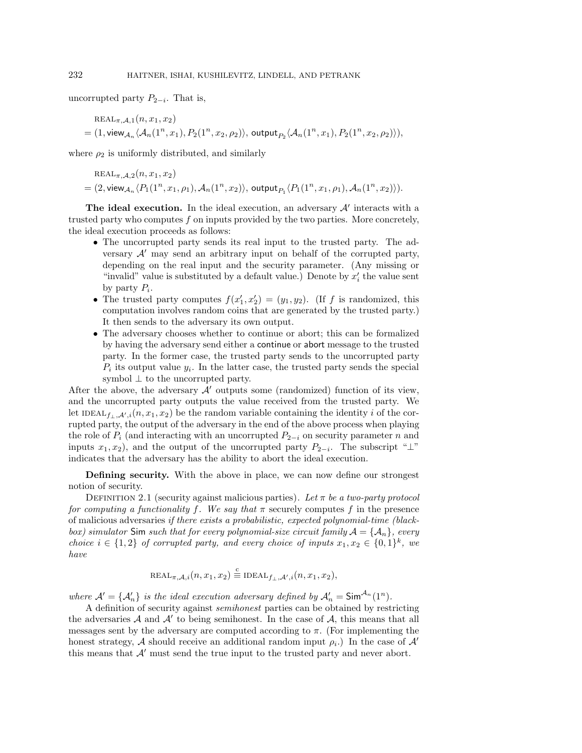uncorrupted party $P_{2-i}$. That is,

$$\begin{aligned}&\text{REAL}_{\pi,\mathcal{A},1}(n,x_1,x_2)\\&=(1,\mathsf{view}_{\mathcal{A}_n}\langle\mathcal{A}_n(1^n,x_1),P_2(1^n,x_2,\rho_2)\rangle,\ \mathsf{output}_{P_2}\langle\mathcal{A}_n(1^n,x_1),P_2(1^n,x_2,\rho_2)\rangle),\end{aligned}$$

where $\rho_2$ is uniformly distributed, and similarly

$$\begin{aligned}&\text{REAL}_{\pi,\mathcal{A},2}(n,x_1,x_2)\\&=(2,\mathsf{view}_{\mathcal{A}_n}\langle P_1(1^n,x_1,\rho_1),\mathcal{A}_n(1^n,x_2)\rangle,\ \mathsf{output}_{P_1}\langle P_1(1^n,x_1,\rho_1),\mathcal{A}_n(1^n,x_2)\rangle).\end{aligned}$$

**The ideal execution.** In the ideal execution, an adversary $\mathcal{A}'$ interacts with a trusted party who computes $f$ on inputs provided by the two parties. More concretely, the ideal execution proceeds as follows:

- The uncorrupted party sends its real input to the trusted party. The adversary $\mathcal{A}'$ may send an arbitrary input on behalf of the corrupted party, depending on the real input and the security parameter. (Any missing or "invalid" value is substituted by a default value.) Denote by $x_i'$ the value sent by party $P_i$.
- The trusted party computes $f(x_1', x_2') = (y_1, y_2)$. (If $f$ is randomized, this computation involves random coins that are generated by the trusted party.) It then sends to the adversary its own output.
- The adversary chooses whether to continue or abort; this can be formalized by having the adversary send either a continue or abort message to the trusted party. In the former case, the trusted party sends to the uncorrupted party $P_i$ its output value $y_i$. In the latter case, the trusted party sends the special symbol $\perp$ to the uncorrupted party.

After the above, the adversary $\mathcal{A}'$ outputs some (randomized) function of its view, and the uncorrupted party outputs the value received from the trusted party. We let $\text{IDEAL}_{f_\perp,\mathcal{A}',i}(n,x_1,x_2)$ be the random variable containing the identity $i$ of the corrupted party, the output of the adversary in the end of the above process when playing the role of $P_i$ (and interacting with an uncorrupted $P_{2-i}$ on security parameter $n$ and inputs $x_1, x_2$), and the output of the uncorrupted party $P_{2-i}$. The subscript "$\perp$" indicates that the adversary has the ability to abort the ideal execution.

**Defining security.** With the above in place, we can now define our strongest notion of security.

Definition 2.1 (security against malicious parties). *Let $\pi$ be a two-party protocol for computing a functionality $f$. We say that $\pi$ securely computes $f$ in the presence of malicious adversaries if there exists a probabilistic, expected polynomial-time (black-box) simulator* Sim *such that for every polynomial-size circuit family $\mathcal{A} = \{\mathcal{A}_n\}$, every choice $i \in \{1, 2\}$ of corrupted party, and every choice of inputs $x_1, x_2 \in \{0,1\}^k$, we have*

$$\text{REAL}_{\pi,\mathcal{A},i}(n,x_1,x_2) \stackrel{c}{\equiv} \text{IDEAL}_{f_\perp,\mathcal{A}',i}(n,x_1,x_2),$$

*where $\mathcal{A}' = \{\mathcal{A}_n'\}$ is the ideal execution adversary defined by $\mathcal{A}_n' = \mathsf{Sim}^{\mathcal{A}_n}(1^n)$.*

A definition of security against *semihonest* parties can be obtained by restricting the adversaries $\mathcal{A}$ and $\mathcal{A}'$ to being semihonest. In the case of $\mathcal{A}$, this means that all messages sent by the adversary are computed according to $\pi$. (For implementing the honest strategy, $\mathcal{A}$ should receive an additional random input $\rho_i$.) In the case of $\mathcal{A}'$ this means that $\mathcal{A}'$ must send the true input to the trusted party and never abort.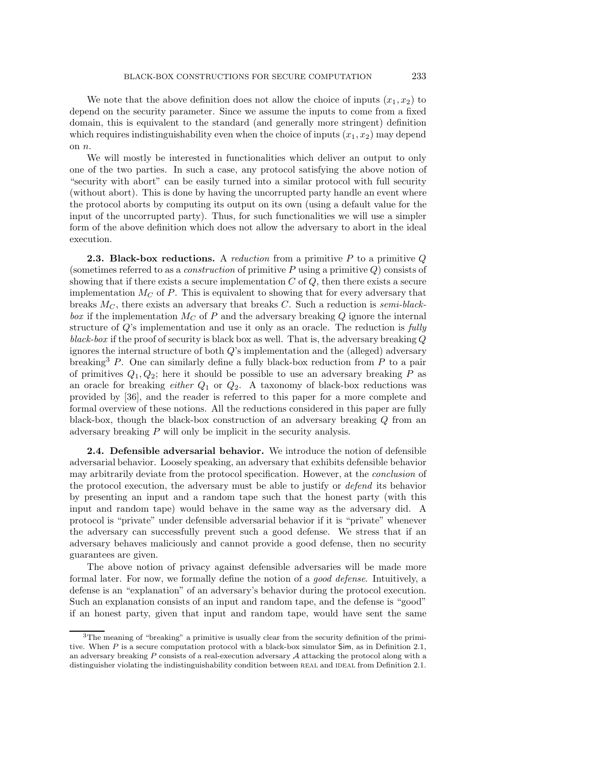We note that the above definition does not allow the choice of inputs $(x_1, x_2)$ to depend on the security parameter. Since we assume the inputs to come from a fixed domain, this is equivalent to the standard (and generally more stringent) definition which requires indistinguishability even when the choice of inputs $(x_1, x_2)$ may depend on $n$.

We will mostly be interested in functionalities which deliver an output to only one of the two parties. In such a case, any protocol satisfying the above notion of "security with abort" can be easily turned into a similar protocol with full security (without abort). This is done by having the uncorrupted party handle an event where the protocol aborts by computing its output on its own (using a default value for the input of the uncorrupted party). Thus, for such functionalities we will use a simpler form of the above definition which does not allow the adversary to abort in the ideal execution.

**2.3. Black-box reductions.** A *reduction* from a primitive $P$ to a primitive $Q$ (sometimes referred to as a *construction* of primitive $P$ using a primitive $Q$) consists of showing that if there exists a secure implementation $C$ of $Q$, then there exists a secure implementation $M_C$ of $P$. This is equivalent to showing that for every adversary that breaks $M_C$, there exists an adversary that breaks $C$. Such a reduction is *semi-black-box* if the implementation $M_C$ of $P$ and the adversary breaking $Q$ ignore the internal structure of $Q$'s implementation and use it only as an oracle. The reduction is *fully black-box* if the proof of security is black box as well. That is, the adversary breaking $Q$ ignores the internal structure of both $Q$'s implementation and the (alleged) adversary breaking[3] $P$. One can similarly define a fully black-box reduction from $P$ to a pair of primitives $Q_1, Q_2$; here it should be possible to use an adversary breaking $P$ as an oracle for breaking *either* $Q_1$ or $Q_2$. A taxonomy of black-box reductions was provided by [36], and the reader is referred to this paper for a more complete and formal overview of these notions. All the reductions considered in this paper are fully black-box, though the black-box construction of an adversary breaking $Q$ from an adversary breaking $P$ will only be implicit in the security analysis.

**2.4. Defensible adversarial behavior.** We introduce the notion of defensible adversarial behavior. Loosely speaking, an adversary that exhibits defensible behavior may arbitrarily deviate from the protocol specification. However, at the *conclusion* of the protocol execution, the adversary must be able to justify or *defend* its behavior by presenting an input and a random tape such that the honest party (with this input and random tape) would behave in the same way as the adversary did. A protocol is "private" under defensible adversarial behavior if it is "private" whenever the adversary can successfully prevent such a good defense. We stress that if an adversary behaves maliciously and cannot provide a good defense, then no security guarantees are given.

The above notion of privacy against defensible adversaries will be made more formal later. For now, we formally define the notion of a *good defense*. Intuitively, a defense is an "explanation" of an adversary's behavior during the protocol execution. Such an explanation consists of an input and random tape, and the defense is "good" if an honest party, given that input and random tape, would have sent the same

[3] The meaning of "breaking" a primitive is usually clear from the security definition of the primitive. When $P$ is a secure computation protocol with a black-box simulator $\mathsf{Sim}$, as in Definition 2.1, an adversary breaking $P$ consists of a real-execution adversary $\mathcal{A}$ attacking the protocol along with a distinguisher violating the indistinguishability condition between REAL and IDEAL from Definition 2.1.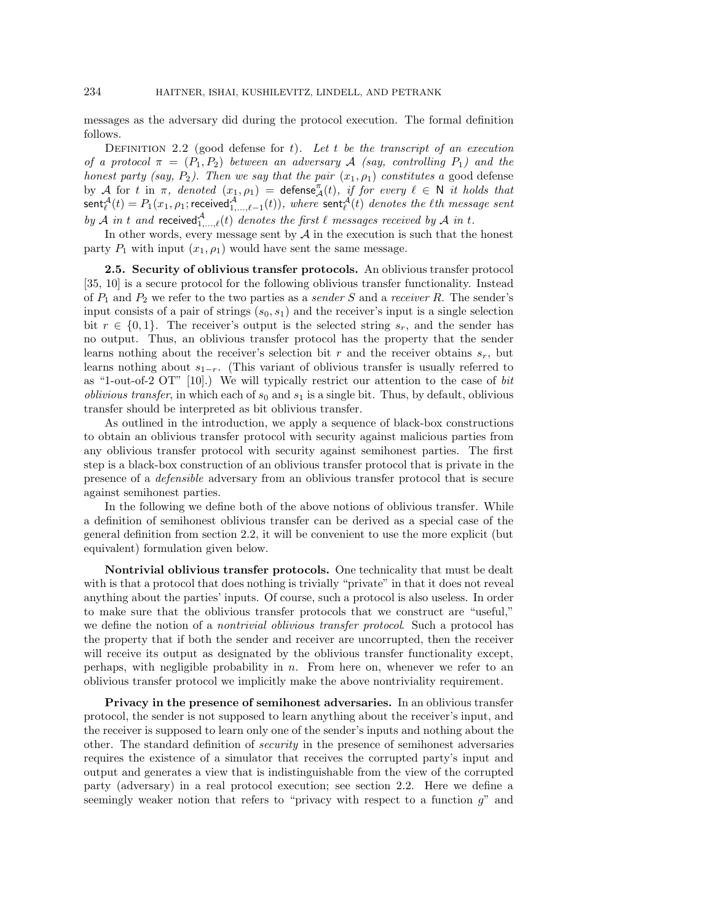messages as the adversary did during the protocol execution. The formal definition follows.

Definition 2.2 (good defense for $t$). *Let $t$ be the transcript of an execution of a protocol $\pi = (P_1, P_2)$ between an adversary $\mathcal{A}$ (say, controlling $P_1$) and the honest party (say, $P_2$). Then we say that the pair $(x_1, \rho_1)$ constitutes a* good defense *by $\mathcal{A}$ for $t$ in $\pi$, denoted $(x_1, \rho_1) = \mathsf{defense}^{\pi}_{\mathcal{A}}(t)$, if for every $\ell \in \mathsf{N}$ it holds that $\mathsf{sent}^{\mathcal{A}}_{\ell}(t) = P_1(x_1, \rho_1; \mathsf{received}^{\mathcal{A}}_{1,\dots,\ell-1}(t))$, where $\mathsf{sent}^{\mathcal{A}}_{\ell}(t)$ denotes the $\ell$th message sent by $\mathcal{A}$ in $t$ and $\mathsf{received}^{\mathcal{A}}_{1,\dots,\ell}(t)$ denotes the first $\ell$ messages received by $\mathcal{A}$ in $t$.*

In other words, every message sent by $\mathcal{A}$ in the execution is such that the honest party $P_1$ with input $(x_1, \rho_1)$ would have sent the same message.

### 2.5. Security of oblivious transfer protocols.

An oblivious transfer protocol [35, 10] is a secure protocol for the following oblivious transfer functionality. Instead of $P_1$ and $P_2$ we refer to the two parties as a *sender* $S$ and a *receiver* $R$. The sender's input consists of a pair of strings $(s_0, s_1)$ and the receiver's input is a single selection bit $r \in \{0, 1\}$. The receiver's output is the selected string $s_r$, and the sender has no output. Thus, an oblivious transfer protocol has the property that the sender learns nothing about the receiver's selection bit $r$ and the receiver obtains $s_r$, but learns nothing about $s_{1-r}$. (This variant of oblivious transfer is usually referred to as "1-out-of-2 OT" [10].) We will typically restrict our attention to the case of *bit oblivious transfer*, in which each of $s_0$ and $s_1$ is a single bit. Thus, by default, oblivious transfer should be interpreted as bit oblivious transfer.

As outlined in the introduction, we apply a sequence of black-box constructions to obtain an oblivious transfer protocol with security against malicious parties from any oblivious transfer protocol with security against semihonest parties. The first step is a black-box construction of an oblivious transfer protocol that is private in the presence of a *defensible* adversary from an oblivious transfer protocol that is secure against semihonest parties.

In the following we define both of the above notions of oblivious transfer. While a definition of semihonest oblivious transfer can be derived as a special case of the general definition from section 2.2, it will be convenient to use the more explicit (but equivalent) formulation given below.

**Nontrivial oblivious transfer protocols.** One technicality that must be dealt with is that a protocol that does nothing is trivially "private" in that it does not reveal anything about the parties' inputs. Of course, such a protocol is also useless. In order to make sure that the oblivious transfer protocols that we construct are "useful," we define the notion of a *nontrivial oblivious transfer protocol*. Such a protocol has the property that if both the sender and receiver are uncorrupted, then the receiver will receive its output as designated by the oblivious transfer functionality except, perhaps, with negligible probability in $n$. From here on, whenever we refer to an oblivious transfer protocol we implicitly make the above nontriviality requirement.

**Privacy in the presence of semihonest adversaries.** In an oblivious transfer protocol, the sender is not supposed to learn anything about the receiver's input, and the receiver is supposed to learn only one of the sender's inputs and nothing about the other. The standard definition of *security* in the presence of semihonest adversaries requires the existence of a simulator that receives the corrupted party's input and output and generates a view that is indistinguishable from the view of the corrupted party (adversary) in a real protocol execution; see section 2.2. Here we define a seemingly weaker notion that refers to "privacy with respect to a function $g$" and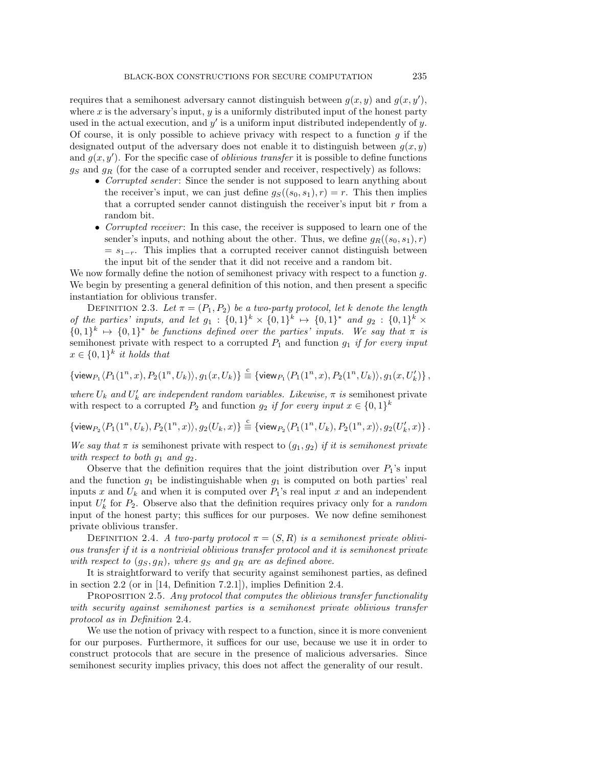requires that a semihonest adversary cannot distinguish between $g(x, y)$ and $g(x, y')$, where $x$ is the adversary's input, $y$ is a uniformly distributed input of the honest party used in the actual execution, and $y'$ is a uniform input distributed independently of $y$. Of course, it is only possible to achieve privacy with respect to a function $g$ if the designated output of the adversary does not enable it to distinguish between $g(x, y)$ and $g(x, y')$. For the specific case of *oblivious transfer* it is possible to define functions $g_S$ and $g_R$ (for the case of a corrupted sender and receiver, respectively) as follows:

- *Corrupted sender*: Since the sender is not supposed to learn anything about the receiver's input, we can just define $g_S((s_0, s_1), r) = r$. This then implies that a corrupted sender cannot distinguish the receiver's input bit $r$ from a random bit.
- *Corrupted receiver*: In this case, the receiver is supposed to learn one of the sender's inputs, and nothing about the other. Thus, we define $g_R((s_0, s_1), r) = s_{1-r}$. This implies that a corrupted receiver cannot distinguish between the input bit of the sender that it did not receive and a random bit.

We now formally define the notion of semihonest privacy with respect to a function $g$. We begin by presenting a general definition of this notion, and then present a specific instantiation for oblivious transfer.

DEFINITION 2.3. *Let $\pi = (P_1, P_2)$ be a two-party protocol, let $k$ denote the length of the parties' inputs, and let $g_1 : \{0,1\}^k \times \{0,1\}^k \mapsto \{0,1\}^*$ and $g_2 : \{0,1\}^k \times \{0,1\}^k \mapsto \{0,1\}^*$ be functions defined over the parties' inputs. We say that $\pi$ is* semihonest private *with respect to a corrupted $P_1$ and function $g_1$ if for every input $x \in \{0,1\}^k$ it holds that*

$$\{\mathsf{view}_{P_1}\langle P_1(1^n, x), P_2(1^n, U_k)\rangle, g_1(x, U_k)\} \stackrel{c}{\equiv} \{\mathsf{view}_{P_1}\langle P_1(1^n, x), P_2(1^n, U_k)\rangle, g_1(x, U'_k)\},$$

*where $U_k$ and $U'_k$ are independent random variables. Likewise, $\pi$ is* semihonest private *with respect to a corrupted $P_2$ and function $g_2$ if for every input $x \in \{0,1\}^k$*

$$\{\mathsf{view}_{P_2}\langle P_1(1^n, U_k), P_2(1^n, x)\rangle, g_2(U_k, x)\} \stackrel{c}{\equiv} \{\mathsf{view}_{P_2}\langle P_1(1^n, U_k), P_2(1^n, x)\rangle, g_2(U'_k, x)\}.$$

*We say that $\pi$ is* semihonest private *with respect to $(g_1, g_2)$ if it is semihonest private with respect to both $g_1$ and $g_2$.*

Observe that the definition requires that the joint distribution over $P_1$'s input and the function $g_1$ be indistinguishable when $g_1$ is computed on both parties' real inputs $x$ and $U_k$ and when it is computed over $P_1$'s real input $x$ and an independent input $U'_k$ for $P_2$. Observe also that the definition requires privacy only for a *random* input of the honest party; this suffices for our purposes. We now define semihonest private oblivious transfer.

DEFINITION 2.4. *A two-party protocol $\pi = (S, R)$ is a semihonest private oblivious transfer if it is a nontrivial oblivious transfer protocol and it is semihonest private with respect to $(g_S, g_R)$, where $g_S$ and $g_R$ are as defined above.*

It is straightforward to verify that security against semihonest parties, as defined in section 2.2 (or in [14, Definition 7.2.1]), implies Definition 2.4.

PROPOSITION 2.5. *Any protocol that computes the oblivious transfer functionality with security against semihonest parties is a semihonest private oblivious transfer protocol as in Definition* 2.4.

We use the notion of privacy with respect to a function, since it is more convenient for our purposes. Furthermore, it suffices for our use, because we use it in order to construct protocols that are secure in the presence of malicious adversaries. Since semihonest security implies privacy, this does not affect the generality of our result.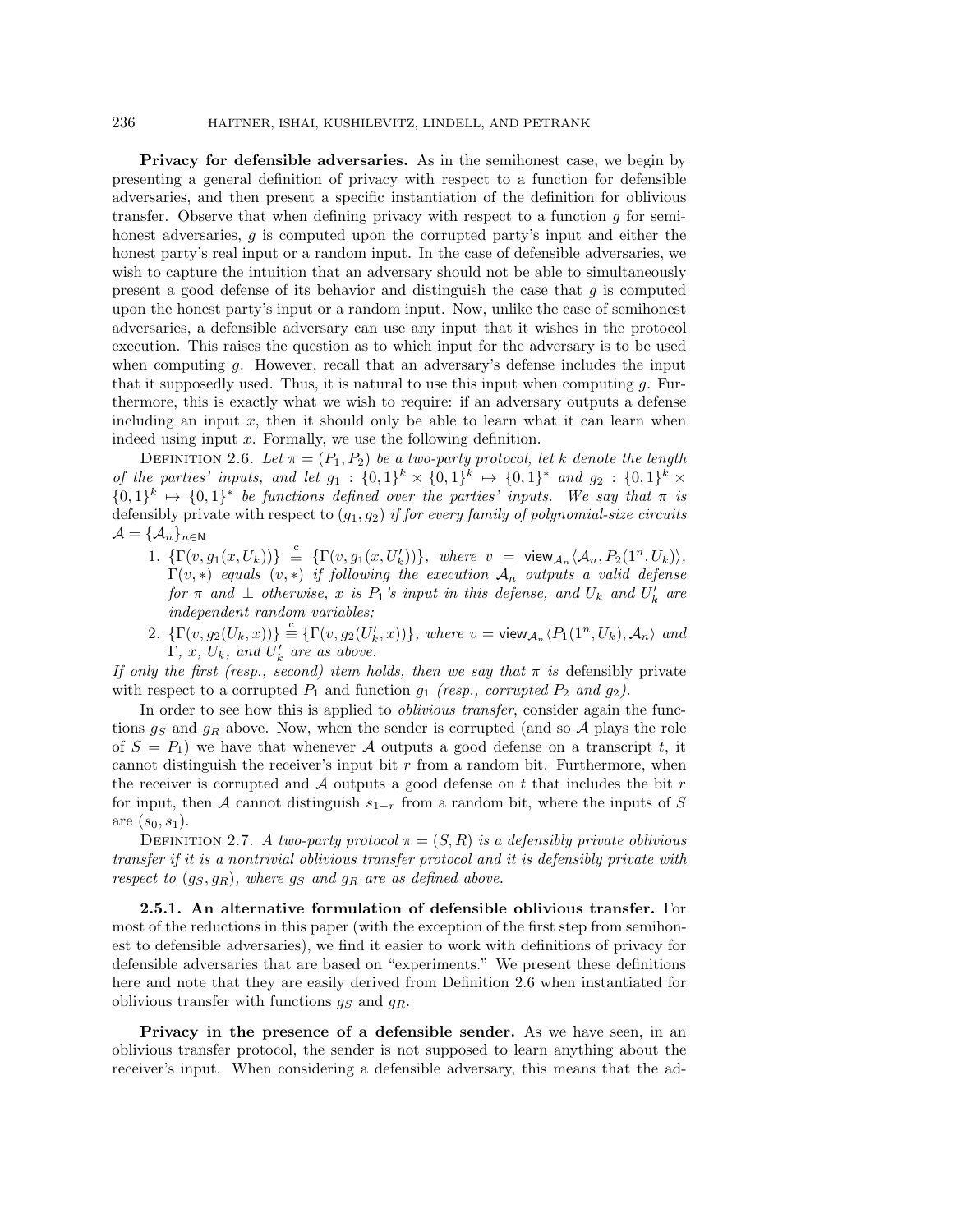**Privacy for defensible adversaries.** As in the semihonest case, we begin by presenting a general definition of privacy with respect to a function for defensible adversaries, and then present a specific instantiation of the definition for oblivious transfer. Observe that when defining privacy with respect to a function $g$ for semihonest adversaries, $g$ is computed upon the corrupted party's input and either the honest party's real input or a random input. In the case of defensible adversaries, we wish to capture the intuition that an adversary should not be able to simultaneously present a good defense of its behavior and distinguish the case that $g$ is computed upon the honest party's input or a random input. Now, unlike the case of semihonest adversaries, a defensible adversary can use any input that it wishes in the protocol execution. This raises the question as to which input for the adversary is to be used when computing $g$. However, recall that an adversary's defense includes the input that it supposedly used. Thus, it is natural to use this input when computing $g$. Furthermore, this is exactly what we wish to require: if an adversary outputs a defense including an input $x$, then it should only be able to learn what it can learn when indeed using input $x$. Formally, we use the following definition.

Definition 2.6. *Let $\pi = (P_1, P_2)$ be a two-party protocol, let $k$ denote the length of the parties' inputs, and let $g_1 : \{0,1\}^k \times \{0,1\}^k \mapsto \{0,1\}^*$ and $g_2 : \{0,1\}^k \times \{0,1\}^k \mapsto \{0,1\}^*$ be functions defined over the parties' inputs. We say that $\pi$ is* defensibly private with respect to $(g_1, g_2)$ *if for every family of polynomial-size circuits $\mathcal{A} = \{\mathcal{A}_n\}_{n \in \mathsf{N}}$*

1. $\{\Gamma(v, g_1(x, U_k))\} \stackrel{c}{\equiv} \{\Gamma(v, g_1(x, U_k'))\}$*, where* $v = \mathsf{view}_{\mathcal{A}_n}\langle \mathcal{A}_n, P_2(1^n, U_k)\rangle$*, $\Gamma(v, *)$ equals $(v, *)$ if following the execution $\mathcal{A}_n$ outputs a valid defense for $\pi$ and $\perp$ otherwise, $x$ is $P_1$'s input in this defense, and $U_k$ and $U_k'$ are independent random variables;*
2. $\{\Gamma(v, g_2(U_k, x))\} \stackrel{c}{\equiv} \{\Gamma(v, g_2(U_k', x))\}$*, where* $v = \mathsf{view}_{\mathcal{A}_n}\langle P_1(1^n, U_k), \mathcal{A}_n\rangle$ *and $\Gamma$, $x$, $U_k$, and $U_k'$ are as above.*

*If only the first (resp., second) item holds, then we say that $\pi$ is* defensibly private with respect to a corrupted $P_1$ and function $g_1$ *(resp., corrupted $P_2$ and $g_2$).*

In order to see how this is applied to *oblivious transfer*, consider again the functions $g_S$ and $g_R$ above. Now, when the sender is corrupted (and so $\mathcal{A}$ plays the role of $S = P_1$) we have that whenever $\mathcal{A}$ outputs a good defense on a transcript $t$, it cannot distinguish the receiver's input bit $r$ from a random bit. Furthermore, when the receiver is corrupted and $\mathcal{A}$ outputs a good defense on $t$ that includes the bit $r$ for input, then $\mathcal{A}$ cannot distinguish $s_{1-r}$ from a random bit, where the inputs of $S$ are $(s_0, s_1)$.

Definition 2.7. *A two-party protocol $\pi = (S, R)$ is a defensibly private oblivious transfer if it is a nontrivial oblivious transfer protocol and it is defensibly private with respect to $(g_S, g_R)$, where $g_S$ and $g_R$ are as defined above.*

**2.5.1. An alternative formulation of defensible oblivious transfer.** For most of the reductions in this paper (with the exception of the first step from semihonest to defensible adversaries), we find it easier to work with definitions of privacy for defensible adversaries that are based on "experiments." We present these definitions here and note that they are easily derived from Definition 2.6 when instantiated for oblivious transfer with functions $g_S$ and $g_R$.

**Privacy in the presence of a defensible sender.** As we have seen, in an oblivious transfer protocol, the sender is not supposed to learn anything about the receiver's input. When considering a defensible adversary, this means that the ad-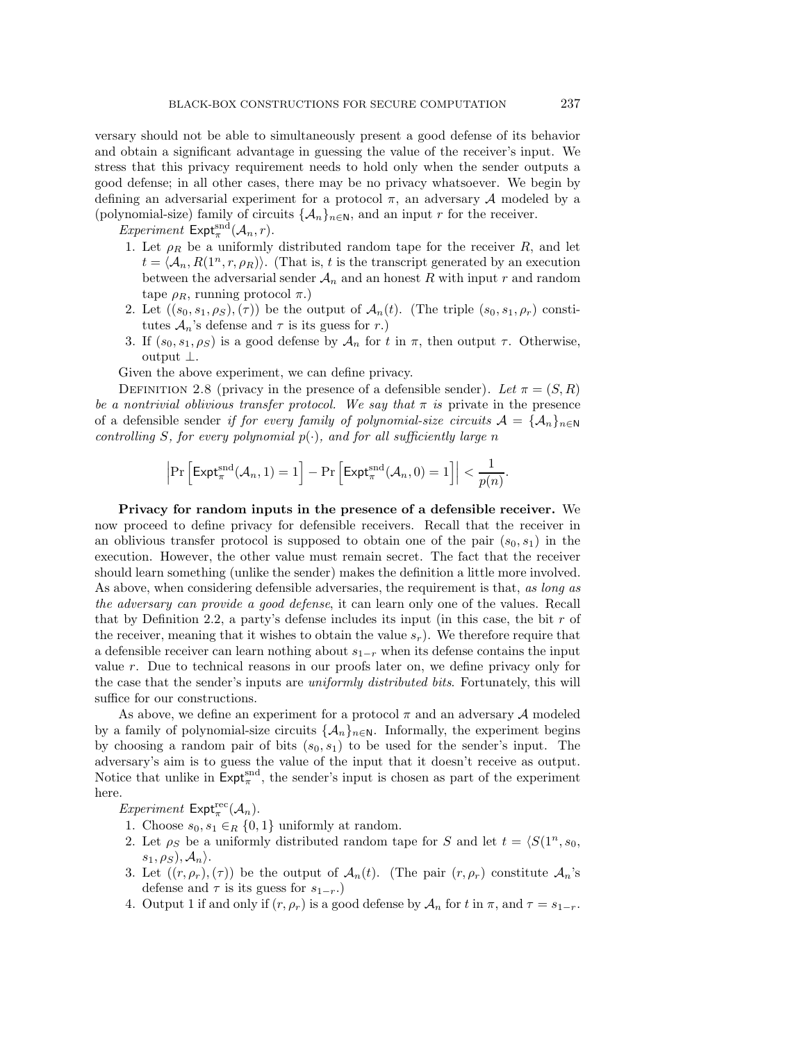versary should not be able to simultaneously present a good defense of its behavior and obtain a significant advantage in guessing the value of the receiver's input. We stress that this privacy requirement needs to hold only when the sender outputs a good defense; in all other cases, there may be no privacy whatsoever. We begin by defining an adversarial experiment for a protocol $\pi$, an adversary $\mathcal{A}$ modeled by a (polynomial-size) family of circuits $\{\mathcal{A}_n\}_{n\in\mathsf{N}}$, and an input $r$ for the receiver.

*Experiment* $\mathsf{Expt}^{\mathrm{snd}}_{\pi}(\mathcal{A}_n, r)$.

1. Let $\rho_R$ be a uniformly distributed random tape for the receiver $R$, and let $t = \langle \mathcal{A}_n, R(1^n, r, \rho_R)\rangle$. (That is, $t$ is the transcript generated by an execution between the adversarial sender $\mathcal{A}_n$ and an honest $R$ with input $r$ and random tape $\rho_R$, running protocol $\pi$.)
2. Let $((s_0, s_1, \rho_S), (\tau))$ be the output of $\mathcal{A}_n(t)$. (The triple $(s_0, s_1, \rho_r)$ constitutes $\mathcal{A}_n$'s defense and $\tau$ is its guess for $r$.)
3. If $(s_0, s_1, \rho_S)$ is a good defense by $\mathcal{A}_n$ for $t$ in $\pi$, then output $\tau$. Otherwise, output $\perp$.

Given the above experiment, we can define privacy.

Definition 2.8 (privacy in the presence of a defensible sender). *Let $\pi = (S, R)$ be a nontrivial oblivious transfer protocol. We say that $\pi$ is* private in the presence of a defensible sender *if for every family of polynomial-size circuits $\mathcal{A} = \{\mathcal{A}_n\}_{n\in\mathsf{N}}$ controlling $S$, for every polynomial $p(\cdot)$, and for all sufficiently large $n$*

$$\left|\Pr\left[\mathsf{Expt}^{\mathrm{snd}}_{\pi}(\mathcal{A}_n, 1) = 1\right] - \Pr\left[\mathsf{Expt}^{\mathrm{snd}}_{\pi}(\mathcal{A}_n, 0) = 1\right]\right| < \frac{1}{p(n)}.$$

**Privacy for random inputs in the presence of a defensible receiver.** We now proceed to define privacy for defensible receivers. Recall that the receiver in an oblivious transfer protocol is supposed to obtain one of the pair $(s_0, s_1)$ in the execution. However, the other value must remain secret. The fact that the receiver should learn something (unlike the sender) makes the definition a little more involved. As above, when considering defensible adversaries, the requirement is that, *as long as the adversary can provide a good defense*, it can learn only one of the values. Recall that by Definition 2.2, a party's defense includes its input (in this case, the bit $r$ of the receiver, meaning that it wishes to obtain the value $s_r$). We therefore require that a defensible receiver can learn nothing about $s_{1-r}$ when its defense contains the input value $r$. Due to technical reasons in our proofs later on, we define privacy only for the case that the sender's inputs are *uniformly distributed bits*. Fortunately, this will suffice for our constructions.

As above, we define an experiment for a protocol $\pi$ and an adversary $\mathcal{A}$ modeled by a family of polynomial-size circuits $\{\mathcal{A}_n\}_{n\in\mathsf{N}}$. Informally, the experiment begins by choosing a random pair of bits $(s_0, s_1)$ to be used for the sender's input. The adversary's aim is to guess the value of the input that it doesn't receive as output. Notice that unlike in $\mathsf{Expt}^{\mathrm{snd}}_{\pi}$, the sender's input is chosen as part of the experiment here.

*Experiment* $\mathsf{Expt}^{\mathrm{rec}}_{\pi}(\mathcal{A}_n)$.

1. Choose $s_0, s_1 \in_R \{0, 1\}$ uniformly at random.
2. Let $\rho_S$ be a uniformly distributed random tape for $S$ and let $t = \langle S(1^n, s_0, s_1, \rho_S), \mathcal{A}_n\rangle$.
3. Let $((r, \rho_r), (\tau))$ be the output of $\mathcal{A}_n(t)$. (The pair $(r, \rho_r)$ constitute $\mathcal{A}_n$'s defense and $\tau$ is its guess for $s_{1-r}$.)
4. Output 1 if and only if $(r, \rho_r)$ is a good defense by $\mathcal{A}_n$ for $t$ in $\pi$, and $\tau = s_{1-r}$.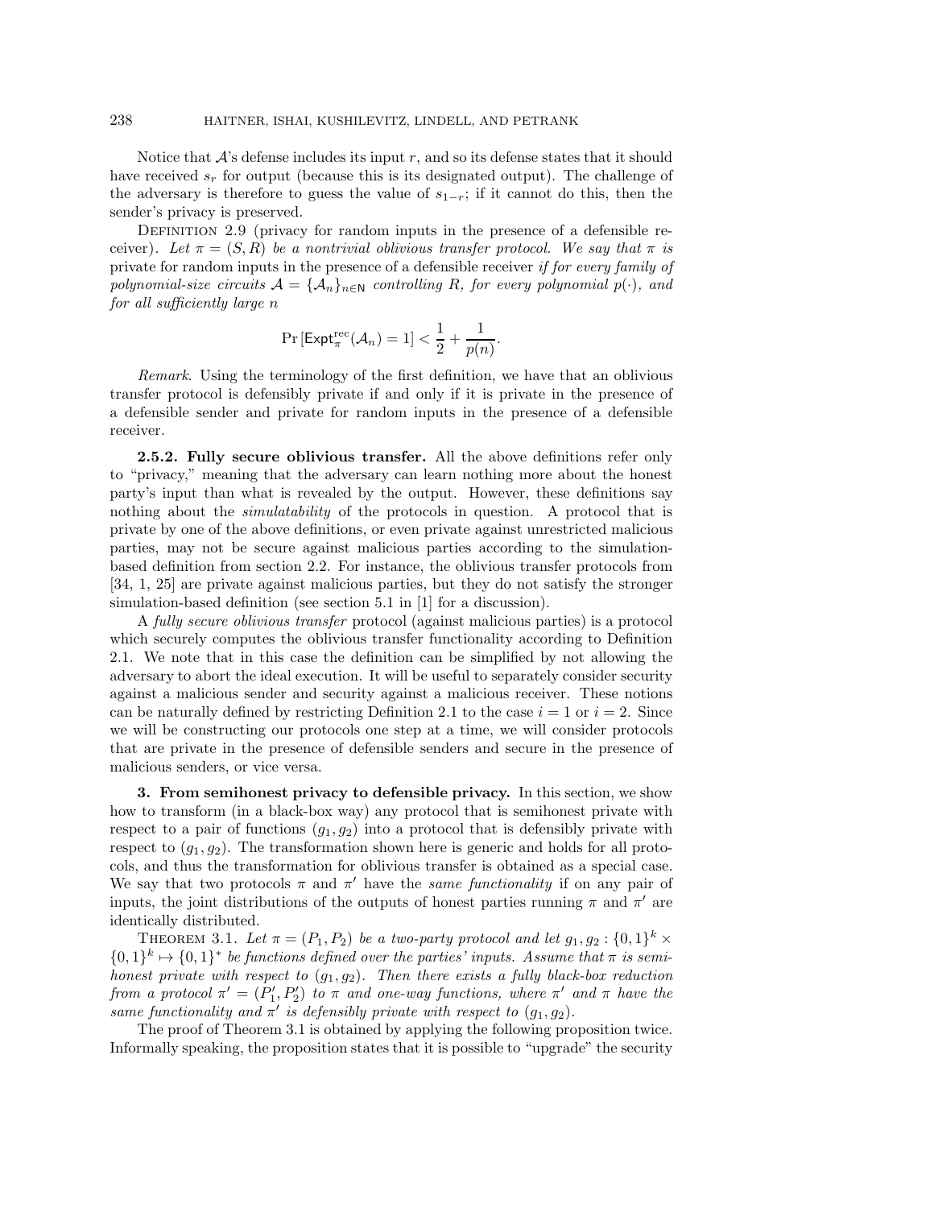Notice that $\mathcal{A}$'s defense includes its input $r$, and so its defense states that it should have received $s_r$ for output (because this is its designated output). The challenge of the adversary is therefore to guess the value of $s_{1-r}$; if it cannot do this, then the sender's privacy is preserved.

Definition 2.9 (privacy for random inputs in the presence of a defensible receiver). *Let $\pi = (S, R)$ be a nontrivial oblivious transfer protocol. We say that $\pi$ is* private for random inputs in the presence of a defensible receiver *if for every family of polynomial-size circuits $\mathcal{A} = \{\mathcal{A}_n\}_{n \in \mathsf{N}}$ controlling $R$, for every polynomial $p(\cdot)$, and for all sufficiently large $n$*

$$\Pr\left[\mathsf{Expt}_{\pi}^{\mathrm{rec}}(\mathcal{A}_n) = 1\right] < \frac{1}{2} + \frac{1}{p(n)}.$$

*Remark*. Using the terminology of the first definition, we have that an oblivious transfer protocol is defensibly private if and only if it is private in the presence of a defensible sender and private for random inputs in the presence of a defensible receiver.

**2.5.2. Fully secure oblivious transfer.** All the above definitions refer only to "privacy," meaning that the adversary can learn nothing more about the honest party's input than what is revealed by the output. However, these definitions say nothing about the *simulatability* of the protocols in question. A protocol that is private by one of the above definitions, or even private against unrestricted malicious parties, may not be secure against malicious parties according to the simulation-based definition from section 2.2. For instance, the oblivious transfer protocols from [34, 1, 25] are private against malicious parties, but they do not satisfy the stronger simulation-based definition (see section 5.1 in [1] for a discussion).

A *fully secure oblivious transfer* protocol (against malicious parties) is a protocol which securely computes the oblivious transfer functionality according to Definition 2.1. We note that in this case the definition can be simplified by not allowing the adversary to abort the ideal execution. It will be useful to separately consider security against a malicious sender and security against a malicious receiver. These notions can be naturally defined by restricting Definition 2.1 to the case $i = 1$ or $i = 2$. Since we will be constructing our protocols one step at a time, we will consider protocols that are private in the presence of defensible senders and secure in the presence of malicious senders, or vice versa.

## 3. From semihonest privacy to defensible privacy.

In this section, we show how to transform (in a black-box way) any protocol that is semihonest private with respect to a pair of functions $(g_1, g_2)$ into a protocol that is defensibly private with respect to $(g_1, g_2)$. The transformation shown here is generic and holds for all protocols, and thus the transformation for oblivious transfer is obtained as a special case. We say that two protocols $\pi$ and $\pi'$ have the *same functionality* if on any pair of inputs, the joint distributions of the outputs of honest parties running $\pi$ and $\pi'$ are identically distributed.

Theorem 3.1. *Let $\pi = (P_1, P_2)$ be a two-party protocol and let $g_1, g_2 : \{0,1\}^k \times \{0,1\}^k \mapsto \{0,1\}^*$ be functions defined over the parties' inputs. Assume that $\pi$ is semihonest private with respect to $(g_1, g_2)$. Then there exists a fully black-box reduction from a protocol $\pi' = (P_1', P_2')$ to $\pi$ and one-way functions, where $\pi'$ and $\pi$ have the same functionality and $\pi'$ is defensibly private with respect to $(g_1, g_2)$.*

The proof of Theorem 3.1 is obtained by applying the following proposition twice. Informally speaking, the proposition states that it is possible to "upgrade" the security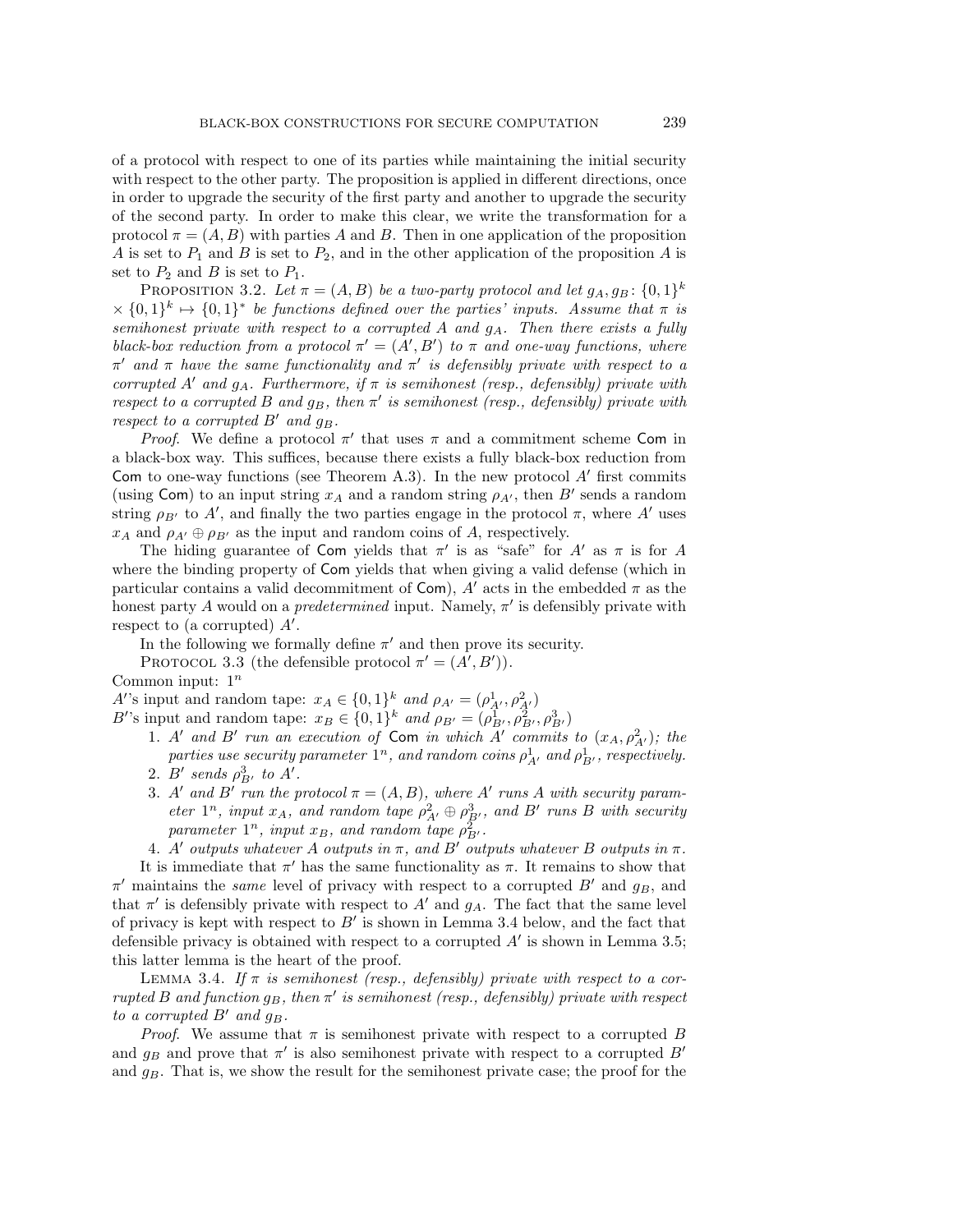of a protocol with respect to one of its parties while maintaining the initial security with respect to the other party. The proposition is applied in different directions, once in order to upgrade the security of the first party and another to upgrade the security of the second party. In order to make this clear, we write the transformation for a protocol $\pi = (A, B)$ with parties $A$ and $B$. Then in one application of the proposition $A$ is set to $P_1$ and $B$ is set to $P_2$, and in the other application of the proposition $A$ is set to $P_2$ and $B$ is set to $P_1$.

PROPOSITION 3.2. *Let $\pi = (A, B)$ be a two-party protocol and let $g_A, g_B \colon \{0,1\}^k \times \{0,1\}^k \mapsto \{0,1\}^*$ be functions defined over the parties' inputs. Assume that $\pi$ is semihonest private with respect to a corrupted $A$ and $g_A$. Then there exists a fully black-box reduction from a protocol $\pi' = (A', B')$ to $\pi$ and one-way functions, where $\pi'$ and $\pi$ have the same functionality and $\pi'$ is defensibly private with respect to a corrupted $A'$ and $g_A$. Furthermore, if $\pi$ is semihonest (resp., defensibly) private with respect to a corrupted $B$ and $g_B$, then $\pi'$ is semihonest (resp., defensibly) private with respect to a corrupted $B'$ and $g_B$.*

*Proof*. We define a protocol $\pi'$ that uses $\pi$ and a commitment scheme Com in a black-box way. This suffices, because there exists a fully black-box reduction from Com to one-way functions (see Theorem A.3). In the new protocol $A'$ first commits (using Com) to an input string $x_A$ and a random string $\rho_{A'}$, then $B'$ sends a random string $\rho_{B'}$ to $A'$, and finally the two parties engage in the protocol $\pi$, where $A'$ uses $x_A$ and $\rho_{A'} \oplus \rho_{B'}$ as the input and random coins of $A$, respectively.

The hiding guarantee of Com yields that $\pi'$ is as "safe" for $A'$ as $\pi$ is for $A$ where the binding property of Com yields that when giving a valid defense (which in particular contains a valid decommitment of Com), $A'$ acts in the embedded $\pi$ as the honest party $A$ would on a *predetermined* input. Namely, $\pi'$ is defensibly private with respect to (a corrupted) $A'$.

In the following we formally define $\pi'$ and then prove its security.

PROTOCOL 3.3 (the defensible protocol $\pi' = (A', B')$).

Common input: $1^n$

$A'$'s input and random tape: $x_A \in \{0,1\}^k$ *and* $\rho_{A'} = (\rho^1_{A'}, \rho^2_{A'})$

$B'$'s input and random tape: $x_B \in \{0,1\}^k$ *and* $\rho_{B'} = (\rho^1_{B'}, \rho^2_{B'}, \rho^3_{B'})$

1. *$A'$ and $B'$ run an execution of* Com *in which $A'$ commits to $(x_A, \rho^2_{A'})$; the parties use security parameter $1^n$, and random coins $\rho^1_{A'}$ and $\rho^1_{B'}$, respectively.*
2. *$B'$ sends $\rho^3_{B'}$ to $A'$.*
3. *$A'$ and $B'$ run the protocol $\pi = (A, B)$, where $A'$ runs $A$ with security parameter $1^n$, input $x_A$, and random tape $\rho^2_{A'} \oplus \rho^3_{B'}$, and $B'$ runs $B$ with security parameter $1^n$, input $x_B$, and random tape $\rho^2_{B'}$.*
4. *$A'$ outputs whatever $A$ outputs in $\pi$, and $B'$ outputs whatever $B$ outputs in $\pi$.*

It is immediate that $\pi'$ has the same functionality as $\pi$. It remains to show that $\pi'$ maintains the *same* level of privacy with respect to a corrupted $B'$ and $g_B$, and that $\pi'$ is defensibly private with respect to $A'$ and $g_A$. The fact that the same level of privacy is kept with respect to $B'$ is shown in Lemma 3.4 below, and the fact that defensible privacy is obtained with respect to a corrupted $A'$ is shown in Lemma 3.5; this latter lemma is the heart of the proof.

LEMMA 3.4. *If $\pi$ is semihonest (resp., defensibly) private with respect to a corrupted $B$ and function $g_B$, then $\pi'$ is semihonest (resp., defensibly) private with respect to a corrupted $B'$ and $g_B$.*

*Proof*. We assume that $\pi$ is semihonest private with respect to a corrupted $B$ and $g_B$ and prove that $\pi'$ is also semihonest private with respect to a corrupted $B'$ and $g_B$. That is, we show the result for the semihonest private case; the proof for the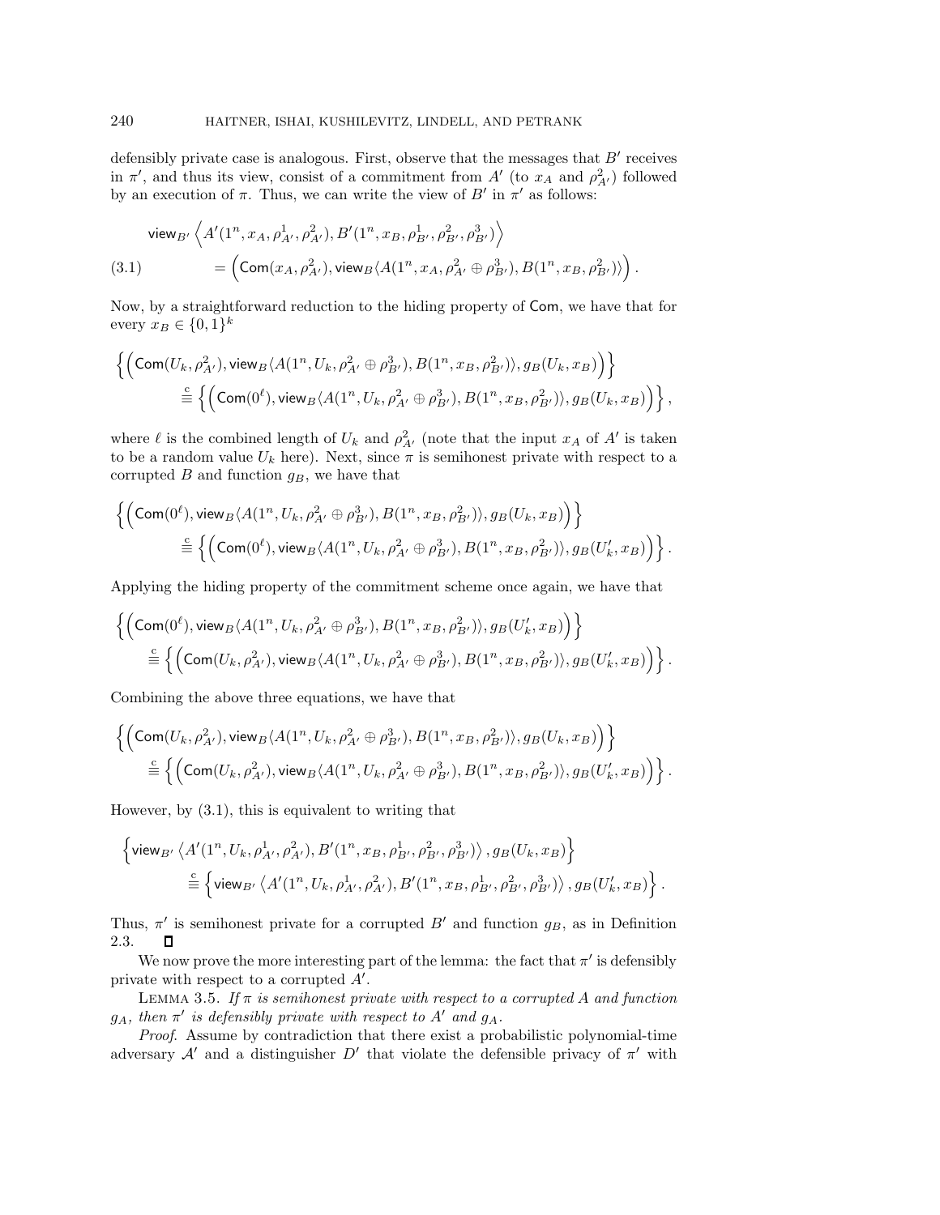defensibly private case is analogous. First, observe that the messages that $B'$ receives in $\pi'$, and thus its view, consist of a commitment from $A'$ (to $x_A$ and $\rho^2_{A'}$) followed by an execution of $\pi$. Thus, we can write the view of $B'$ in $\pi'$ as follows:

$$
\begin{aligned}
&\mathsf{view}_{B'}\left\langle A'(1^n, x_A, \rho^1_{A'}, \rho^2_{A'}), B'(1^n, x_B, \rho^1_{B'}, \rho^2_{B'}, \rho^3_{B'})\right\rangle \\
&\qquad = \left(\mathsf{Com}(x_A, \rho^2_{A'}), \mathsf{view}_B\langle A(1^n, x_A, \rho^2_{A'} \oplus \rho^3_{B'}), B(1^n, x_B, \rho^2_{B'})\rangle\right). \qquad (3.1)
\end{aligned}
$$

Now, by a straightforward reduction to the hiding property of $\mathsf{Com}$, we have that for every $x_B \in \{0,1\}^k$

$$
\begin{aligned}
&\left\{\left(\mathsf{Com}(U_k, \rho^2_{A'}), \mathsf{view}_B\langle A(1^n, U_k, \rho^2_{A'} \oplus \rho^3_{B'}), B(1^n, x_B, \rho^2_{B'})\rangle, g_B(U_k, x_B)\right)\right\} \\
&\qquad \stackrel{c}{\equiv} \left\{\left(\mathsf{Com}(0^\ell), \mathsf{view}_B\langle A(1^n, U_k, \rho^2_{A'} \oplus \rho^3_{B'}), B(1^n, x_B, \rho^2_{B'})\rangle, g_B(U_k, x_B)\right)\right\},
\end{aligned}
$$

where $\ell$ is the combined length of $U_k$ and $\rho^2_{A'}$ (note that the input $x_A$ of $A'$ is taken to be a random value $U_k$ here). Next, since $\pi$ is semihonest private with respect to a corrupted $B$ and function $g_B$, we have that

$$
\begin{aligned}
&\left\{\left(\mathsf{Com}(0^\ell), \mathsf{view}_B\langle A(1^n, U_k, \rho^2_{A'} \oplus \rho^3_{B'}), B(1^n, x_B, \rho^2_{B'})\rangle, g_B(U_k, x_B)\right)\right\} \\
&\qquad \stackrel{c}{\equiv} \left\{\left(\mathsf{Com}(0^\ell), \mathsf{view}_B\langle A(1^n, U_k, \rho^2_{A'} \oplus \rho^3_{B'}), B(1^n, x_B, \rho^2_{B'})\rangle, g_B(U'_k, x_B)\right)\right\}.
\end{aligned}
$$

Applying the hiding property of the commitment scheme once again, we have that

$$
\begin{aligned}
&\left\{\left(\mathsf{Com}(0^\ell), \mathsf{view}_B\langle A(1^n, U_k, \rho^2_{A'} \oplus \rho^3_{B'}), B(1^n, x_B, \rho^2_{B'})\rangle, g_B(U'_k, x_B)\right)\right\} \\
&\qquad \stackrel{c}{\equiv} \left\{\left(\mathsf{Com}(U_k, \rho^2_{A'}), \mathsf{view}_B\langle A(1^n, U_k, \rho^2_{A'} \oplus \rho^3_{B'}), B(1^n, x_B, \rho^2_{B'})\rangle, g_B(U'_k, x_B)\right)\right\}.
\end{aligned}
$$

Combining the above three equations, we have that

$$
\begin{aligned}
&\left\{\left(\mathsf{Com}(U_k, \rho^2_{A'}), \mathsf{view}_B\langle A(1^n, U_k, \rho^2_{A'} \oplus \rho^3_{B'}), B(1^n, x_B, \rho^2_{B'})\rangle, g_B(U_k, x_B)\right)\right\} \\
&\qquad \stackrel{c}{\equiv} \left\{\left(\mathsf{Com}(U_k, \rho^2_{A'}), \mathsf{view}_B\langle A(1^n, U_k, \rho^2_{A'} \oplus \rho^3_{B'}), B(1^n, x_B, \rho^2_{B'})\rangle, g_B(U'_k, x_B)\right)\right\}.
\end{aligned}
$$

However, by (3.1), this is equivalent to writing that

$$
\begin{aligned}
&\left\{\mathsf{view}_{B'}\left\langle A'(1^n, U_k, \rho^1_{A'}, \rho^2_{A'}), B'(1^n, x_B, \rho^1_{B'}, \rho^2_{B'}, \rho^3_{B'})\right\rangle, g_B(U_k, x_B)\right\} \\
&\qquad \stackrel{c}{\equiv} \left\{\mathsf{view}_{B'}\left\langle A'(1^n, U_k, \rho^1_{A'}, \rho^2_{A'}), B'(1^n, x_B, \rho^1_{B'}, \rho^2_{B'}, \rho^3_{B'})\right\rangle, g_B(U'_k, x_B)\right\}.
\end{aligned}
$$

Thus, $\pi'$ is semihonest private for a corrupted $B'$ and function $g_B$, as in Definition 2.3. ∎

We now prove the more interesting part of the lemma: the fact that $\pi'$ is defensibly private with respect to a corrupted $A'$.

LEMMA 3.5. *If $\pi$ is semihonest private with respect to a corrupted $A$ and function $g_A$, then $\pi'$ is defensibly private with respect to $A'$ and $g_A$.*

*Proof.* Assume by contradiction that there exist a probabilistic polynomial-time adversary $\mathcal{A}'$ and a distinguisher $D'$ that violate the defensible privacy of $\pi'$ with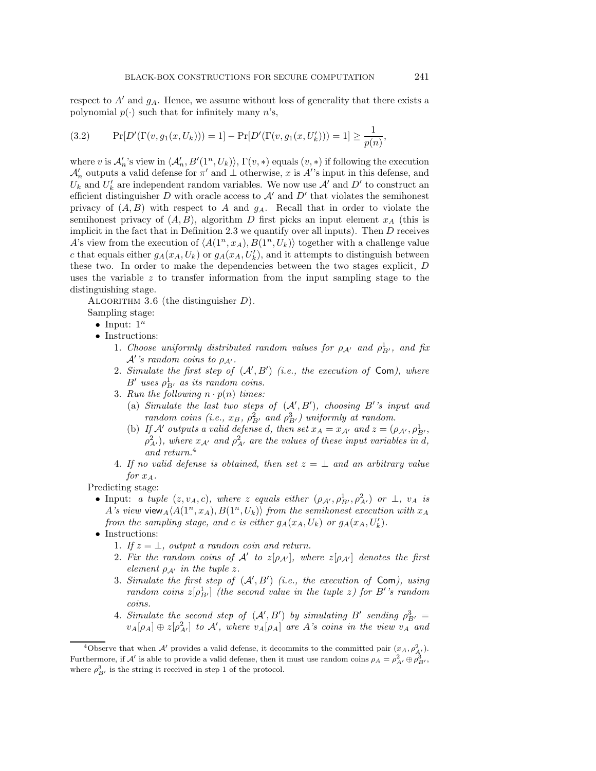respect to $A'$ and $g_A$. Hence, we assume without loss of generality that there exists a polynomial $p(\cdot)$ such that for infinitely many $n$'s,

$$\Pr[D'(\Gamma(v, g_1(x, U_k))) = 1] - \Pr[D'(\Gamma(v, g_1(x, U'_k))) = 1] \geq \frac{1}{p(n)}, \tag{3.2}$$

where $v$ is $\mathcal{A}'_n$'s view in $\langle \mathcal{A}'_n, B'(1^n, U_k)\rangle$, $\Gamma(v, *)$ equals $(v, *)$ if following the execution $\mathcal{A}'_n$ outputs a valid defense for $\pi'$ and $\perp$ otherwise, $x$ is $A'$'s input in this defense, and $U_k$ and $U'_k$ are independent random variables. We now use $\mathcal{A}'$ and $D'$ to construct an efficient distinguisher $D$ with oracle access to $\mathcal{A}'$ and $D'$ that violates the semihonest privacy of $(A, B)$ with respect to $A$ and $g_A$. Recall that in order to violate the semihonest privacy of $(A, B)$, algorithm $D$ first picks an input element $x_A$ (this is implicit in the fact that in Definition 2.3 we quantify over all inputs). Then $D$ receives $A$'s view from the execution of $\langle A(1^n, x_A), B(1^n, U_k)\rangle$ together with a challenge value $c$ that equals either $g_A(x_A, U_k)$ or $g_A(x_A, U'_k)$, and it attempts to distinguish between these two. In order to make the dependencies between the two stages explicit, $D$ uses the variable $z$ to transfer information from the input sampling stage to the distinguishing stage.

Algorithm 3.6 (the distinguisher $D$).

Sampling stage:

- Input: $1^n$
- Instructions:
  1. *Choose uniformly distributed random values for $\rho_{\mathcal{A}'}$ and $\rho^1_{B'}$, and fix $\mathcal{A}'$'s random coins to $\rho_{\mathcal{A}'}$.*
  2. *Simulate the first step of $(\mathcal{A}', B')$ (i.e., the execution of* Com*), where $B'$ uses $\rho^1_{B'}$ as its random coins.*
  3. *Run the following $n \cdot p(n)$ times:*
     (a) *Simulate the last two steps of $(\mathcal{A}', B')$, choosing $B'$'s input and random coins (i.e., $x_B$, $\rho^2_{B'}$ and $\rho^3_{B'}$) uniformly at random.*
     (b) *If $\mathcal{A}'$ outputs a valid defense d, then set $x_A = x_{\mathcal{A}'}$ and $z = (\rho_{\mathcal{A}'}, \rho^1_{B'}, \rho^2_{A'})$, where $x_{\mathcal{A}'}$ and $\rho^2_{A'}$ are the values of these input variables in d, and return.*[4]
  4. *If no valid defense is obtained, then set $z = \perp$ and an arbitrary value for $x_A$.*

Predicting stage:

- Input: *a tuple $(z, v_A, c)$, where $z$ equals either $(\rho_{\mathcal{A}'}, \rho^1_{B'}, \rho^2_{A'})$ or $\perp$, $v_A$ is $A$'s view* $\mathsf{view}_A\langle A(1^n, x_A), B(1^n, U_k)\rangle$ *from the semihonest execution with $x_A$ from the sampling stage, and $c$ is either $g_A(x_A, U_k)$ or $g_A(x_A, U'_k)$.*
- Instructions:
  1. *If $z = \perp$, output a random coin and return.*
  2. *Fix the random coins of $\mathcal{A}'$ to $z[\rho_{\mathcal{A}'}]$, where $z[\rho_{\mathcal{A}'}]$ denotes the first element $\rho_{\mathcal{A}'}$ in the tuple $z$.*
  3. *Simulate the first step of $(\mathcal{A}', B')$ (i.e., the execution of* Com*), using random coins $z[\rho^1_{B'}]$ (the second value in the tuple $z$) for $B'$'s random coins.*
  4. *Simulate the second step of $(\mathcal{A}', B')$ by simulating $B'$ sending $\rho^3_{B'} = v_A[\rho_A] \oplus z[\rho^2_{A'}]$ to $\mathcal{A}'$, where $v_A[\rho_A]$ are $A$'s coins in the view $v_A$ and*

[4] Observe that when $\mathcal{A}'$ provides a valid defense, it decommits to the committed pair $(x_A, \rho^2_{A'})$. Furthermore, if $\mathcal{A}'$ is able to provide a valid defense, then it must use random coins $\rho_A = \rho^2_{A'} \oplus \rho^3_{B'}$, where $\rho^3_{B'}$ is the string it received in step 1 of the protocol.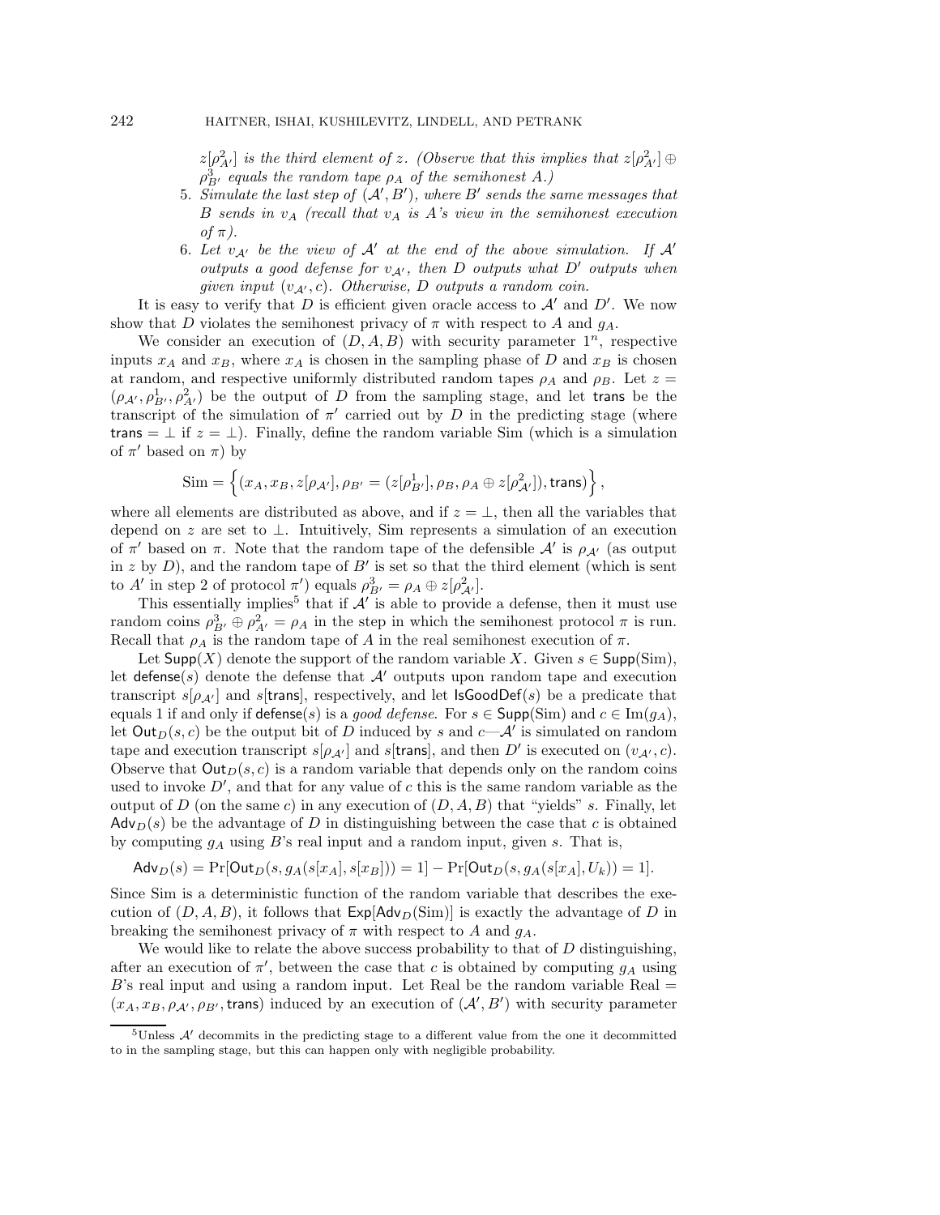$z[\rho^2_{\mathcal{A}'}]$ is the third element of $z$. (Observe that this implies that $z[\rho^2_{\mathcal{A}'}] \oplus \rho^3_{B'}$ equals the random tape $\rho_A$ of the semihonest $A$.)

5. Simulate the last step of $(\mathcal{A}', B')$, where $B'$ sends the same messages that $B$ sends in $v_A$ (recall that $v_A$ is $A$'s view in the semihonest execution of $\pi$).
6. Let $v_{\mathcal{A}'}$ be the view of $\mathcal{A}'$ at the end of the above simulation. If $\mathcal{A}'$ outputs a good defense for $v_{\mathcal{A}'}$, then $D$ outputs what $D'$ outputs when given input $(v_{\mathcal{A}'}, c)$. Otherwise, $D$ outputs a random coin.

It is easy to verify that $D$ is efficient given oracle access to $\mathcal{A}'$ and $D'$. We now show that $D$ violates the semihonest privacy of $\pi$ with respect to $A$ and $g_A$.

We consider an execution of $(D, A, B)$ with security parameter $1^n$, respective inputs $x_A$ and $x_B$, where $x_A$ is chosen in the sampling phase of $D$ and $x_B$ is chosen at random, and respective uniformly distributed random tapes $\rho_A$ and $\rho_B$. Let $z = (\rho_{\mathcal{A}'}, \rho^1_{B'}, \rho^2_{\mathcal{A}'})$ be the output of $D$ from the sampling stage, and let $\mathsf{trans}$ be the transcript of the simulation of $\pi'$ carried out by $D$ in the predicting stage (where $\mathsf{trans} = \perp$ if $z = \perp$). Finally, define the random variable Sim (which is a simulation of $\pi'$ based on $\pi$) by

$$\mathrm{Sim} = \left\{ (x_A, x_B, z[\rho_{\mathcal{A}'}], \rho_{B'} = (z[\rho^1_{B'}], \rho_B, \rho_A \oplus z[\rho^2_{\mathcal{A}'}]), \mathsf{trans}) \right\},$$

where all elements are distributed as above, and if $z = \perp$, then all the variables that depend on $z$ are set to $\perp$. Intuitively, Sim represents a simulation of an execution of $\pi'$ based on $\pi$. Note that the random tape of the defensible $\mathcal{A}'$ is $\rho_{\mathcal{A}'}$ (as output in $z$ by $D$), and the random tape of $B'$ is set so that the third element (which is sent to $A'$ in step 2 of protocol $\pi'$) equals $\rho^3_{B'} = \rho_A \oplus z[\rho^2_{\mathcal{A}'}]$.

This essentially implies[5] that if $\mathcal{A}'$ is able to provide a defense, then it must use random coins $\rho^3_{B'} \oplus \rho^2_{\mathcal{A}'} = \rho_A$ in the step in which the semihonest protocol $\pi$ is run. Recall that $\rho_A$ is the random tape of $A$ in the real semihonest execution of $\pi$.

Let $\mathsf{Supp}(X)$ denote the support of the random variable $X$. Given $s \in \mathsf{Supp}(\mathrm{Sim})$, let $\mathsf{defense}(s)$ denote the defense that $\mathcal{A}'$ outputs upon random tape and execution transcript $s[\rho_{\mathcal{A}'}]$ and $s[\mathsf{trans}]$, respectively, and let $\mathsf{IsGoodDef}(s)$ be a predicate that equals 1 if and only if $\mathsf{defense}(s)$ is a *good defense*. For $s \in \mathsf{Supp}(\mathrm{Sim})$ and $c \in \mathrm{Im}(g_A)$, let $\mathsf{Out}_D(s, c)$ be the output bit of $D$ induced by $s$ and $c$—$\mathcal{A}'$ is simulated on random tape and execution transcript $s[\rho_{\mathcal{A}'}]$ and $s[\mathsf{trans}]$, and then $D'$ is executed on $(v_{\mathcal{A}'}, c)$. Observe that $\mathsf{Out}_D(s, c)$ is a random variable that depends only on the random coins used to invoke $D'$, and that for any value of $c$ this is the same random variable as the output of $D$ (on the same $c$) in any execution of $(D, A, B)$ that "yields" $s$. Finally, let $\mathsf{Adv}_D(s)$ be the advantage of $D$ in distinguishing between the case that $c$ is obtained by computing $g_A$ using $B$'s real input and a random input, given $s$. That is,

$$\mathsf{Adv}_D(s) = \Pr[\mathsf{Out}_D(s, g_A(s[x_A], s[x_B])) = 1] - \Pr[\mathsf{Out}_D(s, g_A(s[x_A], U_k)) = 1].$$

Since Sim is a deterministic function of the random variable that describes the execution of $(D, A, B)$, it follows that $\mathsf{Exp}[\mathsf{Adv}_D(\mathrm{Sim})]$ is exactly the advantage of $D$ in breaking the semihonest privacy of $\pi$ with respect to $A$ and $g_A$.

We would like to relate the above success probability to that of $D$ distinguishing, after an execution of $\pi'$, between the case that $c$ is obtained by computing $g_A$ using $B$'s real input and using a random input. Let Real be the random variable $\mathrm{Real} = (x_A, x_B, \rho_{\mathcal{A}'}, \rho_{B'}, \mathsf{trans})$ induced by an execution of $(\mathcal{A}', B')$ with security parameter

[5] Unless $\mathcal{A}'$ decommits in the predicting stage to a different value from the one it decommitted to in the sampling stage, but this can happen only with negligible probability.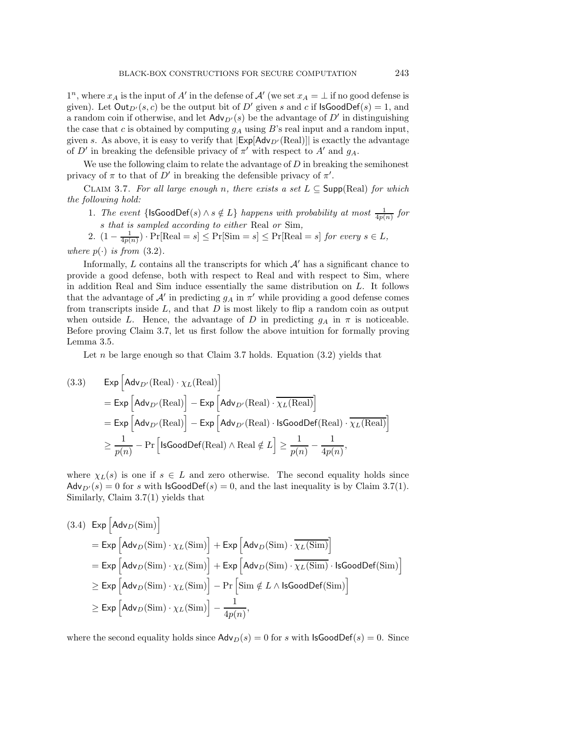$1^n$, where $x_A$ is the input of $A'$ in the defense of $\mathcal{A}'$ (we set $x_A = \perp$ if no good defense is given). Let $\mathsf{Out}_{D'}(s, c)$ be the output bit of $D'$ given $s$ and $c$ if $\mathsf{IsGoodDef}(s) = 1$, and a random coin if otherwise, and let $\mathsf{Adv}_{D'}(s)$ be the advantage of $D'$ in distinguishing the case that $c$ is obtained by computing $g_A$ using $B$'s real input and a random input, given $s$. As above, it is easy to verify that $|\mathsf{Exp}[\mathsf{Adv}_{D'}(\text{Real})]|$ is exactly the advantage of $D'$ in breaking the defensible privacy of $\pi'$ with respect to $A'$ and $g_A$.

We use the following claim to relate the advantage of $D$ in breaking the semihonest privacy of $\pi$ to that of $D'$ in breaking the defensible privacy of $\pi'$.

Claim 3.7. *For all large enough $n$, there exists a set $L \subseteq \mathsf{Supp}(\text{Real})$ for which the following hold:*

1. *The event $\{\mathsf{IsGoodDef}(s) \wedge s \notin L\}$ happens with probability at most $\frac{1}{4p(n)}$ for $s$ that is sampled according to either* Real *or* Sim,
2. $(1 - \frac{1}{4p(n)}) \cdot \Pr[\text{Real} = s] \leq \Pr[\text{Sim} = s] \leq \Pr[\text{Real} = s]$ *for every $s \in L$,*

*where $p(\cdot)$ is from* (3.2).

Informally, $L$ contains all the transcripts for which $\mathcal{A}'$ has a significant chance to provide a good defense, both with respect to Real and with respect to Sim, where in addition Real and Sim induce essentially the same distribution on $L$. It follows that the advantage of $\mathcal{A}'$ in predicting $g_A$ in $\pi'$ while providing a good defense comes from transcripts inside $L$, and that $D$ is most likely to flip a random coin as output when outside $L$. Hence, the advantage of $D$ in predicting $g_A$ in $\pi$ is noticeable. Before proving Claim 3.7, let us first follow the above intuition for formally proving Lemma 3.5.

Let $n$ be large enough so that Claim 3.7 holds. Equation (3.2) yields that

$$
\begin{aligned}
(3.3) \qquad & \mathsf{Exp}\left[\mathsf{Adv}_{D'}(\text{Real}) \cdot \chi_L(\text{Real})\right] \\
&= \mathsf{Exp}\left[\mathsf{Adv}_{D'}(\text{Real})\right] - \mathsf{Exp}\left[\mathsf{Adv}_{D'}(\text{Real}) \cdot \overline{\chi_L(\text{Real})}\right] \\
&= \mathsf{Exp}\left[\mathsf{Adv}_{D'}(\text{Real})\right] - \mathsf{Exp}\left[\mathsf{Adv}_{D'}(\text{Real}) \cdot \mathsf{IsGoodDef}(\text{Real}) \cdot \overline{\chi_L(\text{Real})}\right] \\
&\geq \frac{1}{p(n)} - \Pr\left[\mathsf{IsGoodDef}(\text{Real}) \wedge \text{Real} \notin L\right] \geq \frac{1}{p(n)} - \frac{1}{4p(n)},
\end{aligned}
$$

where $\chi_L(s)$ is one if $s \in L$ and zero otherwise. The second equality holds since $\mathsf{Adv}_{D'}(s) = 0$ for $s$ with $\mathsf{IsGoodDef}(s) = 0$, and the last inequality is by Claim 3.7(1). Similarly, Claim 3.7(1) yields that

$$
\begin{aligned}
(3.4) \quad & \mathsf{Exp}\left[\mathsf{Adv}_{D}(\text{Sim})\right] \\
&= \mathsf{Exp}\left[\mathsf{Adv}_{D}(\text{Sim}) \cdot \chi_L(\text{Sim})\right] + \mathsf{Exp}\left[\mathsf{Adv}_{D}(\text{Sim}) \cdot \overline{\chi_L(\text{Sim})}\right] \\
&= \mathsf{Exp}\left[\mathsf{Adv}_{D}(\text{Sim}) \cdot \chi_L(\text{Sim})\right] + \mathsf{Exp}\left[\mathsf{Adv}_{D}(\text{Sim}) \cdot \overline{\chi_L(\text{Sim})} \cdot \mathsf{IsGoodDef}(\text{Sim})\right] \\
&\geq \mathsf{Exp}\left[\mathsf{Adv}_{D}(\text{Sim}) \cdot \chi_L(\text{Sim})\right] - \Pr\left[\text{Sim} \notin L \wedge \mathsf{IsGoodDef}(\text{Sim})\right] \\
&\geq \mathsf{Exp}\left[\mathsf{Adv}_{D}(\text{Sim}) \cdot \chi_L(\text{Sim})\right] - \frac{1}{4p(n)},
\end{aligned}
$$

where the second equality holds since $\mathsf{Adv}_D(s) = 0$ for $s$ with $\mathsf{IsGoodDef}(s) = 0$. Since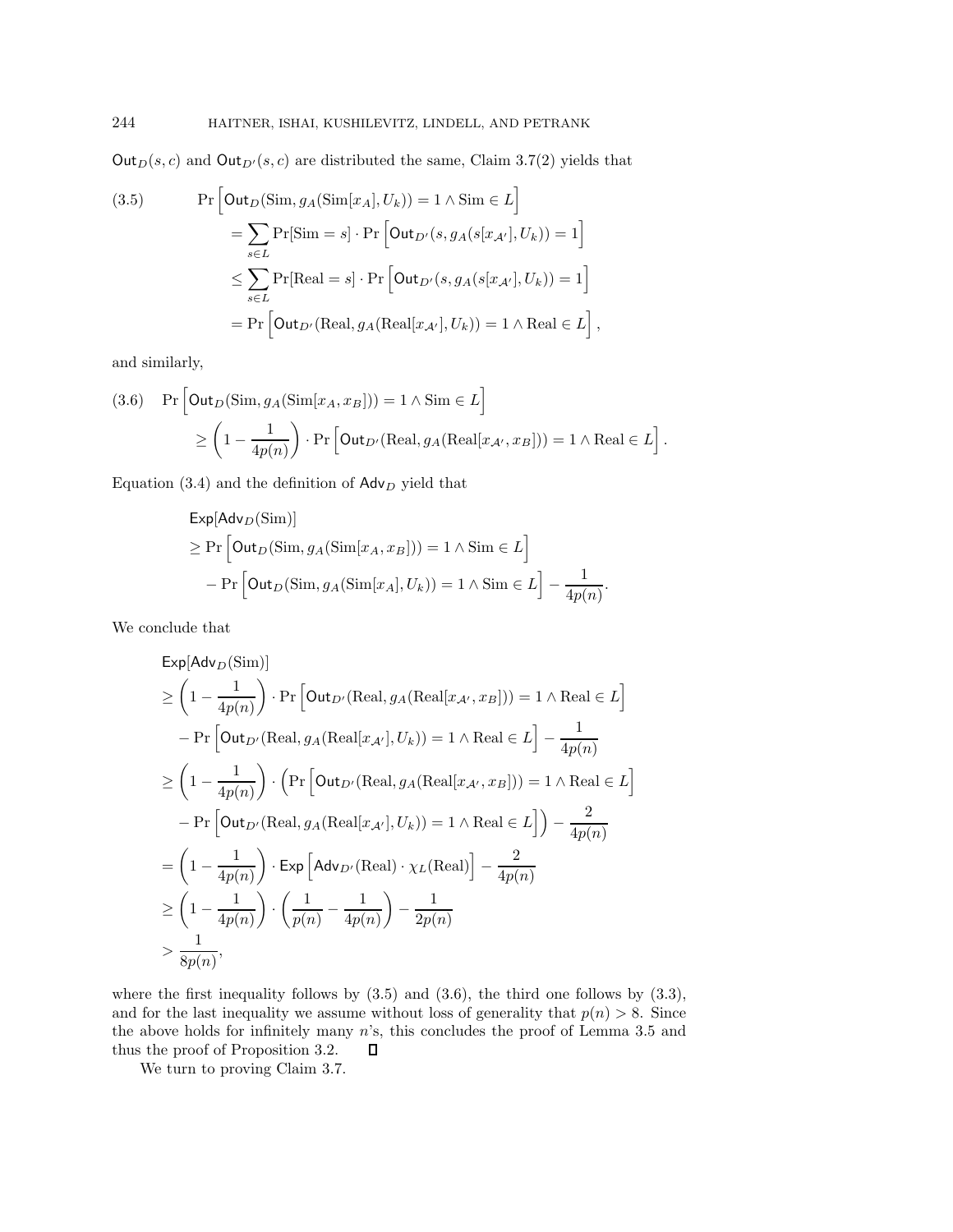$\mathsf{Out}_D(s, c)$ and $\mathsf{Out}_{D'}(s, c)$ are distributed the same, Claim 3.7(2) yields that

$$
\begin{aligned}
(3.5) \qquad & \Pr\left[\mathsf{Out}_D(\mathrm{Sim}, g_A(\mathrm{Sim}[x_A], U_k)) = 1 \wedge \mathrm{Sim} \in L\right] \\
&= \sum_{s \in L} \Pr[\mathrm{Sim} = s] \cdot \Pr\left[\mathsf{Out}_{D'}(s, g_A(s[x_{\mathcal{A}'}], U_k)) = 1\right] \\
&\leq \sum_{s \in L} \Pr[\mathrm{Real} = s] \cdot \Pr\left[\mathsf{Out}_{D'}(s, g_A(s[x_{\mathcal{A}'}], U_k)) = 1\right] \\
&= \Pr\left[\mathsf{Out}_{D'}(\mathrm{Real}, g_A(\mathrm{Real}[x_{\mathcal{A}'}], U_k)) = 1 \wedge \mathrm{Real} \in L\right],
\end{aligned}
$$

and similarly,

$$
\begin{aligned}
(3.6) \quad & \Pr\left[\mathsf{Out}_D(\mathrm{Sim}, g_A(\mathrm{Sim}[x_A, x_B])) = 1 \wedge \mathrm{Sim} \in L\right] \\
& \geq \left(1 - \frac{1}{4p(n)}\right) \cdot \Pr\left[\mathsf{Out}_{D'}(\mathrm{Real}, g_A(\mathrm{Real}[x_{\mathcal{A}'}, x_B])) = 1 \wedge \mathrm{Real} \in L\right].
\end{aligned}
$$

Equation (3.4) and the definition of $\mathsf{Adv}_D$ yield that

$$
\begin{aligned}
& \mathsf{Exp}[\mathsf{Adv}_D(\mathrm{Sim})] \\
& \geq \Pr\left[\mathsf{Out}_D(\mathrm{Sim}, g_A(\mathrm{Sim}[x_A, x_B])) = 1 \wedge \mathrm{Sim} \in L\right] \\
& \quad - \Pr\left[\mathsf{Out}_D(\mathrm{Sim}, g_A(\mathrm{Sim}[x_A], U_k)) = 1 \wedge \mathrm{Sim} \in L\right] - \frac{1}{4p(n)}.
\end{aligned}
$$

We conclude that

$$
\begin{aligned}
& \mathsf{Exp}[\mathsf{Adv}_D(\mathrm{Sim})] \\
& \geq \left(1 - \frac{1}{4p(n)}\right) \cdot \Pr\left[\mathsf{Out}_{D'}(\mathrm{Real}, g_A(\mathrm{Real}[x_{\mathcal{A}'}, x_B])) = 1 \wedge \mathrm{Real} \in L\right] \\
& \quad - \Pr\left[\mathsf{Out}_{D'}(\mathrm{Real}, g_A(\mathrm{Real}[x_{\mathcal{A}'}], U_k)) = 1 \wedge \mathrm{Real} \in L\right] - \frac{1}{4p(n)} \\
& \geq \left(1 - \frac{1}{4p(n)}\right) \cdot \Big(\Pr\left[\mathsf{Out}_{D'}(\mathrm{Real}, g_A(\mathrm{Real}[x_{\mathcal{A}'}, x_B])) = 1 \wedge \mathrm{Real} \in L\right] \\
& \quad - \Pr\left[\mathsf{Out}_{D'}(\mathrm{Real}, g_A(\mathrm{Real}[x_{\mathcal{A}'}], U_k)) = 1 \wedge \mathrm{Real} \in L\right]\Big) - \frac{2}{4p(n)} \\
& = \left(1 - \frac{1}{4p(n)}\right) \cdot \mathsf{Exp}\left[\mathsf{Adv}_{D'}(\mathrm{Real}) \cdot \chi_L(\mathrm{Real})\right] - \frac{2}{4p(n)} \\
& \geq \left(1 - \frac{1}{4p(n)}\right) \cdot \left(\frac{1}{p(n)} - \frac{1}{4p(n)}\right) - \frac{1}{2p(n)} \\
& > \frac{1}{8p(n)},
\end{aligned}
$$

where the first inequality follows by (3.5) and (3.6), the third one follows by (3.3), and for the last inequality we assume without loss of generality that $p(n) > 8$. Since the above holds for infinitely many $n$'s, this concludes the proof of Lemma 3.5 and thus the proof of Proposition 3.2. ◻

We turn to proving Claim 3.7.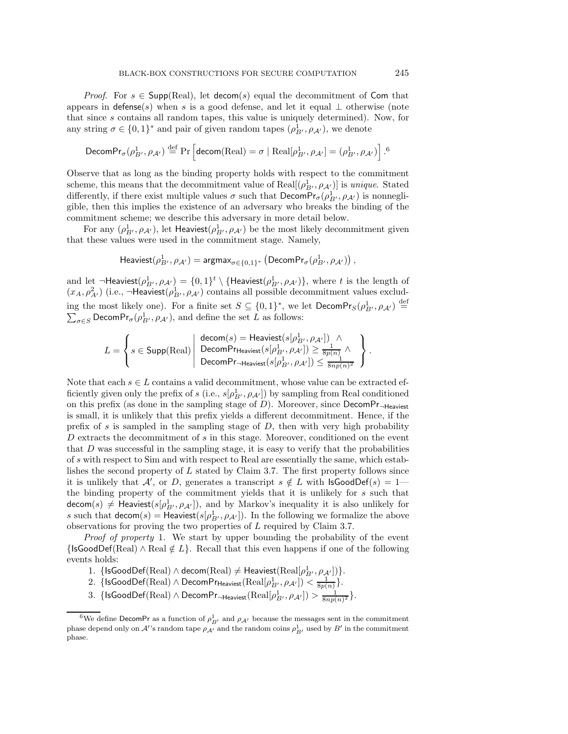*Proof.* For $s \in \mathsf{Supp}(\text{Real})$, let $\mathsf{decom}(s)$ equal the decommitment of $\mathsf{Com}$ that appears in $\mathsf{defense}(s)$ when $s$ is a good defense, and let it equal $\perp$ otherwise (note that since $s$ contains all random tapes, this value is uniquely determined). Now, for any string $\sigma \in \{0,1\}^*$ and pair of given random tapes $(\rho^1_{B'}, \rho_{\mathcal{A}'})$, we denote

$$\mathsf{DecomPr}_\sigma(\rho^1_{B'}, \rho_{\mathcal{A}'}) \stackrel{\text{def}}{=} \Pr\left[\mathsf{decom}(\text{Real}) = \sigma \mid \text{Real}[\rho^1_{B'}, \rho_{\mathcal{A}'}] = (\rho^1_{B'}, \rho_{\mathcal{A}'})\right].[6]$$

Observe that as long as the binding property holds with respect to the commitment scheme, this means that the decommitment value of $\text{Real}[(\rho^1_{B'}, \rho_{\mathcal{A}'})]$ is *unique*. Stated differently, if there exist multiple values $\sigma$ such that $\mathsf{DecomPr}_\sigma(\rho^1_{B'}, \rho_{\mathcal{A}'})$ is nonnegligible, then this implies the existence of an adversary who breaks the binding of the commitment scheme; we describe this adversary in more detail below.

For any $(\rho^1_{B'}, \rho_{\mathcal{A}'})$, let $\mathsf{Heaviest}(\rho^1_{B'}, \rho_{\mathcal{A}'})$ be the most likely decommitment given that these values were used in the commitment stage. Namely,

$$\mathsf{Heaviest}(\rho^1_{B'}, \rho_{\mathcal{A}'}) = \mathsf{argmax}_{\sigma \in \{0,1\}^*}\left(\mathsf{DecomPr}_\sigma(\rho^1_{B'}, \rho_{\mathcal{A}'})\right),$$

and let $\neg\mathsf{Heaviest}(\rho^1_{B'}, \rho_{\mathcal{A}'}) = \{0,1\}^t \setminus \{\mathsf{Heaviest}(\rho^1_{B'}, \rho_{\mathcal{A}'})\}$, where $t$ is the length of $(x_A, \rho^2_{\mathcal{A}'})$ (i.e., $\neg\mathsf{Heaviest}(\rho^1_{B'}, \rho_{\mathcal{A}'})$ contains all possible decommitment values excluding the most likely one). For a finite set $S \subseteq \{0,1\}^*$, we let $\mathsf{DecomPr}_S(\rho^1_{B'}, \rho_{\mathcal{A}'}) \stackrel{\text{def}}{=} \sum_{\sigma \in S} \mathsf{DecomPr}_\sigma(\rho^1_{B'}, \rho_{\mathcal{A}'})$, and define the set $L$ as follows:

$$L = \left\{ s \in \mathsf{Supp}(\text{Real}) \;\middle|\; \begin{array}{l} \mathsf{decom}(s) = \mathsf{Heaviest}(s[\rho^1_{B'}, \rho_{\mathcal{A}'}]) \;\wedge \\ \mathsf{DecomPr}_{\mathsf{Heaviest}}(s[\rho^1_{B'}, \rho_{\mathcal{A}'}]) \geq \frac{1}{8p(n)} \;\wedge \\ \mathsf{DecomPr}_{\neg\mathsf{Heaviest}}(s[\rho^1_{B'}, \rho_{\mathcal{A}'}]) \leq \frac{1}{8np(n)^2} \end{array} \right\}.$$

Note that each $s \in L$ contains a valid decommitment, whose value can be extracted efficiently given only the prefix of $s$ (i.e., $s[\rho^1_{B'}, \rho_{\mathcal{A}'}]$) by sampling from Real conditioned on this prefix (as done in the sampling stage of $D$). Moreover, since $\mathsf{DecomPr}_{\neg\mathsf{Heaviest}}$ is small, it is unlikely that this prefix yields a different decommitment. Hence, if the prefix of $s$ is sampled in the sampling stage of $D$, then with very high probability $D$ extracts the decommitment of $s$ in this stage. Moreover, conditioned on the event that $D$ was successful in the sampling stage, it is easy to verify that the probabilities of $s$ with respect to Sim and with respect to Real are essentially the same, which establishes the second property of $L$ stated by Claim 3.7. The first property follows since it is unlikely that $\mathcal{A}'$, or $D$, generates a transcript $s \notin L$ with $\mathsf{IsGoodDef}(s) = 1$—the binding property of the commitment yields that it is unlikely for $s$ such that $\mathsf{decom}(s) \neq \mathsf{Heaviest}(s[\rho^1_{B'}, \rho_{\mathcal{A}'}])$, and by Markov's inequality it is also unlikely for $s$ such that $\mathsf{decom}(s) = \mathsf{Heaviest}(s[\rho^1_{B'}, \rho_{\mathcal{A}'}])$. In the following we formalize the above observations for proving the two properties of $L$ required by Claim 3.7.

*Proof of property* 1. We start by upper bounding the probability of the event $\{\mathsf{IsGoodDef}(\text{Real}) \wedge \text{Real} \notin L\}$. Recall that this even happens if one of the following events holds:

1. $\{\mathsf{IsGoodDef}(\text{Real}) \wedge \mathsf{decom}(\text{Real}) \neq \mathsf{Heaviest}(\text{Real}[\rho^1_{B'}, \rho_{\mathcal{A}'}])\}$.
2. $\{\mathsf{IsGoodDef}(\text{Real}) \wedge \mathsf{DecomPr}_{\mathsf{Heaviest}}(\text{Real}[\rho^1_{B'}, \rho_{\mathcal{A}'}]) < \frac{1}{8p(n)}\}$.
3. $\{\mathsf{IsGoodDef}(\text{Real}) \wedge \mathsf{DecomPr}_{\neg\mathsf{Heaviest}}(\text{Real}[\rho^1_{B'}, \rho_{\mathcal{A}'}]) > \frac{1}{8np(n)^2}\}$.

[6] We define $\mathsf{DecomPr}$ as a function of $\rho^1_{B'}$ and $\rho_{\mathcal{A}'}$ because the messages sent in the commitment phase depend only on $\mathcal{A}'$'s random tape $\rho_{\mathcal{A}'}$ and the random coins $\rho^1_{B'}$ used by $B'$ in the commitment phase.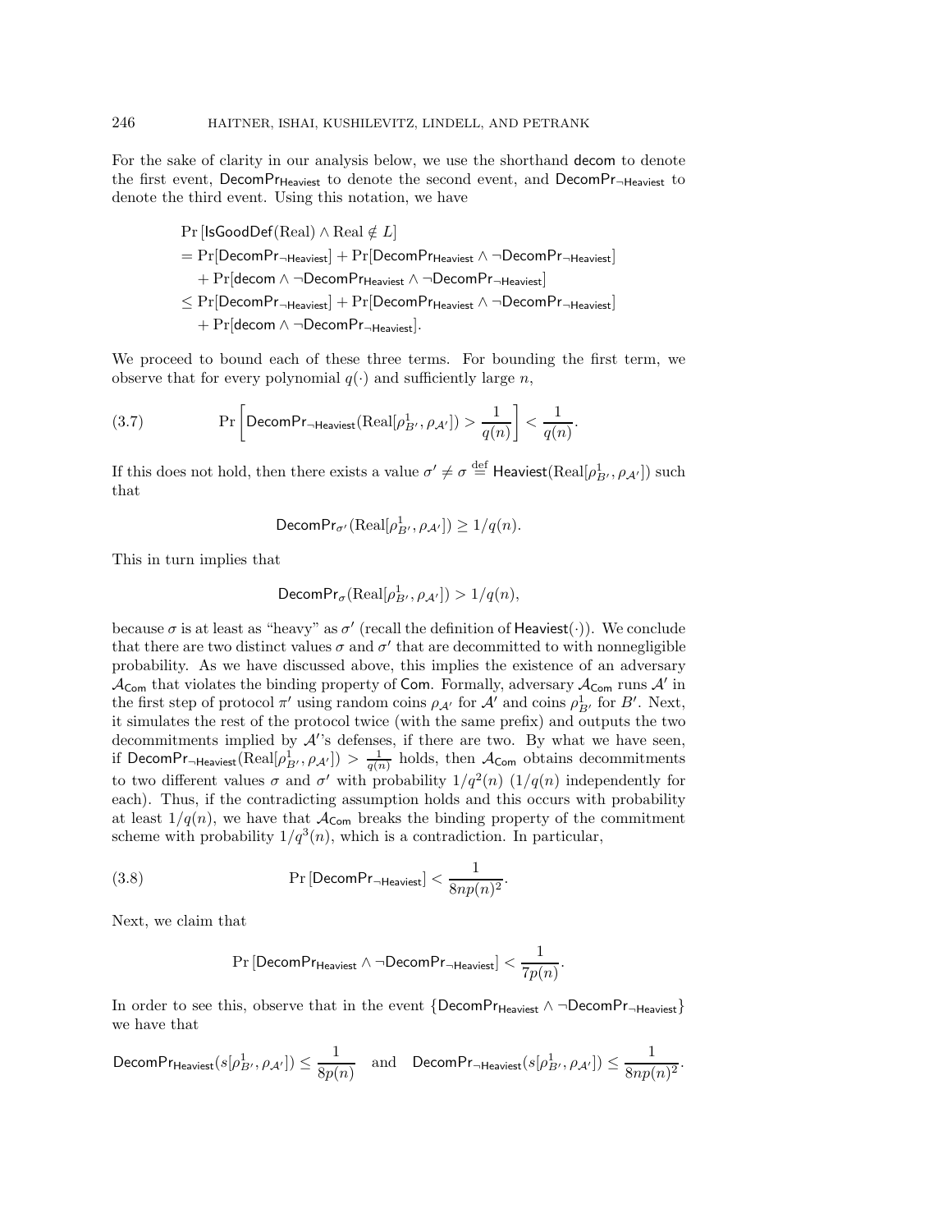For the sake of clarity in our analysis below, we use the shorthand $\mathsf{decom}$ to denote the first event, $\mathsf{DecomPr}_{\mathsf{Heaviest}}$ to denote the second event, and $\mathsf{DecomPr}_{\neg\mathsf{Heaviest}}$ to denote the third event. Using this notation, we have

$$
\begin{aligned}
&\Pr\left[\mathsf{IsGoodDef}(\mathrm{Real}) \wedge \mathrm{Real} \notin L\right] \\
&= \Pr[\mathsf{DecomPr}_{\neg\mathsf{Heaviest}}] + \Pr[\mathsf{DecomPr}_{\mathsf{Heaviest}} \wedge \neg\mathsf{DecomPr}_{\neg\mathsf{Heaviest}}] \\
&\quad + \Pr[\mathsf{decom} \wedge \neg\mathsf{DecomPr}_{\mathsf{Heaviest}} \wedge \neg\mathsf{DecomPr}_{\neg\mathsf{Heaviest}}] \\
&\leq \Pr[\mathsf{DecomPr}_{\neg\mathsf{Heaviest}}] + \Pr[\mathsf{DecomPr}_{\mathsf{Heaviest}} \wedge \neg\mathsf{DecomPr}_{\neg\mathsf{Heaviest}}] \\
&\quad + \Pr[\mathsf{decom} \wedge \neg\mathsf{DecomPr}_{\neg\mathsf{Heaviest}}].
\end{aligned}
$$

We proceed to bound each of these three terms. For bounding the first term, we observe that for every polynomial $q(\cdot)$ and sufficiently large $n$,

$$
\Pr\left[\mathsf{DecomPr}_{\neg\mathsf{Heaviest}}(\mathrm{Real}[\rho^1_{B'}, \rho_{\mathcal{A}'}]) > \frac{1}{q(n)}\right] < \frac{1}{q(n)}. \tag{3.7}
$$

If this does not hold, then there exists a value $\sigma' \neq \sigma \stackrel{\mathrm{def}}{=} \mathsf{Heaviest}(\mathrm{Real}[\rho^1_{B'}, \rho_{\mathcal{A}'}])$ such that

$$
\mathsf{DecomPr}_{\sigma'}(\mathrm{Real}[\rho^1_{B'}, \rho_{\mathcal{A}'}]) \geq 1/q(n).
$$

This in turn implies that

$$
\mathsf{DecomPr}_{\sigma}(\mathrm{Real}[\rho^1_{B'}, \rho_{\mathcal{A}'}]) > 1/q(n),
$$

because $\sigma$ is at least as "heavy" as $\sigma'$ (recall the definition of $\mathsf{Heaviest}(\cdot)$). We conclude that there are two distinct values $\sigma$ and $\sigma'$ that are decommitted to with nonnegligible probability. As we have discussed above, this implies the existence of an adversary $\mathcal{A}_{\mathsf{Com}}$ that violates the binding property of $\mathsf{Com}$. Formally, adversary $\mathcal{A}_{\mathsf{Com}}$ runs $\mathcal{A}'$ in the first step of protocol $\pi'$ using random coins $\rho_{\mathcal{A}'}$ for $\mathcal{A}'$ and coins $\rho^1_{B'}$ for $B'$. Next, it simulates the rest of the protocol twice (with the same prefix) and outputs the two decommitments implied by $\mathcal{A}'$'s defenses, if there are two. By what we have seen, if $\mathsf{DecomPr}_{\neg\mathsf{Heaviest}}(\mathrm{Real}[\rho^1_{B'}, \rho_{\mathcal{A}'}]) > \frac{1}{q(n)}$ holds, then $\mathcal{A}_{\mathsf{Com}}$ obtains decommitments to two different values $\sigma$ and $\sigma'$ with probability $1/q^2(n)$ ($1/q(n)$ independently for each). Thus, if the contradicting assumption holds and this occurs with probability at least $1/q(n)$, we have that $\mathcal{A}_{\mathsf{Com}}$ breaks the binding property of the commitment scheme with probability $1/q^3(n)$, which is a contradiction. In particular,

$$
\Pr\left[\mathsf{DecomPr}_{\neg\mathsf{Heaviest}}\right] < \frac{1}{8np(n)^2}. \tag{3.8}
$$

Next, we claim that

$$
\Pr\left[\mathsf{DecomPr}_{\mathsf{Heaviest}} \wedge \neg\mathsf{DecomPr}_{\neg\mathsf{Heaviest}}\right] < \frac{1}{7p(n)}.
$$

In order to see this, observe that in the event $\{\mathsf{DecomPr}_{\mathsf{Heaviest}} \wedge \neg\mathsf{DecomPr}_{\neg\mathsf{Heaviest}}\}$ we have that

$$
\mathsf{DecomPr}_{\mathsf{Heaviest}}(s[\rho^1_{B'}, \rho_{\mathcal{A}'}]) \leq \frac{1}{8p(n)} \quad \text{and} \quad \mathsf{DecomPr}_{\neg\mathsf{Heaviest}}(s[\rho^1_{B'}, \rho_{\mathcal{A}'}]) \leq \frac{1}{8np(n)^2}.
$$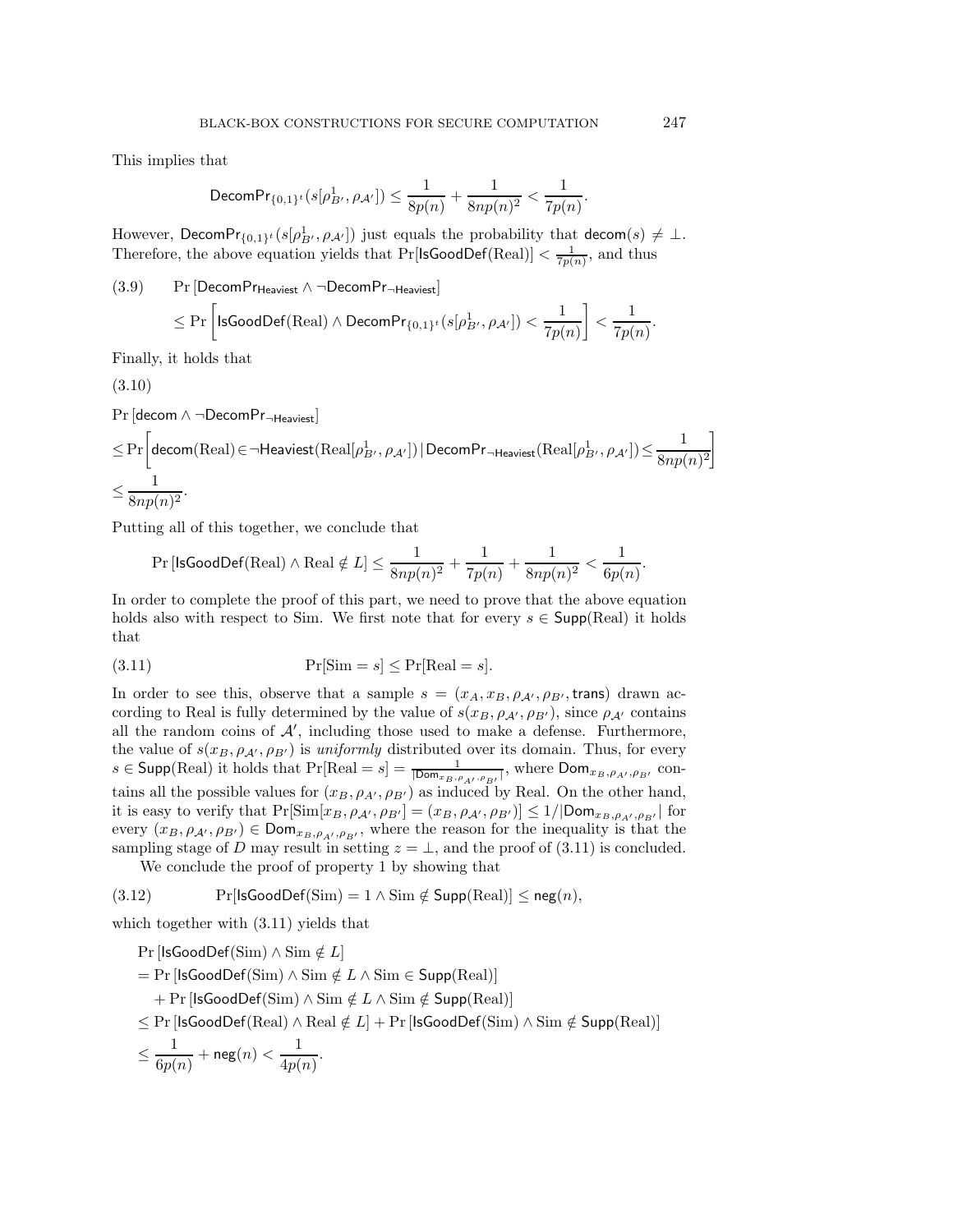This implies that

$$\mathsf{DecomPr}_{\{0,1\}^t}(s[\rho^1_{B'}, \rho_{\mathcal{A}'}]) \le \frac{1}{8p(n)} + \frac{1}{8np(n)^2} < \frac{1}{7p(n)}.$$

However, $\mathsf{DecomPr}_{\{0,1\}^t}(s[\rho^1_{B'}, \rho_{\mathcal{A}'}])$ just equals the probability that $\mathsf{decom}(s) \neq \perp$. Therefore, the above equation yields that $\Pr[\mathsf{IsGoodDef}(\mathrm{Real})] < \frac{1}{7p(n)}$, and thus

$$\begin{aligned}(3.9) \qquad & \Pr\left[\mathsf{DecomPr}_{\mathsf{Heaviest}} \wedge \neg\mathsf{DecomPr}_{\neg\mathsf{Heaviest}}\right] \\ & \le \Pr\left[\mathsf{IsGoodDef}(\mathrm{Real}) \wedge \mathsf{DecomPr}_{\{0,1\}^t}(s[\rho^1_{B'}, \rho_{\mathcal{A}'}]) < \frac{1}{7p(n)}\right] < \frac{1}{7p(n)}.\end{aligned}$$

Finally, it holds that

(3.10)

$$\begin{aligned}&\Pr\left[\mathsf{decom} \wedge \neg\mathsf{DecomPr}_{\neg\mathsf{Heaviest}}\right] \\ &\le \Pr\left[\mathsf{decom}(\mathrm{Real}) \in \neg\mathsf{Heaviest}(\mathrm{Real}[\rho^1_{B'}, \rho_{\mathcal{A}'}]) \,\middle|\, \mathsf{DecomPr}_{\neg\mathsf{Heaviest}}(\mathrm{Real}[\rho^1_{B'}, \rho_{\mathcal{A}'}]) \le \frac{1}{8np(n)^2}\right] \\ &\le \frac{1}{8np(n)^2}.\end{aligned}$$

Putting all of this together, we conclude that

$$\Pr\left[\mathsf{IsGoodDef}(\mathrm{Real}) \wedge \mathrm{Real} \notin L\right] \le \frac{1}{8np(n)^2} + \frac{1}{7p(n)} + \frac{1}{8np(n)^2} < \frac{1}{6p(n)}.$$

In order to complete the proof of this part, we need to prove that the above equation holds also with respect to Sim. We first note that for every $s \in \mathsf{Supp}(\mathrm{Real})$ it holds that

$$(3.11) \qquad \Pr[\mathrm{Sim} = s] \le \Pr[\mathrm{Real} = s].$$

In order to see this, observe that a sample $s = (x_A, x_B, \rho_{\mathcal{A}'}, \rho_{B'}, \mathsf{trans})$ drawn according to Real is fully determined by the value of $s(x_B, \rho_{\mathcal{A}'}, \rho_{B'})$, since $\rho_{\mathcal{A}'}$ contains all the random coins of $\mathcal{A}'$, including those used to make a defense. Furthermore, the value of $s(x_B, \rho_{\mathcal{A}'}, \rho_{B'})$ is *uniformly* distributed over its domain. Thus, for every $s \in \mathsf{Supp}(\mathrm{Real})$ it holds that $\Pr[\mathrm{Real} = s] = \frac{1}{|\mathsf{Dom}_{x_B, \rho_{\mathcal{A}'}, \rho_{B'}}|}$, where $\mathsf{Dom}_{x_B, \rho_{\mathcal{A}'}, \rho_{B'}}$ contains all the possible values for $(x_B, \rho_{\mathcal{A}'}, \rho_{B'})$ as induced by Real. On the other hand, it is easy to verify that $\Pr[\mathrm{Sim}[x_B, \rho_{\mathcal{A}'}, \rho_{B'}] = (x_B, \rho_{\mathcal{A}'}, \rho_{B'})] \le 1/|\mathsf{Dom}_{x_B, \rho_{\mathcal{A}'}, \rho_{B'}}|$ for every $(x_B, \rho_{\mathcal{A}'}, \rho_{B'}) \in \mathsf{Dom}_{x_B, \rho_{\mathcal{A}'}, \rho_{B'}}$, where the reason for the inequality is that the sampling stage of $D$ may result in setting $z = \perp$, and the proof of (3.11) is concluded.

We conclude the proof of property 1 by showing that

$$(3.12) \qquad \Pr[\mathsf{IsGoodDef}(\mathrm{Sim}) = 1 \wedge \mathrm{Sim} \notin \mathsf{Supp}(\mathrm{Real})] \le \mathsf{neg}(n),$$

which together with (3.11) yields that

$$\begin{aligned}&\Pr\left[\mathsf{IsGoodDef}(\mathrm{Sim}) \wedge \mathrm{Sim} \notin L\right] \\ &= \Pr\left[\mathsf{IsGoodDef}(\mathrm{Sim}) \wedge \mathrm{Sim} \notin L \wedge \mathrm{Sim} \in \mathsf{Supp}(\mathrm{Real})\right] \\ &\quad + \Pr\left[\mathsf{IsGoodDef}(\mathrm{Sim}) \wedge \mathrm{Sim} \notin L \wedge \mathrm{Sim} \notin \mathsf{Supp}(\mathrm{Real})\right] \\ &\le \Pr\left[\mathsf{IsGoodDef}(\mathrm{Real}) \wedge \mathrm{Real} \notin L\right] + \Pr\left[\mathsf{IsGoodDef}(\mathrm{Sim}) \wedge \mathrm{Sim} \notin \mathsf{Supp}(\mathrm{Real})\right] \\ &\le \frac{1}{6p(n)} + \mathsf{neg}(n) < \frac{1}{4p(n)}.\end{aligned}$$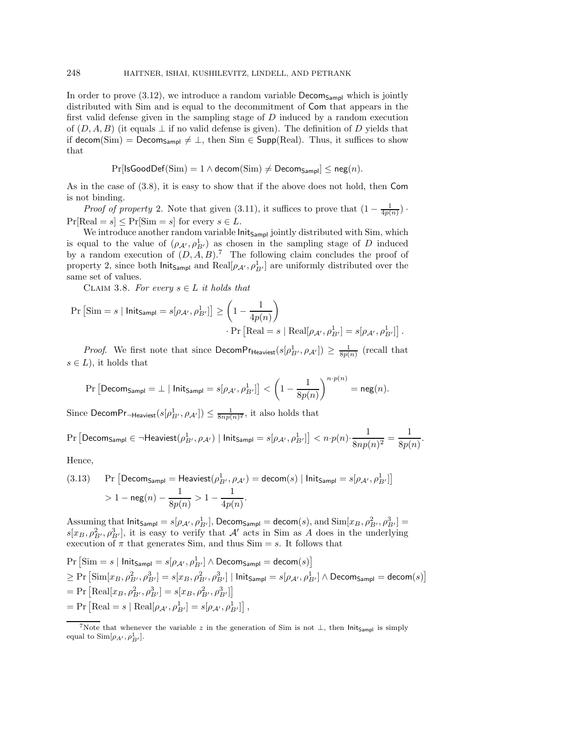In order to prove (3.12), we introduce a random variable $\mathsf{Decom}_{\mathsf{Sampl}}$ which is jointly distributed with Sim and is equal to the decommitment of $\mathsf{Com}$ that appears in the first valid defense given in the sampling stage of $D$ induced by a random execution of $(D, A, B)$ (it equals $\perp$ if no valid defense is given). The definition of $D$ yields that if $\mathsf{decom}(\mathrm{Sim}) = \mathsf{Decom}_{\mathsf{Sampl}} \neq \perp$, then $\mathrm{Sim} \in \mathsf{Supp}(\mathrm{Real})$. Thus, it suffices to show that

$$\Pr[\mathsf{IsGoodDef}(\mathrm{Sim}) = 1 \wedge \mathsf{decom}(\mathrm{Sim}) \neq \mathsf{Decom}_{\mathsf{Sampl}}] \leq \mathsf{neg}(n).$$

As in the case of (3.8), it is easy to show that if the above does not hold, then $\mathsf{Com}$ is not binding.

*Proof of property* 2. Note that given (3.11), it suffices to prove that $(1 - \frac{1}{4p(n)}) \cdot \Pr[\mathrm{Real} = s] \leq \Pr[\mathrm{Sim} = s]$ for every $s \in L$.

We introduce another random variable $\mathsf{Init}_{\mathsf{Sampl}}$ jointly distributed with Sim, which is equal to the value of $(\rho_{\mathcal{A}'}, \rho^1_{B'})$ as chosen in the sampling stage of $D$ induced by a random execution of $(D, A, B)$.[7] The following claim concludes the proof of property 2, since both $\mathsf{Init}_{\mathsf{Sampl}}$ and $\mathrm{Real}[\rho_{\mathcal{A}'}, \rho^1_{B'}]$ are uniformly distributed over the same set of values.

CLAIM 3.8. *For every $s \in L$ it holds that*

$$\Pr\left[\mathrm{Sim} = s \mid \mathsf{Init}_{\mathsf{Sampl}} = s[\rho_{\mathcal{A}'}, \rho^1_{B'}]\right] \geq \left(1 - \frac{1}{4p(n)}\right) \cdot \Pr\left[\mathrm{Real} = s \mid \mathrm{Real}[\rho_{\mathcal{A}'}, \rho^1_{B'}] = s[\rho_{\mathcal{A}'}, \rho^1_{B'}]\right].$$

*Proof.* We first note that since $\mathsf{DecomPr}_{\mathsf{Heaviest}}(s[\rho^1_{B'}, \rho_{\mathcal{A}'}]) \geq \frac{1}{8p(n)}$ (recall that $s \in L$), it holds that

$$\Pr\left[\mathsf{Decom}_{\mathsf{Sampl}} = \perp \mid \mathsf{Init}_{\mathsf{Sampl}} = s[\rho_{\mathcal{A}'}, \rho^1_{B'}]\right] < \left(1 - \frac{1}{8p(n)}\right)^{n \cdot p(n)} = \mathsf{neg}(n).$$

Since $\mathsf{DecomPr}_{\neg\mathsf{Heaviest}}(s[\rho^1_{B'}, \rho_{\mathcal{A}'}]) \leq \frac{1}{8np(n)^2}$, it also holds that

$$\Pr\left[\mathsf{Decom}_{\mathsf{Sampl}} \in \neg\mathsf{Heaviest}(\rho^1_{B'}, \rho_{\mathcal{A}'}) \mid \mathsf{Init}_{\mathsf{Sampl}} = s[\rho_{\mathcal{A}'}, \rho^1_{B'}]\right] < n \cdot p(n) \cdot \frac{1}{8np(n)^2} = \frac{1}{8p(n)}.$$

Hence,

$$\Pr\left[\mathsf{Decom}_{\mathsf{Sampl}} = \mathsf{Heaviest}(\rho^1_{B'}, \rho_{\mathcal{A}'}) = \mathsf{decom}(s) \mid \mathsf{Init}_{\mathsf{Sampl}} = s[\rho_{\mathcal{A}'}, \rho^1_{B'}]\right] > 1 - \mathsf{neg}(n) - \frac{1}{8p(n)} > 1 - \frac{1}{4p(n)}. \tag{3.13}$$

Assuming that $\mathsf{Init}_{\mathsf{Sampl}} = s[\rho_{\mathcal{A}'}, \rho^1_{B'}]$, $\mathsf{Decom}_{\mathsf{Sampl}} = \mathsf{decom}(s)$, and $\mathrm{Sim}[x_B, \rho^2_{B'}, \rho^3_{B'}] = s[x_B, \rho^2_{B'}, \rho^3_{B'}]$, it is easy to verify that $\mathcal{A}'$ acts in Sim as $A$ does in the underlying execution of $\pi$ that generates Sim, and thus $\mathrm{Sim} = s$. It follows that

$$\begin{aligned}
&\Pr\left[\mathrm{Sim} = s \mid \mathsf{Init}_{\mathsf{Sampl}} = s[\rho_{\mathcal{A}'}, \rho^1_{B'}] \wedge \mathsf{Decom}_{\mathsf{Sampl}} = \mathsf{decom}(s)\right] \\
&\geq \Pr\left[\mathrm{Sim}[x_B, \rho^2_{B'}, \rho^3_{B'}] = s[x_B, \rho^2_{B'}, \rho^3_{B'}] \mid \mathsf{Init}_{\mathsf{Sampl}} = s[\rho_{\mathcal{A}'}, \rho^1_{B'}] \wedge \mathsf{Decom}_{\mathsf{Sampl}} = \mathsf{decom}(s)\right] \\
&= \Pr\left[\mathrm{Real}[x_B, \rho^2_{B'}, \rho^3_{B'}] = s[x_B, \rho^2_{B'}, \rho^3_{B'}]\right] \\
&= \Pr\left[\mathrm{Real} = s \mid \mathrm{Real}[\rho_{\mathcal{A}'}, \rho^1_{B'}] = s[\rho_{\mathcal{A}'}, \rho^1_{B'}]\right],
\end{aligned}$$

[7] Note that whenever the variable $z$ in the generation of Sim is not $\perp$, then $\mathsf{Init}_{\mathsf{Sampl}}$ is simply equal to $\mathrm{Sim}[\rho_{\mathcal{A}'}, \rho^1_{B'}]$.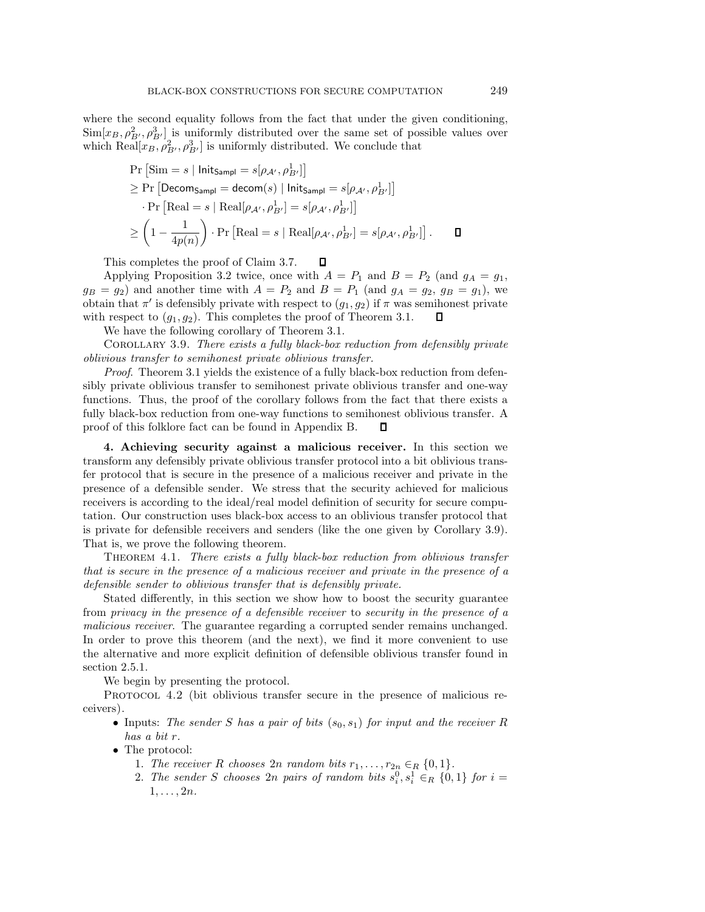where the second equality follows from the fact that under the given conditioning, $\mathrm{Sim}[x_B, \rho^2_{B'}, \rho^3_{B'}]$ is uniformly distributed over the same set of possible values over which $\mathrm{Real}[x_B, \rho^2_{B'}, \rho^3_{B'}]$ is uniformly distributed. We conclude that

$$
\begin{aligned}
&\Pr\left[\mathrm{Sim} = s \mid \mathsf{Init}_{\mathsf{Sampl}} = s[\rho_{\mathcal{A}'}, \rho^1_{B'}]\right] \\
&\geq \Pr\left[\mathsf{Decom}_{\mathsf{Sampl}} = \mathsf{decom}(s) \mid \mathsf{Init}_{\mathsf{Sampl}} = s[\rho_{\mathcal{A}'}, \rho^1_{B'}]\right] \\
&\quad \cdot \Pr\left[\mathrm{Real} = s \mid \mathrm{Real}[\rho_{\mathcal{A}'}, \rho^1_{B'}] = s[\rho_{\mathcal{A}'}, \rho^1_{B'}]\right] \\
&\geq \left(1 - \frac{1}{4p(n)}\right) \cdot \Pr\left[\mathrm{Real} = s \mid \mathrm{Real}[\rho_{\mathcal{A}'}, \rho^1_{B'}] = s[\rho_{\mathcal{A}'}, \rho^1_{B'}]\right]. \qquad \square
\end{aligned}
$$

This completes the proof of Claim 3.7. $\square$

Applying Proposition 3.2 twice, once with $A = P_1$ and $B = P_2$ (and $g_A = g_1$, $g_B = g_2$) and another time with $A = P_2$ and $B = P_1$ (and $g_A = g_2$, $g_B = g_1$), we obtain that $\pi'$ is defensibly private with respect to $(g_1, g_2)$ if $\pi$ was semihonest private with respect to $(g_1, g_2)$. This completes the proof of Theorem 3.1. $\square$

We have the following corollary of Theorem 3.1.

Corollary 3.9. *There exists a fully black-box reduction from defensibly private oblivious transfer to semihonest private oblivious transfer.*

*Proof.* Theorem 3.1 yields the existence of a fully black-box reduction from defensibly private oblivious transfer to semihonest private oblivious transfer and one-way functions. Thus, the proof of the corollary follows from the fact that there exists a fully black-box reduction from one-way functions to semihonest oblivious transfer. A proof of this folklore fact can be found in Appendix B. $\square$

**4. Achieving security against a malicious receiver.** In this section we transform any defensibly private oblivious transfer protocol into a bit oblivious transfer protocol that is secure in the presence of a malicious receiver and private in the presence of a defensible sender. We stress that the security achieved for malicious receivers is according to the ideal/real model definition of security for secure computation. Our construction uses black-box access to an oblivious transfer protocol that is private for defensible receivers and senders (like the one given by Corollary 3.9). That is, we prove the following theorem.

Theorem 4.1. *There exists a fully black-box reduction from oblivious transfer that is secure in the presence of a malicious receiver and private in the presence of a defensible sender to oblivious transfer that is defensibly private.*

Stated differently, in this section we show how to boost the security guarantee from *privacy in the presence of a defensible receiver* to *security in the presence of a malicious receiver*. The guarantee regarding a corrupted sender remains unchanged. In order to prove this theorem (and the next), we find it more convenient to use the alternative and more explicit definition of defensible oblivious transfer found in section 2.5.1.

We begin by presenting the protocol.

Protocol 4.2 (bit oblivious transfer secure in the presence of malicious receivers).

- Inputs: *The sender $S$ has a pair of bits $(s_0, s_1)$ for input and the receiver $R$ has a bit $r$.*
- The protocol:
  1. *The receiver $R$ chooses $2n$ random bits $r_1, \ldots, r_{2n} \in_R \{0,1\}$.*
  2. *The sender $S$ chooses $2n$ pairs of random bits $s^0_i, s^1_i \in_R \{0,1\}$ for $i = 1, \ldots, 2n$.*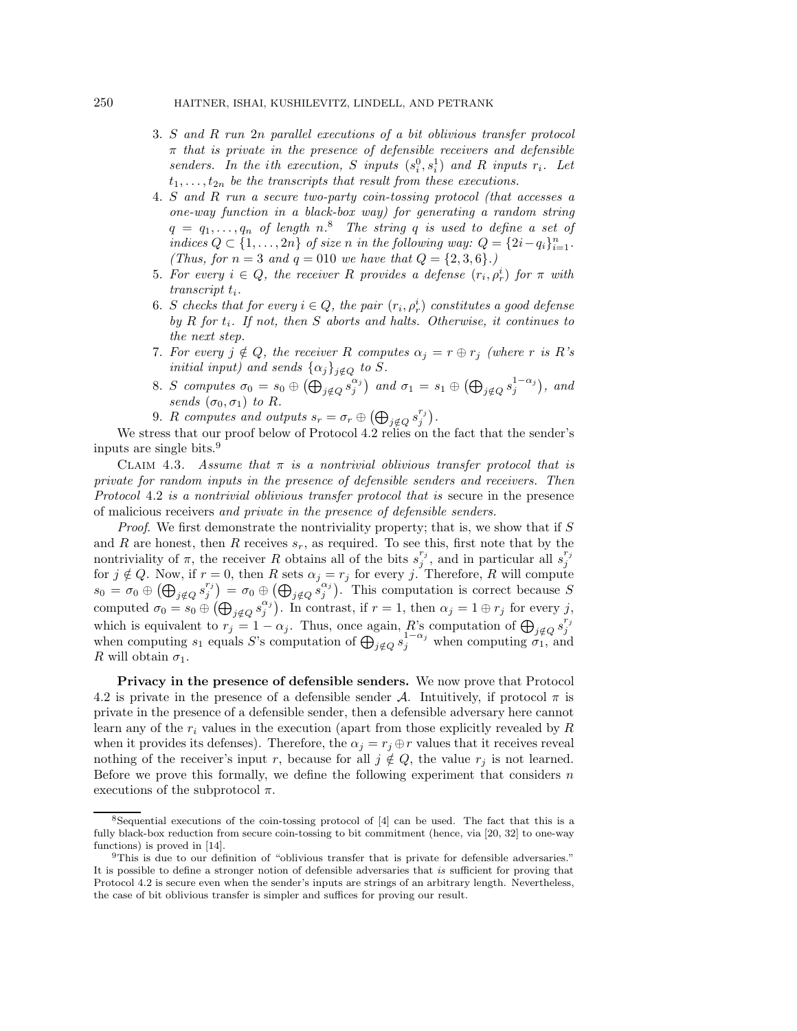3. *S and R run 2n parallel executions of a bit oblivious transfer protocol $\pi$ that is private in the presence of defensible receivers and defensible senders. In the ith execution, S inputs $(s_i^0, s_i^1)$ and R inputs $r_i$. Let $t_1, \ldots, t_{2n}$ be the transcripts that result from these executions.*
4. *S and R run a secure two-party coin-tossing protocol (that accesses a one-way function in a black-box way) for generating a random string $q = q_1, \ldots, q_n$ of length n.*[8] *The string q is used to define a set of indices $Q \subset \{1, \ldots, 2n\}$ of size n in the following way: $Q = \{2i - q_i\}_{i=1}^n$. (Thus, for $n = 3$ and $q = 010$ we have that $Q = \{2, 3, 6\}$.)*
5. *For every $i \in Q$, the receiver R provides a defense $(r_i, \rho_r^i)$ for $\pi$ with transcript $t_i$.*
6. *S checks that for every $i \in Q$, the pair $(r_i, \rho_r^i)$ constitutes a good defense by R for $t_i$. If not, then S aborts and halts. Otherwise, it continues to the next step.*
7. *For every $j \notin Q$, the receiver R computes $\alpha_j = r \oplus r_j$ (where r is R's initial input) and sends $\{\alpha_j\}_{j \notin Q}$ to S.*
8. *S computes $\sigma_0 = s_0 \oplus \left(\bigoplus_{j \notin Q} s_j^{\alpha_j}\right)$ and $\sigma_1 = s_1 \oplus \left(\bigoplus_{j \notin Q} s_j^{1-\alpha_j}\right)$, and sends $(\sigma_0, \sigma_1)$ to R.*
9. *R computes and outputs $s_r = \sigma_r \oplus \left(\bigoplus_{j \notin Q} s_j^{r_j}\right)$.*

We stress that our proof below of Protocol 4.2 relies on the fact that the sender's inputs are single bits.[9]

Claim 4.3. *Assume that $\pi$ is a nontrivial oblivious transfer protocol that is private for random inputs in the presence of defensible senders and receivers. Then Protocol* 4.2 *is a nontrivial oblivious transfer protocol that is* secure in the presence of malicious receivers *and private in the presence of defensible senders.*

*Proof.* We first demonstrate the nontriviality property; that is, we show that if $S$ and $R$ are honest, then $R$ receives $s_r$, as required. To see this, first note that by the nontriviality of $\pi$, the receiver $R$ obtains all of the bits $s_j^{r_j}$, and in particular all $s_j^{r_j}$ for $j \notin Q$. Now, if $r = 0$, then $R$ sets $\alpha_j = r_j$ for every $j$. Therefore, $R$ will compute $s_0 = \sigma_0 \oplus \left(\bigoplus_{j \notin Q} s_j^{r_j}\right) = \sigma_0 \oplus \left(\bigoplus_{j \notin Q} s_j^{\alpha_j}\right)$. This computation is correct because $S$ computed $\sigma_0 = s_0 \oplus \left(\bigoplus_{j \notin Q} s_j^{\alpha_j}\right)$. In contrast, if $r = 1$, then $\alpha_j = 1 \oplus r_j$ for every $j$, which is equivalent to $r_j = 1 - \alpha_j$. Thus, once again, $R$'s computation of $\bigoplus_{j \notin Q} s_j^{r_j}$ when computing $s_1$ equals $S$'s computation of $\bigoplus_{j \notin Q} s_j^{1-\alpha_j}$ when computing $\sigma_1$, and $R$ will obtain $\sigma_1$.

**Privacy in the presence of defensible senders.** We now prove that Protocol 4.2 is private in the presence of a defensible sender $\mathcal{A}$. Intuitively, if protocol $\pi$ is private in the presence of a defensible sender, then a defensible adversary here cannot learn any of the $r_i$ values in the execution (apart from those explicitly revealed by $R$ when it provides its defenses). Therefore, the $\alpha_j = r_j \oplus r$ values that it receives reveal nothing of the receiver's input $r$, because for all $j \notin Q$, the value $r_j$ is not learned. Before we prove this formally, we define the following experiment that considers $n$ executions of the subprotocol $\pi$.

---

[8] Sequential executions of the coin-tossing protocol of [4] can be used. The fact that this is a fully black-box reduction from secure coin-tossing to bit commitment (hence, via [20, 32] to one-way functions) is proved in [14].

[9] This is due to our definition of "oblivious transfer that is private for defensible adversaries." It is possible to define a stronger notion of defensible adversaries that *is* sufficient for proving that Protocol 4.2 is secure even when the sender's inputs are strings of an arbitrary length. Nevertheless, the case of bit oblivious transfer is simpler and suffices for proving our result.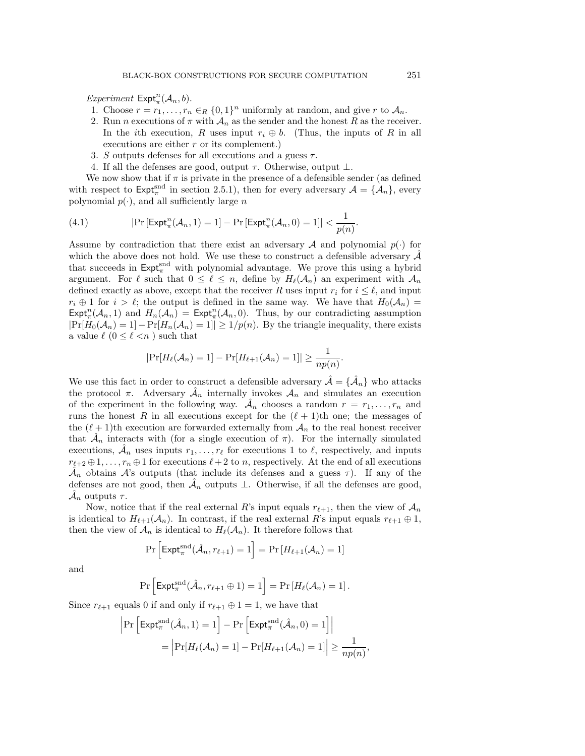*Experiment* $\mathsf{Expt}^n_\pi(\mathcal{A}_n, b)$.

1. Choose $r = r_1, \ldots, r_n \in_R \{0,1\}^n$ uniformly at random, and give $r$ to $\mathcal{A}_n$.
2. Run $n$ executions of $\pi$ with $\mathcal{A}_n$ as the sender and the honest $R$ as the receiver. In the $i$th execution, $R$ uses input $r_i \oplus b$. (Thus, the inputs of $R$ in all executions are either $r$ or its complement.)
3. $S$ outputs defenses for all executions and a guess $\tau$.
4. If all the defenses are good, output $\tau$. Otherwise, output $\perp$.

We now show that if $\pi$ is private in the presence of a defensible sender (as defined with respect to $\mathsf{Expt}^{\text{snd}}_\pi$ in section 2.5.1), then for every adversary $\mathcal{A} = \{\mathcal{A}_n\}$, every polynomial $p(\cdot)$, and all sufficiently large $n$

$$|\Pr[\mathsf{Expt}^n_\pi(\mathcal{A}_n, 1) = 1] - \Pr[\mathsf{Expt}^n_\pi(\mathcal{A}_n, 0) = 1]| < \frac{1}{p(n)}. \tag{4.1}$$

Assume by contradiction that there exist an adversary $\mathcal{A}$ and polynomial $p(\cdot)$ for which the above does not hold. We use these to construct a defensible adversary $\hat{\mathcal{A}}$ that succeeds in $\mathsf{Expt}^{\text{snd}}_\pi$ with polynomial advantage. We prove this using a hybrid argument. For $\ell$ such that $0 \leq \ell \leq n$, define by $H_\ell(\mathcal{A}_n)$ an experiment with $\mathcal{A}_n$ defined exactly as above, except that the receiver $R$ uses input $r_i$ for $i \leq \ell$, and input $r_i \oplus 1$ for $i > \ell$; the output is defined in the same way. We have that $H_0(\mathcal{A}_n) = \mathsf{Expt}^n_\pi(\mathcal{A}_n, 1)$ and $H_n(\mathcal{A}_n) = \mathsf{Expt}^n_\pi(\mathcal{A}_n, 0)$. Thus, by our contradicting assumption $|\Pr[H_0(\mathcal{A}_n) = 1] - \Pr[H_n(\mathcal{A}_n) = 1]| \geq 1/p(n)$. By the triangle inequality, there exists a value $\ell$ ($0 \leq \ell < n$ ) such that

$$|\Pr[H_\ell(\mathcal{A}_n) = 1] - \Pr[H_{\ell+1}(\mathcal{A}_n) = 1]| \geq \frac{1}{np(n)}.$$

We use this fact in order to construct a defensible adversary $\hat{\mathcal{A}} = \{\hat{\mathcal{A}}_n\}$ who attacks the protocol $\pi$. Adversary $\hat{\mathcal{A}}_n$ internally invokes $\mathcal{A}_n$ and simulates an execution of the experiment in the following way. $\hat{\mathcal{A}}_n$ chooses a random $r = r_1, \ldots, r_n$ and runs the honest $R$ in all executions except for the $(\ell+1)$th one; the messages of the $(\ell+1)$th execution are forwarded externally from $\mathcal{A}_n$ to the real honest receiver that $\hat{\mathcal{A}}_n$ interacts with (for a single execution of $\pi$). For the internally simulated executions, $\hat{\mathcal{A}}_n$ uses inputs $r_1, \ldots, r_\ell$ for executions 1 to $\ell$, respectively, and inputs $r_{\ell+2} \oplus 1, \ldots, r_n \oplus 1$ for executions $\ell+2$ to $n$, respectively. At the end of all executions $\hat{\mathcal{A}}_n$ obtains $\mathcal{A}$'s outputs (that include its defenses and a guess $\tau$). If any of the defenses are not good, then $\hat{\mathcal{A}}_n$ outputs $\perp$. Otherwise, if all the defenses are good, $\hat{\mathcal{A}}_n$ outputs $\tau$.

Now, notice that if the real external $R$'s input equals $r_{\ell+1}$, then the view of $\mathcal{A}_n$ is identical to $H_{\ell+1}(\mathcal{A}_n)$. In contrast, if the real external $R$'s input equals $r_{\ell+1} \oplus 1$, then the view of $\mathcal{A}_n$ is identical to $H_\ell(\mathcal{A}_n)$. It therefore follows that

$$\Pr\left[\mathsf{Expt}^{\text{snd}}_\pi(\hat{\mathcal{A}}_n, r_{\ell+1}) = 1\right] = \Pr[H_{\ell+1}(\mathcal{A}_n) = 1]$$

and

$$\Pr\left[\mathsf{Expt}^{\text{snd}}_\pi(\hat{\mathcal{A}}_n, r_{\ell+1} \oplus 1) = 1\right] = \Pr[H_\ell(\mathcal{A}_n) = 1].$$

Since $r_{\ell+1}$ equals 0 if and only if $r_{\ell+1} \oplus 1 = 1$, we have that

$$\begin{aligned}
&\left|\Pr\left[\mathsf{Expt}^{\text{snd}}_\pi(\hat{\mathcal{A}}_n, 1) = 1\right] - \Pr\left[\mathsf{Expt}^{\text{snd}}_\pi(\hat{\mathcal{A}}_n, 0) = 1\right]\right| \\
&\qquad = \left|\Pr[H_\ell(\mathcal{A}_n) = 1] - \Pr[H_{\ell+1}(\mathcal{A}_n) = 1]\right| \geq \frac{1}{np(n)},
\end{aligned}$$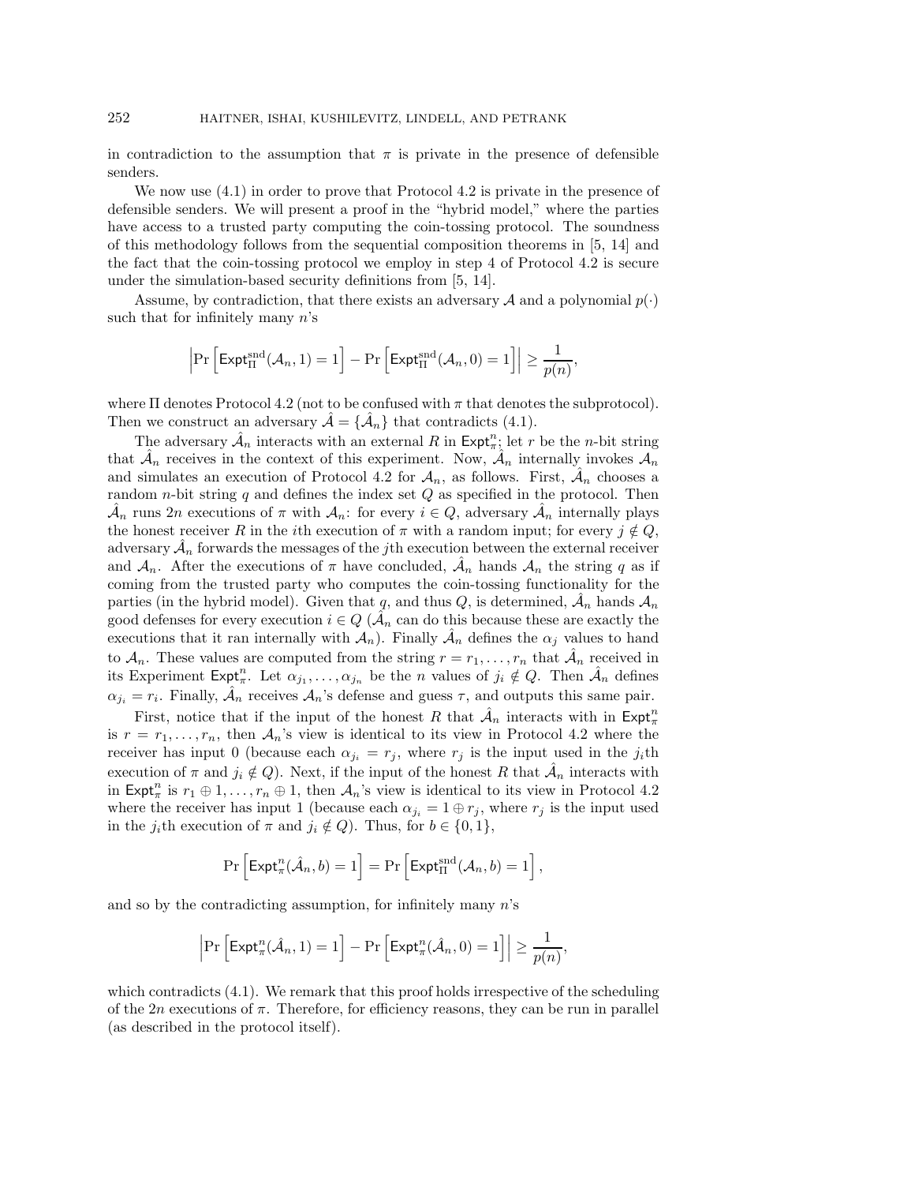in contradiction to the assumption that $\pi$ is private in the presence of defensible senders.

We now use (4.1) in order to prove that Protocol 4.2 is private in the presence of defensible senders. We will present a proof in the "hybrid model," where the parties have access to a trusted party computing the coin-tossing protocol. The soundness of this methodology follows from the sequential composition theorems in [5, 14] and the fact that the coin-tossing protocol we employ in step 4 of Protocol 4.2 is secure under the simulation-based security definitions from [5, 14].

Assume, by contradiction, that there exists an adversary $\mathcal{A}$ and a polynomial $p(\cdot)$ such that for infinitely many $n$'s

$$\left|\Pr\left[\mathsf{Expt}_{\Pi}^{\mathrm{snd}}(\mathcal{A}_n, 1) = 1\right] - \Pr\left[\mathsf{Expt}_{\Pi}^{\mathrm{snd}}(\mathcal{A}_n, 0) = 1\right]\right| \geq \frac{1}{p(n)},$$

where $\Pi$ denotes Protocol 4.2 (not to be confused with $\pi$ that denotes the subprotocol). Then we construct an adversary $\hat{\mathcal{A}} = \{\hat{\mathcal{A}}_n\}$ that contradicts (4.1).

The adversary $\hat{\mathcal{A}}_n$ interacts with an external $R$ in $\mathsf{Expt}_{\pi}^{n}$; let $r$ be the $n$-bit string that $\hat{\mathcal{A}}_n$ receives in the context of this experiment. Now, $\hat{\mathcal{A}}_n$ internally invokes $\mathcal{A}_n$ and simulates an execution of Protocol 4.2 for $\mathcal{A}_n$, as follows. First, $\hat{\mathcal{A}}_n$ chooses a random $n$-bit string $q$ and defines the index set $Q$ as specified in the protocol. Then $\hat{\mathcal{A}}_n$ runs $2n$ executions of $\pi$ with $\mathcal{A}_n$: for every $i \in Q$, adversary $\hat{\mathcal{A}}_n$ internally plays the honest receiver $R$ in the $i$th execution of $\pi$ with a random input; for every $j \notin Q$, adversary $\hat{\mathcal{A}}_n$ forwards the messages of the $j$th execution between the external receiver and $\mathcal{A}_n$. After the executions of $\pi$ have concluded, $\hat{\mathcal{A}}_n$ hands $\mathcal{A}_n$ the string $q$ as if coming from the trusted party who computes the coin-tossing functionality for the parties (in the hybrid model). Given that $q$, and thus $Q$, is determined, $\hat{\mathcal{A}}_n$ hands $\mathcal{A}_n$ good defenses for every execution $i \in Q$ ($\hat{\mathcal{A}}_n$ can do this because these are exactly the executions that it ran internally with $\mathcal{A}_n$). Finally $\hat{\mathcal{A}}_n$ defines the $\alpha_j$ values to hand to $\mathcal{A}_n$. These values are computed from the string $r = r_1, \ldots, r_n$ that $\hat{\mathcal{A}}_n$ received in its Experiment $\mathsf{Expt}_{\pi}^{n}$. Let $\alpha_{j_1}, \ldots, \alpha_{j_n}$ be the $n$ values of $j_i \notin Q$. Then $\hat{\mathcal{A}}_n$ defines $\alpha_{j_i} = r_i$. Finally, $\hat{\mathcal{A}}_n$ receives $\mathcal{A}_n$'s defense and guess $\tau$, and outputs this same pair.

First, notice that if the input of the honest $R$ that $\hat{\mathcal{A}}_n$ interacts with in $\mathsf{Expt}_{\pi}^{n}$ is $r = r_1, \ldots, r_n$, then $\mathcal{A}_n$'s view is identical to its view in Protocol 4.2 where the receiver has input 0 (because each $\alpha_{j_i} = r_j$, where $r_j$ is the input used in the $j_i$th execution of $\pi$ and $j_i \notin Q$). Next, if the input of the honest $R$ that $\hat{\mathcal{A}}_n$ interacts with in $\mathsf{Expt}_{\pi}^{n}$ is $r_1 \oplus 1, \ldots, r_n \oplus 1$, then $\mathcal{A}_n$'s view is identical to its view in Protocol 4.2 where the receiver has input 1 (because each $\alpha_{j_i} = 1 \oplus r_j$, where $r_j$ is the input used in the $j_i$th execution of $\pi$ and $j_i \notin Q$). Thus, for $b \in \{0, 1\}$,

$$\Pr\left[\mathsf{Expt}_{\pi}^{n}(\hat{\mathcal{A}}_n, b) = 1\right] = \Pr\left[\mathsf{Expt}_{\Pi}^{\mathrm{snd}}(\mathcal{A}_n, b) = 1\right],$$

and so by the contradicting assumption, for infinitely many $n$'s

$$\left|\Pr\left[\mathsf{Expt}_{\pi}^{n}(\hat{\mathcal{A}}_n, 1) = 1\right] - \Pr\left[\mathsf{Expt}_{\pi}^{n}(\hat{\mathcal{A}}_n, 0) = 1\right]\right| \geq \frac{1}{p(n)},$$

which contradicts (4.1). We remark that this proof holds irrespective of the scheduling of the $2n$ executions of $\pi$. Therefore, for efficiency reasons, they can be run in parallel (as described in the protocol itself).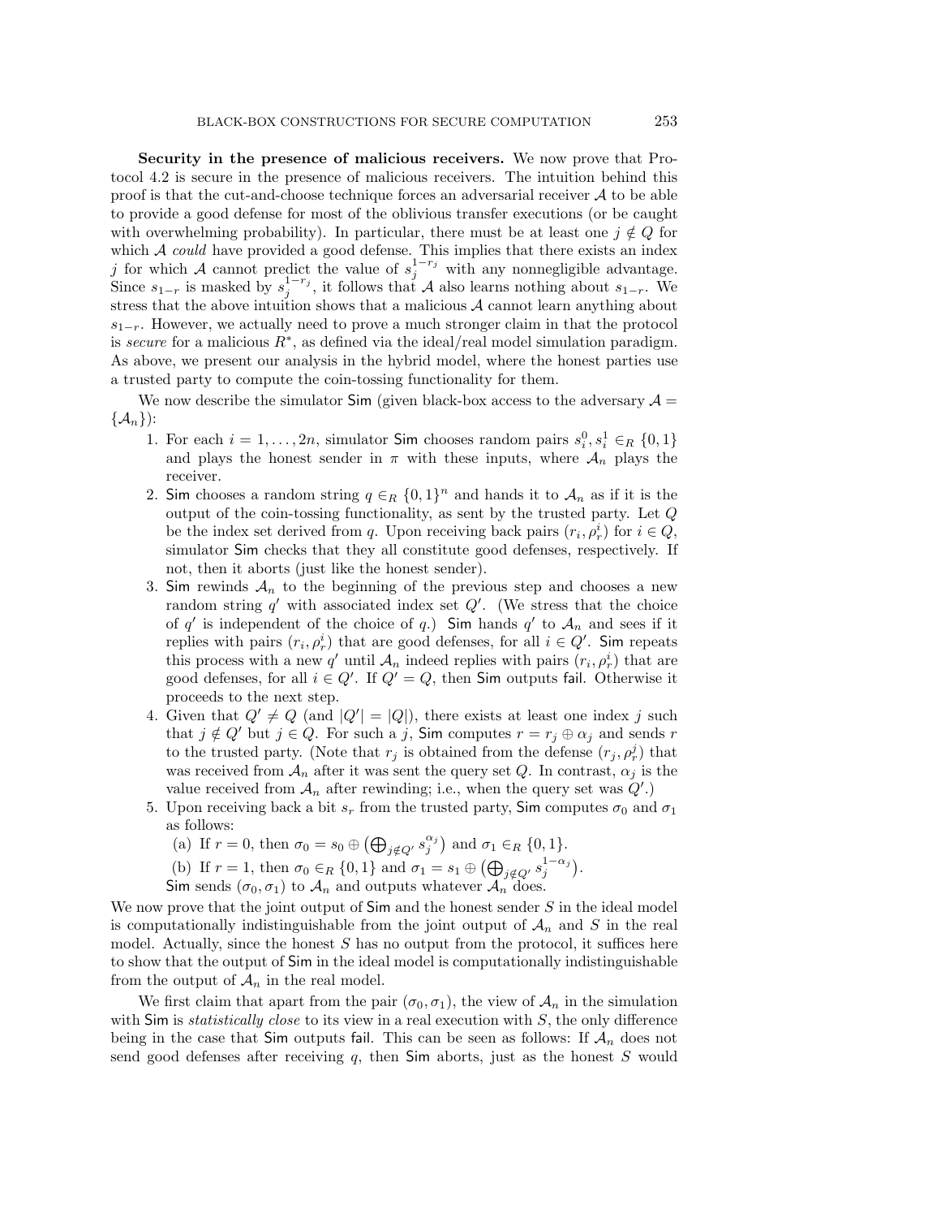**Security in the presence of malicious receivers.** We now prove that Protocol 4.2 is secure in the presence of malicious receivers. The intuition behind this proof is that the cut-and-choose technique forces an adversarial receiver $\mathcal{A}$ to be able to provide a good defense for most of the oblivious transfer executions (or be caught with overwhelming probability). In particular, there must be at least one $j \notin Q$ for which $\mathcal{A}$ *could* have provided a good defense. This implies that there exists an index $j$ for which $\mathcal{A}$ cannot predict the value of $s_j^{1-r_j}$ with any nonnegligible advantage. Since $s_{1-r}$ is masked by $s_j^{1-r_j}$, it follows that $\mathcal{A}$ also learns nothing about $s_{1-r}$. We stress that the above intuition shows that a malicious $\mathcal{A}$ cannot learn anything about $s_{1-r}$. However, we actually need to prove a much stronger claim in that the protocol is *secure* for a malicious $R^*$, as defined via the ideal/real model simulation paradigm. As above, we present our analysis in the hybrid model, where the honest parties use a trusted party to compute the coin-tossing functionality for them.

We now describe the simulator $\mathsf{Sim}$ (given black-box access to the adversary $\mathcal{A} = \{\mathcal{A}_n\}$):

1. For each $i = 1, \ldots, 2n$, simulator $\mathsf{Sim}$ chooses random pairs $s_i^0, s_i^1 \in_R \{0,1\}$ and plays the honest sender in $\pi$ with these inputs, where $\mathcal{A}_n$ plays the receiver.
2. $\mathsf{Sim}$ chooses a random string $q \in_R \{0,1\}^n$ and hands it to $\mathcal{A}_n$ as if it is the output of the coin-tossing functionality, as sent by the trusted party. Let $Q$ be the index set derived from $q$. Upon receiving back pairs $(r_i, \rho_r^i)$ for $i \in Q$, simulator $\mathsf{Sim}$ checks that they all constitute good defenses, respectively. If not, then it aborts (just like the honest sender).
3. $\mathsf{Sim}$ rewinds $\mathcal{A}_n$ to the beginning of the previous step and chooses a new random string $q'$ with associated index set $Q'$. (We stress that the choice of $q'$ is independent of the choice of $q$.) $\mathsf{Sim}$ hands $q'$ to $\mathcal{A}_n$ and sees if it replies with pairs $(r_i, \rho_r^i)$ that are good defenses, for all $i \in Q'$. $\mathsf{Sim}$ repeats this process with a new $q'$ until $\mathcal{A}_n$ indeed replies with pairs $(r_i, \rho_r^i)$ that are good defenses, for all $i \in Q'$. If $Q' = Q$, then $\mathsf{Sim}$ outputs $\mathsf{fail}$. Otherwise it proceeds to the next step.
4. Given that $Q' \neq Q$ (and $|Q'| = |Q|$), there exists at least one index $j$ such that $j \notin Q'$ but $j \in Q$. For such a $j$, $\mathsf{Sim}$ computes $r = r_j \oplus \alpha_j$ and sends $r$ to the trusted party. (Note that $r_j$ is obtained from the defense $(r_j, \rho_r^j)$ that was received from $\mathcal{A}_n$ after it was sent the query set $Q$. In contrast, $\alpha_j$ is the value received from $\mathcal{A}_n$ after rewinding; i.e., when the query set was $Q'$.)
5. Upon receiving back a bit $s_r$ from the trusted party, $\mathsf{Sim}$ computes $\sigma_0$ and $\sigma_1$ as follows:
   (a) If $r = 0$, then $\sigma_0 = s_0 \oplus \left(\bigoplus_{j \notin Q'} s_j^{\alpha_j}\right)$ and $\sigma_1 \in_R \{0,1\}$.
   (b) If $r = 1$, then $\sigma_0 \in_R \{0,1\}$ and $\sigma_1 = s_1 \oplus \left(\bigoplus_{j \notin Q'} s_j^{1-\alpha_j}\right)$.
   $\mathsf{Sim}$ sends $(\sigma_0, \sigma_1)$ to $\mathcal{A}_n$ and outputs whatever $\mathcal{A}_n$ does.

We now prove that the joint output of $\mathsf{Sim}$ and the honest sender $S$ in the ideal model is computationally indistinguishable from the joint output of $\mathcal{A}_n$ and $S$ in the real model. Actually, since the honest $S$ has no output from the protocol, it suffices here to show that the output of $\mathsf{Sim}$ in the ideal model is computationally indistinguishable from the output of $\mathcal{A}_n$ in the real model.

We first claim that apart from the pair $(\sigma_0, \sigma_1)$, the view of $\mathcal{A}_n$ in the simulation with $\mathsf{Sim}$ is *statistically close* to its view in a real execution with $S$, the only difference being in the case that $\mathsf{Sim}$ outputs $\mathsf{fail}$. This can be seen as follows: If $\mathcal{A}_n$ does not send good defenses after receiving $q$, then $\mathsf{Sim}$ aborts, just as the honest $S$ would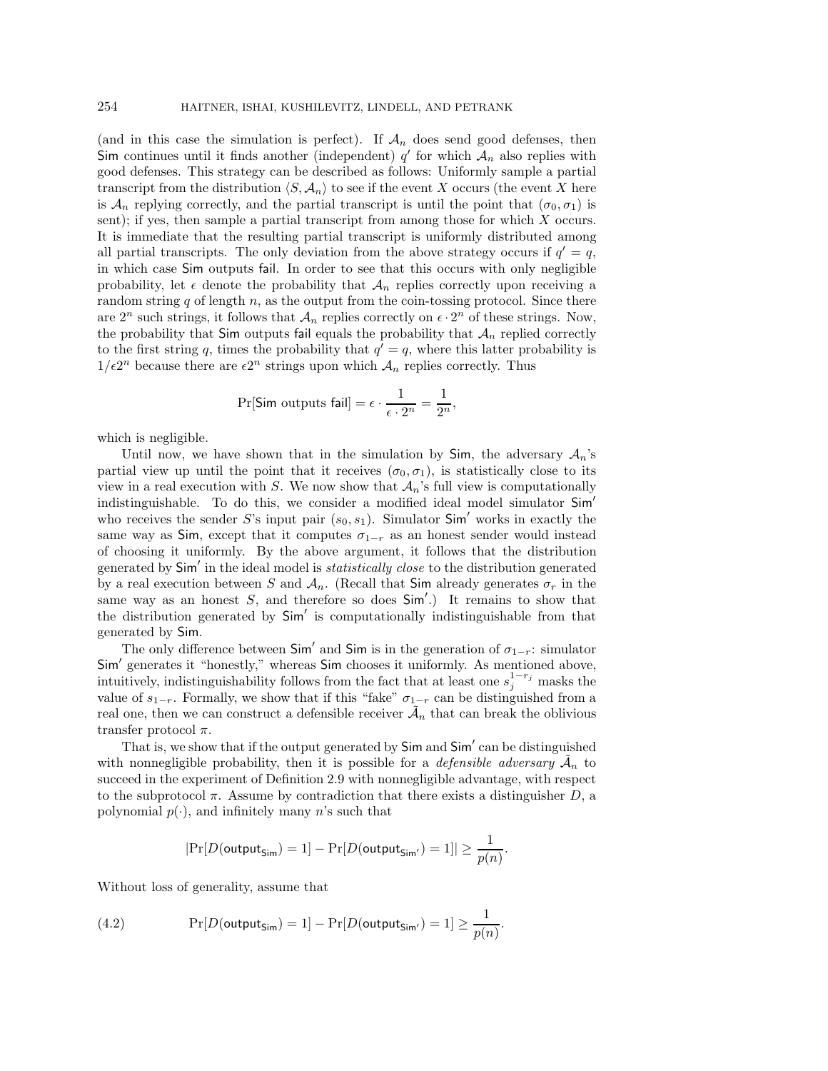(and in this case the simulation is perfect). If $\mathcal{A}_n$ does send good defenses, then $\mathsf{Sim}$ continues until it finds another (independent) $q'$ for which $\mathcal{A}_n$ also replies with good defenses. This strategy can be described as follows: Uniformly sample a partial transcript from the distribution $\langle S, \mathcal{A}_n \rangle$ to see if the event $X$ occurs (the event $X$ here is $\mathcal{A}_n$ replying correctly, and the partial transcript is until the point that $(\sigma_0, \sigma_1)$ is sent); if yes, then sample a partial transcript from among those for which $X$ occurs. It is immediate that the resulting partial transcript is uniformly distributed among all partial transcripts. The only deviation from the above strategy occurs if $q' = q$, in which case $\mathsf{Sim}$ outputs $\mathsf{fail}$. In order to see that this occurs with only negligible probability, let $\epsilon$ denote the probability that $\mathcal{A}_n$ replies correctly upon receiving a random string $q$ of length $n$, as the output from the coin-tossing protocol. Since there are $2^n$ such strings, it follows that $\mathcal{A}_n$ replies correctly on $\epsilon \cdot 2^n$ of these strings. Now, the probability that $\mathsf{Sim}$ outputs $\mathsf{fail}$ equals the probability that $\mathcal{A}_n$ replied correctly to the first string $q$, times the probability that $q' = q$, where this latter probability is $1/\epsilon 2^n$ because there are $\epsilon 2^n$ strings upon which $\mathcal{A}_n$ replies correctly. Thus

$$\Pr[\mathsf{Sim} \text{ outputs } \mathsf{fail}] = \epsilon \cdot \frac{1}{\epsilon \cdot 2^n} = \frac{1}{2^n},$$

which is negligible.

Until now, we have shown that in the simulation by $\mathsf{Sim}$, the adversary $\mathcal{A}_n$'s partial view up until the point that it receives $(\sigma_0, \sigma_1)$, is statistically close to its view in a real execution with $S$. We now show that $\mathcal{A}_n$'s full view is computationally indistinguishable. To do this, we consider a modified ideal model simulator $\mathsf{Sim}'$ who receives the sender $S$'s input pair $(s_0, s_1)$. Simulator $\mathsf{Sim}'$ works in exactly the same way as $\mathsf{Sim}$, except that it computes $\sigma_{1-r}$ as an honest sender would instead of choosing it uniformly. By the above argument, it follows that the distribution generated by $\mathsf{Sim}'$ in the ideal model is *statistically close* to the distribution generated by a real execution between $S$ and $\mathcal{A}_n$. (Recall that $\mathsf{Sim}$ already generates $\sigma_r$ in the same way as an honest $S$, and therefore so does $\mathsf{Sim}'$.) It remains to show that the distribution generated by $\mathsf{Sim}'$ is computationally indistinguishable from that generated by $\mathsf{Sim}$.

The only difference between $\mathsf{Sim}'$ and $\mathsf{Sim}$ is in the generation of $\sigma_{1-r}$: simulator $\mathsf{Sim}'$ generates it "honestly," whereas $\mathsf{Sim}$ chooses it uniformly. As mentioned above, intuitively, indistinguishability follows from the fact that at least one $s_j^{1-r_j}$ masks the value of $s_{1-r}$. Formally, we show that if this "fake" $\sigma_{1-r}$ can be distinguished from a real one, then we can construct a defensible receiver $\tilde{\mathcal{A}}_n$ that can break the oblivious transfer protocol $\pi$.

That is, we show that if the output generated by $\mathsf{Sim}$ and $\mathsf{Sim}'$ can be distinguished with nonnegligible probability, then it is possible for a *defensible adversary* $\tilde{\mathcal{A}}_n$ to succeed in the experiment of Definition 2.9 with nonnegligible advantage, with respect to the subprotocol $\pi$. Assume by contradiction that there exists a distinguisher $D$, a polynomial $p(\cdot)$, and infinitely many $n$'s such that

$$|\Pr[D(\mathsf{output}_{\mathsf{Sim}}) = 1] - \Pr[D(\mathsf{output}_{\mathsf{Sim}'}) = 1]| \geq \frac{1}{p(n)}.$$

Without loss of generality, assume that

$$\Pr[D(\mathsf{output}_{\mathsf{Sim}}) = 1] - \Pr[D(\mathsf{output}_{\mathsf{Sim}'}) = 1] \geq \frac{1}{p(n)}. \tag{4.2}$$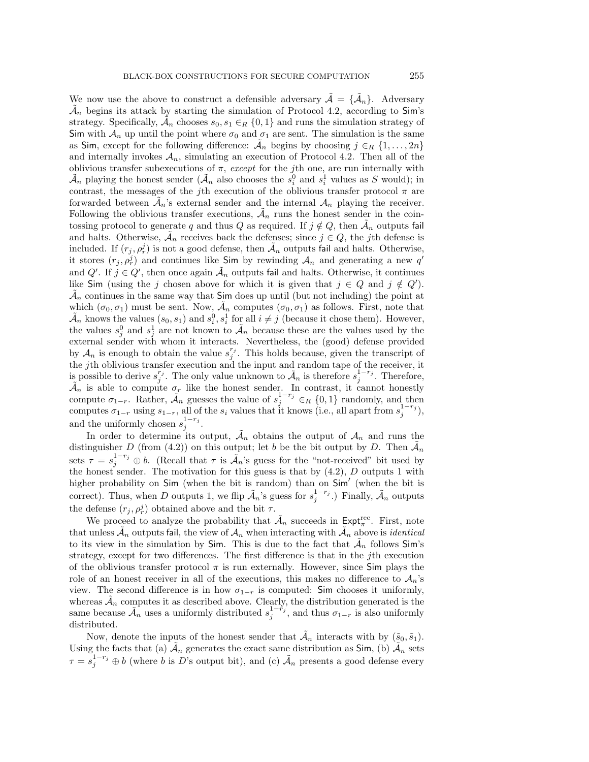We now use the above to construct a defensible adversary $\tilde{\mathcal{A}} = \{\tilde{\mathcal{A}}_n\}$. Adversary $\tilde{\mathcal{A}}_n$ begins its attack by starting the simulation of Protocol 4.2, according to $\mathsf{Sim}$'s strategy. Specifically, $\tilde{\mathcal{A}}_n$ chooses $s_0, s_1 \in_R \{0,1\}$ and runs the simulation strategy of $\mathsf{Sim}$ with $\mathcal{A}_n$ up until the point where $\sigma_0$ and $\sigma_1$ are sent. The simulation is the same as $\mathsf{Sim}$, except for the following difference: $\tilde{\mathcal{A}}_n$ begins by choosing $j \in_R \{1,\dots,2n\}$ and internally invokes $\mathcal{A}_n$, simulating an execution of Protocol 4.2. Then all of the oblivious transfer subexecutions of $\pi$, *except* for the $j$th one, are run internally with $\tilde{\mathcal{A}}_n$ playing the honest sender ($\tilde{\mathcal{A}}_n$ also chooses the $s_i^0$ and $s_i^1$ values as $S$ would); in contrast, the messages of the $j$th execution of the oblivious transfer protocol $\pi$ are forwarded between $\tilde{\mathcal{A}}_n$'s external sender and the internal $\mathcal{A}_n$ playing the receiver. Following the oblivious transfer executions, $\tilde{\mathcal{A}}_n$ runs the honest sender in the coin-tossing protocol to generate $q$ and thus $Q$ as required. If $j \notin Q$, then $\tilde{\mathcal{A}}_n$ outputs $\mathsf{fail}$ and halts. Otherwise, $\tilde{\mathcal{A}}_n$ receives back the defenses; since $j \in Q$, the $j$th defense is included. If $(r_j, \rho_r^j)$ is not a good defense, then $\tilde{\mathcal{A}}_n$ outputs $\mathsf{fail}$ and halts. Otherwise, it stores $(r_j, \rho_r^j)$ and continues like $\mathsf{Sim}$ by rewinding $\mathcal{A}_n$ and generating a new $q'$ and $Q'$. If $j \in Q'$, then once again $\tilde{\mathcal{A}}_n$ outputs $\mathsf{fail}$ and halts. Otherwise, it continues like $\mathsf{Sim}$ (using the $j$ chosen above for which it is given that $j \in Q$ and $j \notin Q'$). $\tilde{\mathcal{A}}_n$ continues in the same way that $\mathsf{Sim}$ does up until (but not including) the point at which $(\sigma_0, \sigma_1)$ must be sent. Now, $\tilde{\mathcal{A}}_n$ computes $(\sigma_0, \sigma_1)$ as follows. First, note that $\tilde{\mathcal{A}}_n$ knows the values $(s_0, s_1)$ and $s_i^0, s_i^1$ for all $i \neq j$ (because it chose them). However, the values $s_j^0$ and $s_j^1$ are not known to $\tilde{\mathcal{A}}_n$ because these are the values used by the external sender with whom it interacts. Nevertheless, the (good) defense provided by $\mathcal{A}_n$ is enough to obtain the value $s_j^{r_j}$. This holds because, given the transcript of the $j$th oblivious transfer execution and the input and random tape of the receiver, it is possible to derive $s_j^{r_j}$. The only value unknown to $\tilde{\mathcal{A}}_n$ is therefore $s_j^{1-r_j}$. Therefore, $\tilde{\mathcal{A}}_n$ is able to compute $\sigma_r$ like the honest sender. In contrast, it cannot honestly compute $\sigma_{1-r}$. Rather, $\tilde{\mathcal{A}}_n$ guesses the value of $s_j^{1-r_j} \in_R \{0,1\}$ randomly, and then computes $\sigma_{1-r}$ using $s_{1-r}$, all of the $s_i$ values that it knows (i.e., all apart from $s_j^{1-r_j}$), and the uniformly chosen $s_j^{1-r_j}$.

In order to determine its output, $\tilde{\mathcal{A}}_n$ obtains the output of $\mathcal{A}_n$ and runs the distinguisher $D$ (from (4.2)) on this output; let $b$ be the bit output by $D$. Then $\tilde{\mathcal{A}}_n$ sets $\tau = s_j^{1-r_j} \oplus b$. (Recall that $\tau$ is $\tilde{\mathcal{A}}_n$'s guess for the "not-received" bit used by the honest sender. The motivation for this guess is that by (4.2), $D$ outputs 1 with higher probability on $\mathsf{Sim}$ (when the bit is random) than on $\mathsf{Sim}'$ (when the bit is correct). Thus, when $D$ outputs 1, we flip $\tilde{\mathcal{A}}_n$'s guess for $s_j^{1-r_j}$.) Finally, $\tilde{\mathcal{A}}_n$ outputs the defense $(r_j, \rho_r^j)$ obtained above and the bit $\tau$.

We proceed to analyze the probability that $\tilde{\mathcal{A}}_n$ succeeds in $\mathsf{Expt}_\pi^{\rm rec}$. First, note that unless $\tilde{\mathcal{A}}_n$ outputs $\mathsf{fail}$, the view of $\mathcal{A}_n$ when interacting with $\tilde{\mathcal{A}}_n$ above is *identical* to its view in the simulation by $\mathsf{Sim}$. This is due to the fact that $\tilde{\mathcal{A}}_n$ follows $\mathsf{Sim}$'s strategy, except for two differences. The first difference is that in the $j$th execution of the oblivious transfer protocol $\pi$ is run externally. However, since $\mathsf{Sim}$ plays the role of an honest receiver in all of the executions, this makes no difference to $\mathcal{A}_n$'s view. The second difference is in how $\sigma_{1-r}$ is computed: $\mathsf{Sim}$ chooses it uniformly, whereas $\tilde{\mathcal{A}}_n$ computes it as described above. Clearly, the distribution generated is the same because $\tilde{\mathcal{A}}_n$ uses a uniformly distributed $s_j^{1-r_j}$, and thus $\sigma_{1-r}$ is also uniformly distributed.

Now, denote the inputs of the honest sender that $\tilde{\mathcal{A}}_n$ interacts with by $(\tilde{s}_0, \tilde{s}_1)$. Using the facts that (a) $\tilde{\mathcal{A}}_n$ generates the exact same distribution as $\mathsf{Sim}$, (b) $\tilde{\mathcal{A}}_n$ sets $\tau = s_j^{1-r_j} \oplus b$ (where $b$ is $D$'s output bit), and (c) $\tilde{\mathcal{A}}_n$ presents a good defense every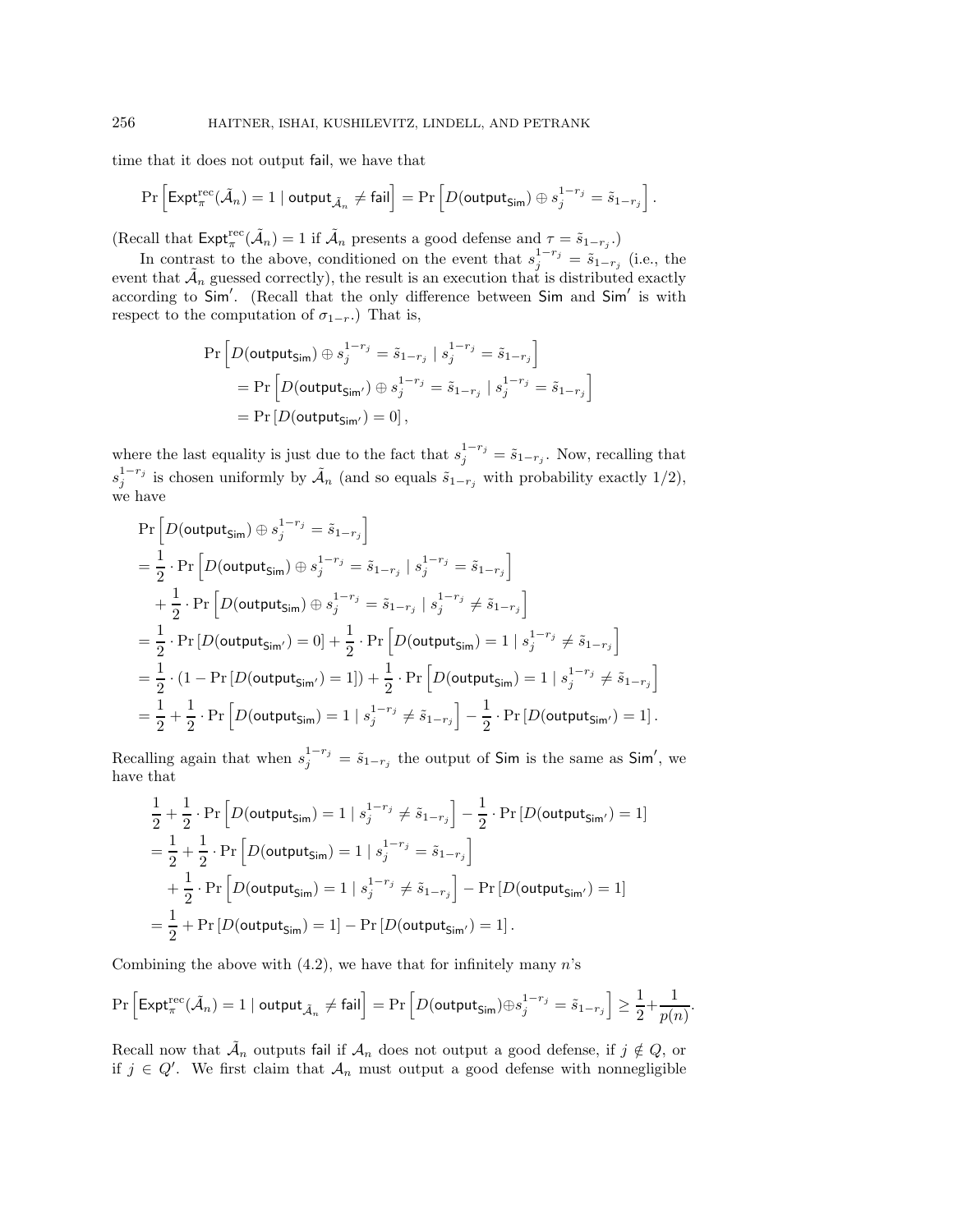time that it does not output fail, we have that

$$\Pr\left[\mathsf{Expt}^{\mathrm{rec}}_{\pi}(\tilde{\mathcal{A}}_n) = 1 \mid \mathsf{output}_{\tilde{\mathcal{A}}_n} \neq \mathsf{fail}\right] = \Pr\left[D(\mathsf{output}_{\mathsf{Sim}}) \oplus s_j^{1-r_j} = \tilde{s}_{1-r_j}\right].$$

(Recall that $\mathsf{Expt}^{\mathrm{rec}}_{\pi}(\tilde{\mathcal{A}}_n) = 1$ if $\tilde{\mathcal{A}}_n$ presents a good defense and $\tau = \tilde{s}_{1-r_j}$.)

In contrast to the above, conditioned on the event that $s_j^{1-r_j} = \tilde{s}_{1-r_j}$ (i.e., the event that $\tilde{\mathcal{A}}_n$ guessed correctly), the result is an execution that is distributed exactly according to $\mathsf{Sim}'$. (Recall that the only difference between $\mathsf{Sim}$ and $\mathsf{Sim}'$ is with respect to the computation of $\sigma_{1-r}$.) That is,

$$\begin{aligned}
&\Pr\left[D(\mathsf{output}_{\mathsf{Sim}}) \oplus s_j^{1-r_j} = \tilde{s}_{1-r_j} \mid s_j^{1-r_j} = \tilde{s}_{1-r_j}\right] \\
&\quad = \Pr\left[D(\mathsf{output}_{\mathsf{Sim}'}) \oplus s_j^{1-r_j} = \tilde{s}_{1-r_j} \mid s_j^{1-r_j} = \tilde{s}_{1-r_j}\right] \\
&\quad = \Pr\left[D(\mathsf{output}_{\mathsf{Sim}'}) = 0\right],
\end{aligned}$$

where the last equality is just due to the fact that $s_j^{1-r_j} = \tilde{s}_{1-r_j}$. Now, recalling that $s_j^{1-r_j}$ is chosen uniformly by $\tilde{\mathcal{A}}_n$ (and so equals $\tilde{s}_{1-r_j}$ with probability exactly 1/2), we have

$$\begin{aligned}
&\Pr\left[D(\mathsf{output}_{\mathsf{Sim}}) \oplus s_j^{1-r_j} = \tilde{s}_{1-r_j}\right] \\
&= \frac{1}{2} \cdot \Pr\left[D(\mathsf{output}_{\mathsf{Sim}}) \oplus s_j^{1-r_j} = \tilde{s}_{1-r_j} \mid s_j^{1-r_j} = \tilde{s}_{1-r_j}\right] \\
&\quad + \frac{1}{2} \cdot \Pr\left[D(\mathsf{output}_{\mathsf{Sim}}) \oplus s_j^{1-r_j} = \tilde{s}_{1-r_j} \mid s_j^{1-r_j} \neq \tilde{s}_{1-r_j}\right] \\
&= \frac{1}{2} \cdot \Pr\left[D(\mathsf{output}_{\mathsf{Sim}'}) = 0\right] + \frac{1}{2} \cdot \Pr\left[D(\mathsf{output}_{\mathsf{Sim}}) = 1 \mid s_j^{1-r_j} \neq \tilde{s}_{1-r_j}\right] \\
&= \frac{1}{2} \cdot \left(1 - \Pr\left[D(\mathsf{output}_{\mathsf{Sim}'}) = 1\right]\right) + \frac{1}{2} \cdot \Pr\left[D(\mathsf{output}_{\mathsf{Sim}}) = 1 \mid s_j^{1-r_j} \neq \tilde{s}_{1-r_j}\right] \\
&= \frac{1}{2} + \frac{1}{2} \cdot \Pr\left[D(\mathsf{output}_{\mathsf{Sim}}) = 1 \mid s_j^{1-r_j} \neq \tilde{s}_{1-r_j}\right] - \frac{1}{2} \cdot \Pr\left[D(\mathsf{output}_{\mathsf{Sim}'}) = 1\right].
\end{aligned}$$

Recalling again that when $s_j^{1-r_j} = \tilde{s}_{1-r_j}$ the output of $\mathsf{Sim}$ is the same as $\mathsf{Sim}'$, we have that

$$\begin{aligned}
&\frac{1}{2} + \frac{1}{2} \cdot \Pr\left[D(\mathsf{output}_{\mathsf{Sim}}) = 1 \mid s_j^{1-r_j} \neq \tilde{s}_{1-r_j}\right] - \frac{1}{2} \cdot \Pr\left[D(\mathsf{output}_{\mathsf{Sim}'}) = 1\right] \\
&= \frac{1}{2} + \frac{1}{2} \cdot \Pr\left[D(\mathsf{output}_{\mathsf{Sim}}) = 1 \mid s_j^{1-r_j} = \tilde{s}_{1-r_j}\right] \\
&\quad + \frac{1}{2} \cdot \Pr\left[D(\mathsf{output}_{\mathsf{Sim}}) = 1 \mid s_j^{1-r_j} \neq \tilde{s}_{1-r_j}\right] - \Pr\left[D(\mathsf{output}_{\mathsf{Sim}'}) = 1\right] \\
&= \frac{1}{2} + \Pr\left[D(\mathsf{output}_{\mathsf{Sim}}) = 1\right] - \Pr\left[D(\mathsf{output}_{\mathsf{Sim}'}) = 1\right].
\end{aligned}$$

Combining the above with (4.2), we have that for infinitely many $n$'s

$$\Pr\left[\mathsf{Expt}^{\mathrm{rec}}_{\pi}(\tilde{\mathcal{A}}_n) = 1 \mid \mathsf{output}_{\tilde{\mathcal{A}}_n} \neq \mathsf{fail}\right] = \Pr\left[D(\mathsf{output}_{\mathsf{Sim}}) \oplus s_j^{1-r_j} = \tilde{s}_{1-r_j}\right] \geq \frac{1}{2} + \frac{1}{p(n)}.$$

Recall now that $\tilde{\mathcal{A}}_n$ outputs fail if $\mathcal{A}_n$ does not output a good defense, if $j \notin Q$, or if $j \in Q'$. We first claim that $\mathcal{A}_n$ must output a good defense with nonnegligible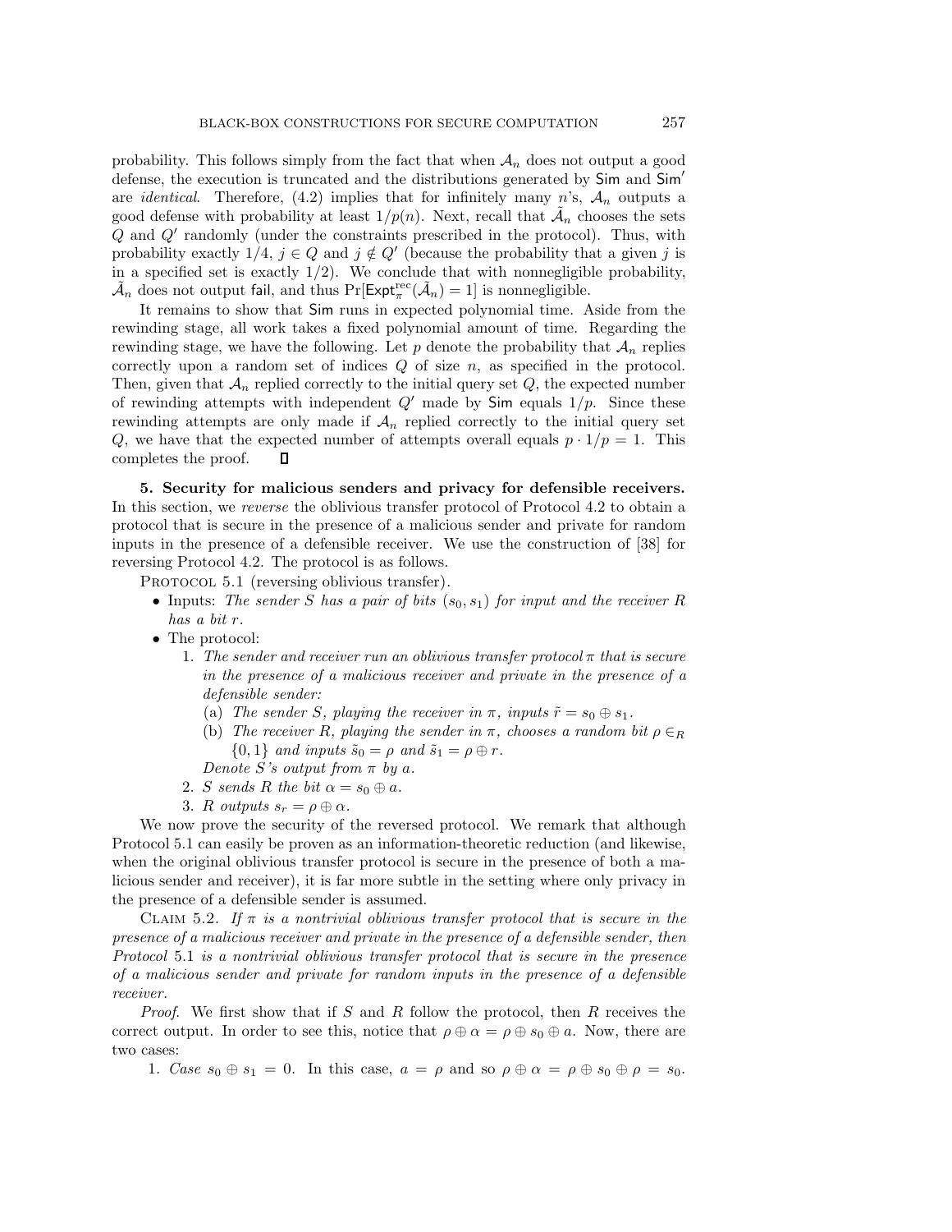probability. This follows simply from the fact that when $\mathcal{A}_n$ does not output a good defense, the execution is truncated and the distributions generated by Sim and Sim′ are *identical*. Therefore, (4.2) implies that for infinitely many $n$'s, $\mathcal{A}_n$ outputs a good defense with probability at least $1/p(n)$. Next, recall that $\tilde{\mathcal{A}}_n$ chooses the sets $Q$ and $Q'$ randomly (under the constraints prescribed in the protocol). Thus, with probability exactly $1/4$, $j \in Q$ and $j \notin Q'$ (because the probability that a given $j$ is in a specified set is exactly $1/2$). We conclude that with nonnegligible probability, $\tilde{\mathcal{A}}_n$ does not output fail, and thus $\Pr[\mathsf{Expt}^{\mathrm{rec}}_{\pi}(\tilde{\mathcal{A}}_n) = 1]$ is nonnegligible.

It remains to show that Sim runs in expected polynomial time. Aside from the rewinding stage, all work takes a fixed polynomial amount of time. Regarding the rewinding stage, we have the following. Let $p$ denote the probability that $\mathcal{A}_n$ replies correctly upon a random set of indices $Q$ of size $n$, as specified in the protocol. Then, given that $\mathcal{A}_n$ replied correctly to the initial query set $Q$, the expected number of rewinding attempts with independent $Q'$ made by Sim equals $1/p$. Since these rewinding attempts are only made if $\mathcal{A}_n$ replied correctly to the initial query set $Q$, we have that the expected number of attempts overall equals $p \cdot 1/p = 1$. This completes the proof. ∎

**5. Security for malicious senders and privacy for defensible receivers.** In this section, we *reverse* the oblivious transfer protocol of Protocol 4.2 to obtain a protocol that is secure in the presence of a malicious sender and private for random inputs in the presence of a defensible receiver. We use the construction of [38] for reversing Protocol 4.2. The protocol is as follows.

Protocol 5.1 (reversing oblivious transfer).

- Inputs: *The sender $S$ has a pair of bits $(s_0, s_1)$ for input and the receiver $R$ has a bit $r$.*
- The protocol:
  1. *The sender and receiver run an oblivious transfer protocol $\pi$ that is secure in the presence of a malicious receiver and private in the presence of a defensible sender:*
     (a) *The sender $S$, playing the receiver in $\pi$, inputs $\tilde{r} = s_0 \oplus s_1$.*
     (b) *The receiver $R$, playing the sender in $\pi$, chooses a random bit $\rho \in_R \{0,1\}$ and inputs $\tilde{s}_0 = \rho$ and $\tilde{s}_1 = \rho \oplus r$.*
     
     *Denote $S$'s output from $\pi$ by $a$.*
  2. *$S$ sends $R$ the bit $\alpha = s_0 \oplus a$.*
  3. *$R$ outputs $s_r = \rho \oplus \alpha$.*

We now prove the security of the reversed protocol. We remark that although Protocol 5.1 can easily be proven as an information-theoretic reduction (and likewise, when the original oblivious transfer protocol is secure in the presence of both a malicious sender and receiver), it is far more subtle in the setting where only privacy in the presence of a defensible sender is assumed.

Claim 5.2. *If $\pi$ is a nontrivial oblivious transfer protocol that is secure in the presence of a malicious receiver and private in the presence of a defensible sender, then Protocol 5.1 is a nontrivial oblivious transfer protocol that is secure in the presence of a malicious sender and private for random inputs in the presence of a defensible receiver.*

*Proof.* We first show that if $S$ and $R$ follow the protocol, then $R$ receives the correct output. In order to see this, notice that $\rho \oplus \alpha = \rho \oplus s_0 \oplus a$. Now, there are two cases:

1. *Case $s_0 \oplus s_1 = 0$.* In this case, $a = \rho$ and so $\rho \oplus \alpha = \rho \oplus s_0 \oplus \rho = s_0$.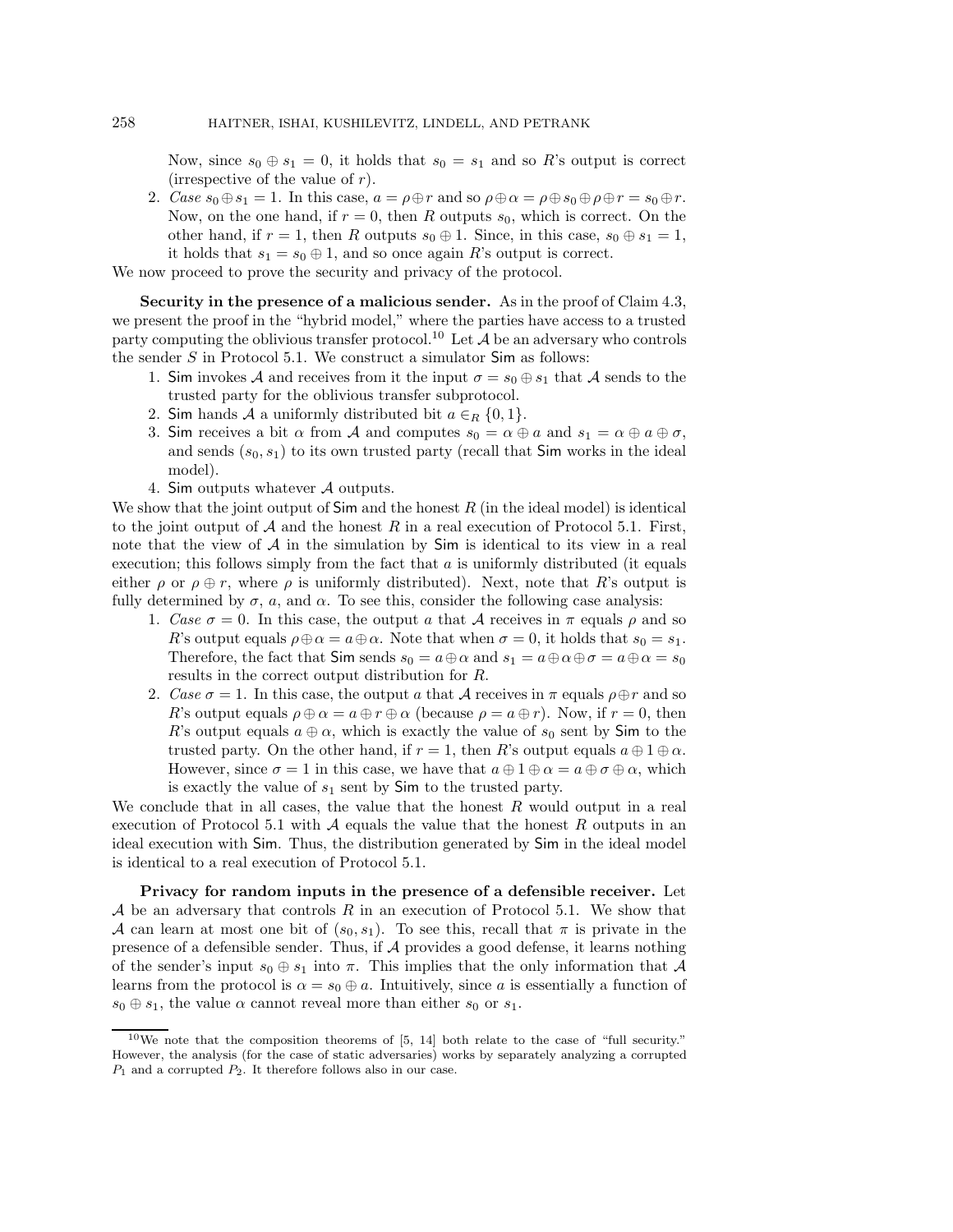Now, since $s_0 \oplus s_1 = 0$, it holds that $s_0 = s_1$ and so $R$'s output is correct (irrespective of the value of $r$).

2. *Case* $s_0 \oplus s_1 = 1$. In this case, $a = \rho \oplus r$ and so $\rho \oplus \alpha = \rho \oplus s_0 \oplus \rho \oplus r = s_0 \oplus r$. Now, on the one hand, if $r = 0$, then $R$ outputs $s_0$, which is correct. On the other hand, if $r = 1$, then $R$ outputs $s_0 \oplus 1$. Since, in this case, $s_0 \oplus s_1 = 1$, it holds that $s_1 = s_0 \oplus 1$, and so once again $R$'s output is correct.

We now proceed to prove the security and privacy of the protocol.

**Security in the presence of a malicious sender.** As in the proof of Claim 4.3, we present the proof in the "hybrid model," where the parties have access to a trusted party computing the oblivious transfer protocol.[10] Let $\mathcal{A}$ be an adversary who controls the sender $S$ in Protocol 5.1. We construct a simulator $\mathsf{Sim}$ as follows:

1. $\mathsf{Sim}$ invokes $\mathcal{A}$ and receives from it the input $\sigma = s_0 \oplus s_1$ that $\mathcal{A}$ sends to the trusted party for the oblivious transfer subprotocol.
2. $\mathsf{Sim}$ hands $\mathcal{A}$ a uniformly distributed bit $a \in_R \{0, 1\}$.
3. $\mathsf{Sim}$ receives a bit $\alpha$ from $\mathcal{A}$ and computes $s_0 = \alpha \oplus a$ and $s_1 = \alpha \oplus a \oplus \sigma$, and sends $(s_0, s_1)$ to its own trusted party (recall that $\mathsf{Sim}$ works in the ideal model).
4. $\mathsf{Sim}$ outputs whatever $\mathcal{A}$ outputs.

We show that the joint output of $\mathsf{Sim}$ and the honest $R$ (in the ideal model) is identical to the joint output of $\mathcal{A}$ and the honest $R$ in a real execution of Protocol 5.1. First, note that the view of $\mathcal{A}$ in the simulation by $\mathsf{Sim}$ is identical to its view in a real execution; this follows simply from the fact that $a$ is uniformly distributed (it equals either $\rho$ or $\rho \oplus r$, where $\rho$ is uniformly distributed). Next, note that $R$'s output is fully determined by $\sigma$, $a$, and $\alpha$. To see this, consider the following case analysis:

1. *Case* $\sigma = 0$. In this case, the output $a$ that $\mathcal{A}$ receives in $\pi$ equals $\rho$ and so $R$'s output equals $\rho \oplus \alpha = a \oplus \alpha$. Note that when $\sigma = 0$, it holds that $s_0 = s_1$. Therefore, the fact that $\mathsf{Sim}$ sends $s_0 = a \oplus \alpha$ and $s_1 = a \oplus \alpha \oplus \sigma = a \oplus \alpha = s_0$ results in the correct output distribution for $R$.
2. *Case* $\sigma = 1$. In this case, the output $a$ that $\mathcal{A}$ receives in $\pi$ equals $\rho \oplus r$ and so $R$'s output equals $\rho \oplus \alpha = a \oplus r \oplus \alpha$ (because $\rho = a \oplus r$). Now, if $r = 0$, then $R$'s output equals $a \oplus \alpha$, which is exactly the value of $s_0$ sent by $\mathsf{Sim}$ to the trusted party. On the other hand, if $r = 1$, then $R$'s output equals $a \oplus 1 \oplus \alpha$. However, since $\sigma = 1$ in this case, we have that $a \oplus 1 \oplus \alpha = a \oplus \sigma \oplus \alpha$, which is exactly the value of $s_1$ sent by $\mathsf{Sim}$ to the trusted party.

We conclude that in all cases, the value that the honest $R$ would output in a real execution of Protocol 5.1 with $\mathcal{A}$ equals the value that the honest $R$ outputs in an ideal execution with $\mathsf{Sim}$. Thus, the distribution generated by $\mathsf{Sim}$ in the ideal model is identical to a real execution of Protocol 5.1.

**Privacy for random inputs in the presence of a defensible receiver.** Let $\mathcal{A}$ be an adversary that controls $R$ in an execution of Protocol 5.1. We show that $\mathcal{A}$ can learn at most one bit of $(s_0, s_1)$. To see this, recall that $\pi$ is private in the presence of a defensible sender. Thus, if $\mathcal{A}$ provides a good defense, it learns nothing of the sender's input $s_0 \oplus s_1$ into $\pi$. This implies that the only information that $\mathcal{A}$ learns from the protocol is $\alpha = s_0 \oplus a$. Intuitively, since $a$ is essentially a function of $s_0 \oplus s_1$, the value $\alpha$ cannot reveal more than either $s_0$ or $s_1$.

[10] We note that the composition theorems of [5, 14] both relate to the case of "full security." However, the analysis (for the case of static adversaries) works by separately analyzing a corrupted $P_1$ and a corrupted $P_2$. It therefore follows also in our case.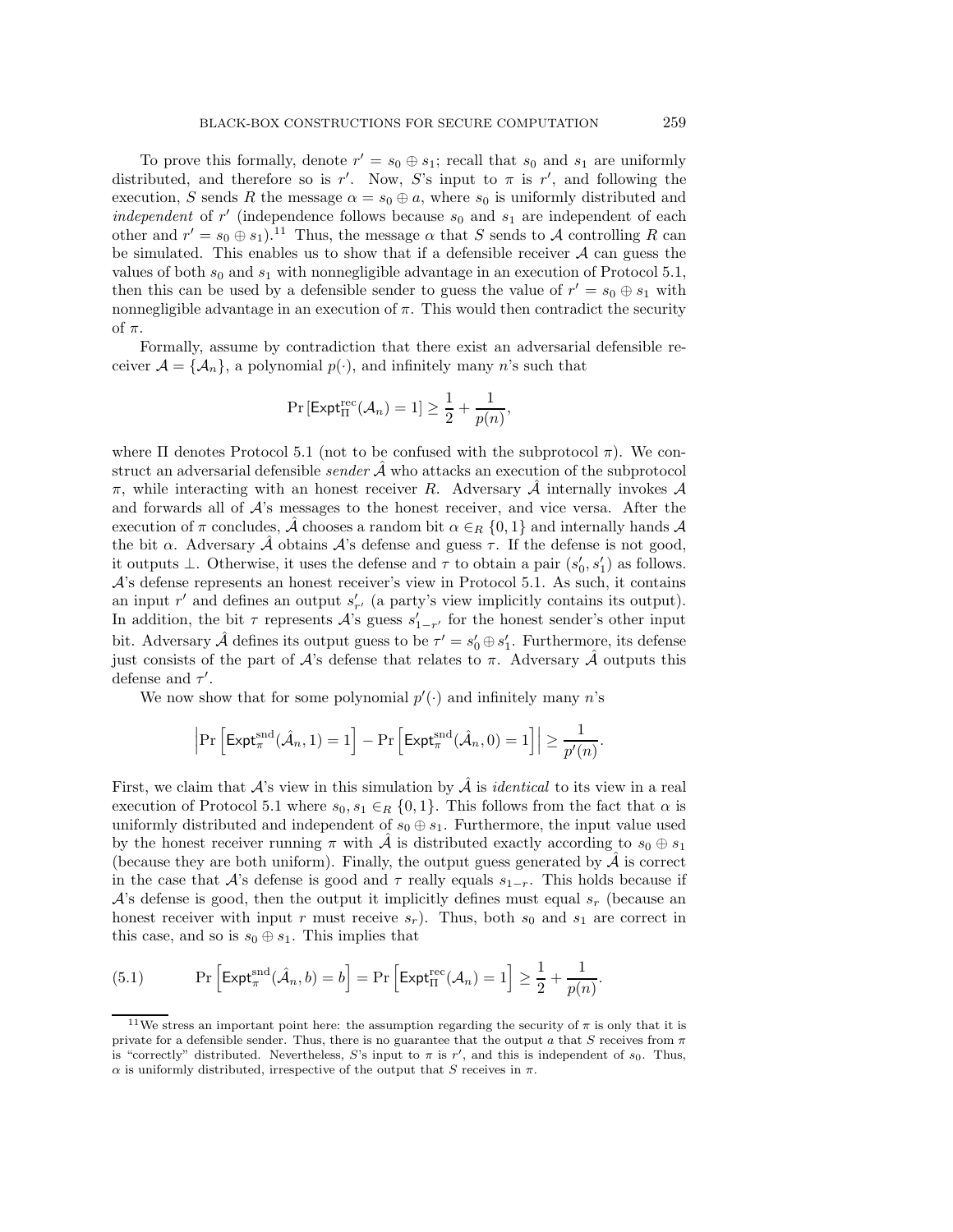To prove this formally, denote $r' = s_0 \oplus s_1$; recall that $s_0$ and $s_1$ are uniformly distributed, and therefore so is $r'$. Now, $S$'s input to $\pi$ is $r'$, and following the execution, $S$ sends $R$ the message $\alpha = s_0 \oplus a$, where $s_0$ is uniformly distributed and *independent* of $r'$ (independence follows because $s_0$ and $s_1$ are independent of each other and $r' = s_0 \oplus s_1$).[11] Thus, the message $\alpha$ that $S$ sends to $\mathcal{A}$ controlling $R$ can be simulated. This enables us to show that if a defensible receiver $\mathcal{A}$ can guess the values of both $s_0$ and $s_1$ with nonnegligible advantage in an execution of Protocol 5.1, then this can be used by a defensible sender to guess the value of $r' = s_0 \oplus s_1$ with nonnegligible advantage in an execution of $\pi$. This would then contradict the security of $\pi$.

Formally, assume by contradiction that there exist an adversarial defensible receiver $\mathcal{A} = \{\mathcal{A}_n\}$, a polynomial $p(\cdot)$, and infinitely many $n$'s such that

$$\Pr\left[\mathsf{Expt}^{\mathrm{rec}}_{\Pi}(\mathcal{A}_n) = 1\right] \geq \frac{1}{2} + \frac{1}{p(n)},$$

where $\Pi$ denotes Protocol 5.1 (not to be confused with the subprotocol $\pi$). We construct an adversarial defensible *sender* $\hat{\mathcal{A}}$ who attacks an execution of the subprotocol $\pi$, while interacting with an honest receiver $R$. Adversary $\hat{\mathcal{A}}$ internally invokes $\mathcal{A}$ and forwards all of $\mathcal{A}$'s messages to the honest receiver, and vice versa. After the execution of $\pi$ concludes, $\hat{\mathcal{A}}$ chooses a random bit $\alpha \in_R \{0,1\}$ and internally hands $\mathcal{A}$ the bit $\alpha$. Adversary $\hat{\mathcal{A}}$ obtains $\mathcal{A}$'s defense and guess $\tau$. If the defense is not good, it outputs $\perp$. Otherwise, it uses the defense and $\tau$ to obtain a pair $(s'_0, s'_1)$ as follows. $\mathcal{A}$'s defense represents an honest receiver's view in Protocol 5.1. As such, it contains an input $r'$ and defines an output $s'_{r'}$ (a party's view implicitly contains its output). In addition, the bit $\tau$ represents $\mathcal{A}$'s guess $s'_{1-r'}$ for the honest sender's other input bit. Adversary $\hat{\mathcal{A}}$ defines its output guess to be $\tau' = s'_0 \oplus s'_1$. Furthermore, its defense just consists of the part of $\mathcal{A}$'s defense that relates to $\pi$. Adversary $\hat{\mathcal{A}}$ outputs this defense and $\tau'$.

We now show that for some polynomial $p'(\cdot)$ and infinitely many $n$'s

$$\left|\Pr\left[\mathsf{Expt}^{\mathrm{snd}}_{\pi}(\hat{\mathcal{A}}_n, 1) = 1\right] - \Pr\left[\mathsf{Expt}^{\mathrm{snd}}_{\pi}(\hat{\mathcal{A}}_n, 0) = 1\right]\right| \geq \frac{1}{p'(n)}.$$

First, we claim that $\mathcal{A}$'s view in this simulation by $\hat{\mathcal{A}}$ is *identical* to its view in a real execution of Protocol 5.1 where $s_0, s_1 \in_R \{0,1\}$. This follows from the fact that $\alpha$ is uniformly distributed and independent of $s_0 \oplus s_1$. Furthermore, the input value used by the honest receiver running $\pi$ with $\hat{\mathcal{A}}$ is distributed exactly according to $s_0 \oplus s_1$ (because they are both uniform). Finally, the output guess generated by $\hat{\mathcal{A}}$ is correct in the case that $\mathcal{A}$'s defense is good and $\tau$ really equals $s_{1-r}$. This holds because if $\mathcal{A}$'s defense is good, then the output it implicitly defines must equal $s_r$ (because an honest receiver with input $r$ must receive $s_r$). Thus, both $s_0$ and $s_1$ are correct in this case, and so is $s_0 \oplus s_1$. This implies that

$$\Pr\left[\mathsf{Expt}^{\mathrm{snd}}_{\pi}(\hat{\mathcal{A}}_n, b) = b\right] = \Pr\left[\mathsf{Expt}^{\mathrm{rec}}_{\Pi}(\mathcal{A}_n) = 1\right] \geq \frac{1}{2} + \frac{1}{p(n)}. \tag{5.1}$$

[11] We stress an important point here: the assumption regarding the security of $\pi$ is only that it is private for a defensible sender. Thus, there is no guarantee that the output $a$ that $S$ receives from $\pi$ is "correctly" distributed. Nevertheless, $S$'s input to $\pi$ is $r'$, and this is independent of $s_0$. Thus, $\alpha$ is uniformly distributed, irrespective of the output that $S$ receives in $\pi$.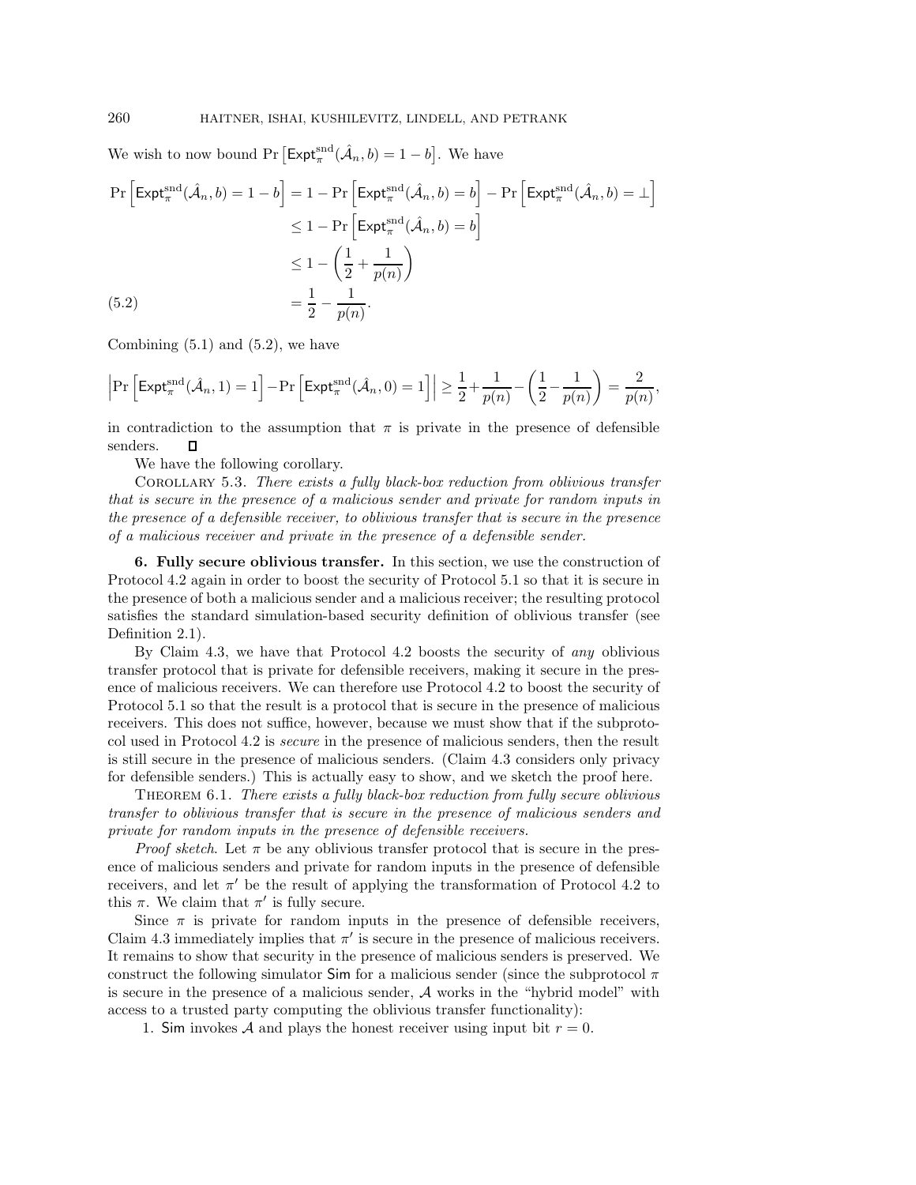We wish to now bound $\Pr\left[\mathsf{Expt}^{\rm snd}_{\pi}(\hat{\mathcal{A}}_n, b) = 1 - b\right]$. We have

$$
\begin{aligned}
\Pr\left[\mathsf{Expt}^{\rm snd}_{\pi}(\hat{\mathcal{A}}_n, b) = 1 - b\right] &= 1 - \Pr\left[\mathsf{Expt}^{\rm snd}_{\pi}(\hat{\mathcal{A}}_n, b) = b\right] - \Pr\left[\mathsf{Expt}^{\rm snd}_{\pi}(\hat{\mathcal{A}}_n, b) = \perp\right] \\
&\leq 1 - \Pr\left[\mathsf{Expt}^{\rm snd}_{\pi}(\hat{\mathcal{A}}_n, b) = b\right] \\
&\leq 1 - \left(\frac{1}{2} + \frac{1}{p(n)}\right) \\
&= \frac{1}{2} - \frac{1}{p(n)}. \qquad (5.2)
\end{aligned}
$$

Combining (5.1) and (5.2), we have

$$
\left|\Pr\left[\mathsf{Expt}^{\rm snd}_{\pi}(\hat{\mathcal{A}}_n, 1) = 1\right] - \Pr\left[\mathsf{Expt}^{\rm snd}_{\pi}(\hat{\mathcal{A}}_n, 0) = 1\right]\right| \geq \frac{1}{2} + \frac{1}{p(n)} - \left(\frac{1}{2} - \frac{1}{p(n)}\right) = \frac{2}{p(n)},
$$

in contradiction to the assumption that $\pi$ is private in the presence of defensible senders. □

We have the following corollary.

COROLLARY 5.3. *There exists a fully black-box reduction from oblivious transfer that is secure in the presence of a malicious sender and private for random inputs in the presence of a defensible receiver, to oblivious transfer that is secure in the presence of a malicious receiver and private in the presence of a defensible sender.*

## 6. Fully secure oblivious transfer.

In this section, we use the construction of Protocol 4.2 again in order to boost the security of Protocol 5.1 so that it is secure in the presence of both a malicious sender and a malicious receiver; the resulting protocol satisfies the standard simulation-based security definition of oblivious transfer (see Definition 2.1).

By Claim 4.3, we have that Protocol 4.2 boosts the security of *any* oblivious transfer protocol that is private for defensible receivers, making it secure in the presence of malicious receivers. We can therefore use Protocol 4.2 to boost the security of Protocol 5.1 so that the result is a protocol that is secure in the presence of malicious receivers. This does not suffice, however, because we must show that if the subprotocol used in Protocol 4.2 is *secure* in the presence of malicious senders, then the result is still secure in the presence of malicious senders. (Claim 4.3 considers only privacy for defensible senders.) This is actually easy to show, and we sketch the proof here.

THEOREM 6.1. *There exists a fully black-box reduction from fully secure oblivious transfer to oblivious transfer that is secure in the presence of malicious senders and private for random inputs in the presence of defensible receivers.*

*Proof sketch*. Let $\pi$ be any oblivious transfer protocol that is secure in the presence of malicious senders and private for random inputs in the presence of defensible receivers, and let $\pi'$ be the result of applying the transformation of Protocol 4.2 to this $\pi$. We claim that $\pi'$ is fully secure.

Since $\pi$ is private for random inputs in the presence of defensible receivers, Claim 4.3 immediately implies that $\pi'$ is secure in the presence of malicious receivers. It remains to show that security in the presence of malicious senders is preserved. We construct the following simulator $\mathsf{Sim}$ for a malicious sender (since the subprotocol $\pi$ is secure in the presence of a malicious sender, $\mathcal{A}$ works in the "hybrid model" with access to a trusted party computing the oblivious transfer functionality):

1. $\mathsf{Sim}$ invokes $\mathcal{A}$ and plays the honest receiver using input bit $r = 0$.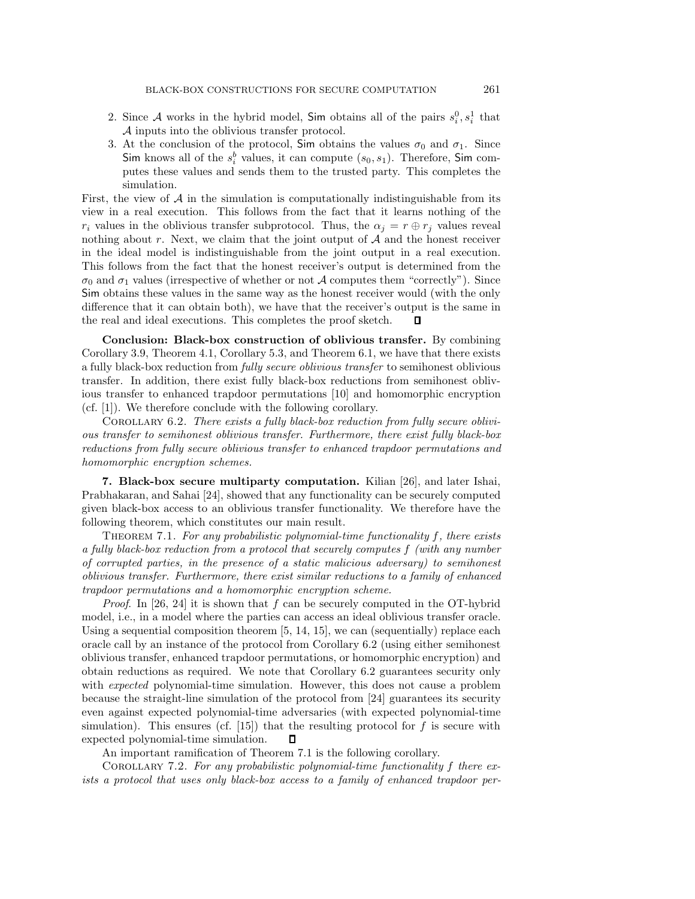2. Since $\mathcal{A}$ works in the hybrid model, $\mathsf{Sim}$ obtains all of the pairs $s_i^0, s_i^1$ that $\mathcal{A}$ inputs into the oblivious transfer protocol.
3. At the conclusion of the protocol, $\mathsf{Sim}$ obtains the values $\sigma_0$ and $\sigma_1$. Since $\mathsf{Sim}$ knows all of the $s_i^b$ values, it can compute $(s_0, s_1)$. Therefore, $\mathsf{Sim}$ computes these values and sends them to the trusted party. This completes the simulation.

First, the view of $\mathcal{A}$ in the simulation is computationally indistinguishable from its view in a real execution. This follows from the fact that it learns nothing of the $r_i$ values in the oblivious transfer subprotocol. Thus, the $\alpha_j = r \oplus r_j$ values reveal nothing about $r$. Next, we claim that the joint output of $\mathcal{A}$ and the honest receiver in the ideal model is indistinguishable from the joint output in a real execution. This follows from the fact that the honest receiver's output is determined from the $\sigma_0$ and $\sigma_1$ values (irrespective of whether or not $\mathcal{A}$ computes them "correctly"). Since $\mathsf{Sim}$ obtains these values in the same way as the honest receiver would (with the only difference that it can obtain both), we have that the receiver's output is the same in the real and ideal executions. This completes the proof sketch. ∎

**Conclusion: Black-box construction of oblivious transfer.** By combining Corollary 3.9, Theorem 4.1, Corollary 5.3, and Theorem 6.1, we have that there exists a fully black-box reduction from *fully secure oblivious transfer* to semihonest oblivious transfer. In addition, there exist fully black-box reductions from semihonest oblivious transfer to enhanced trapdoor permutations [10] and homomorphic encryption (cf. [1]). We therefore conclude with the following corollary.

Corollary 6.2. *There exists a fully black-box reduction from fully secure oblivious transfer to semihonest oblivious transfer. Furthermore, there exist fully black-box reductions from fully secure oblivious transfer to enhanced trapdoor permutations and homomorphic encryption schemes.*

## 7. Black-box secure multiparty computation.

Kilian [26], and later Ishai, Prabhakaran, and Sahai [24], showed that any functionality can be securely computed given black-box access to an oblivious transfer functionality. We therefore have the following theorem, which constitutes our main result.

Theorem 7.1. *For any probabilistic polynomial-time functionality $f$, there exists a fully black-box reduction from a protocol that securely computes $f$ (with any number of corrupted parties, in the presence of a static malicious adversary) to semihonest oblivious transfer. Furthermore, there exist similar reductions to a family of enhanced trapdoor permutations and a homomorphic encryption scheme.*

*Proof.* In [26, 24] it is shown that $f$ can be securely computed in the OT-hybrid model, i.e., in a model where the parties can access an ideal oblivious transfer oracle. Using a sequential composition theorem [5, 14, 15], we can (sequentially) replace each oracle call by an instance of the protocol from Corollary 6.2 (using either semihonest oblivious transfer, enhanced trapdoor permutations, or homomorphic encryption) and obtain reductions as required. We note that Corollary 6.2 guarantees security only with *expected* polynomial-time simulation. However, this does not cause a problem because the straight-line simulation of the protocol from [24] guarantees its security even against expected polynomial-time adversaries (with expected polynomial-time simulation). This ensures (cf. [15]) that the resulting protocol for $f$ is secure with expected polynomial-time simulation. ∎

An important ramification of Theorem 7.1 is the following corollary.

Corollary 7.2. *For any probabilistic polynomial-time functionality $f$ there exists a protocol that uses only black-box access to a family of enhanced trapdoor per-*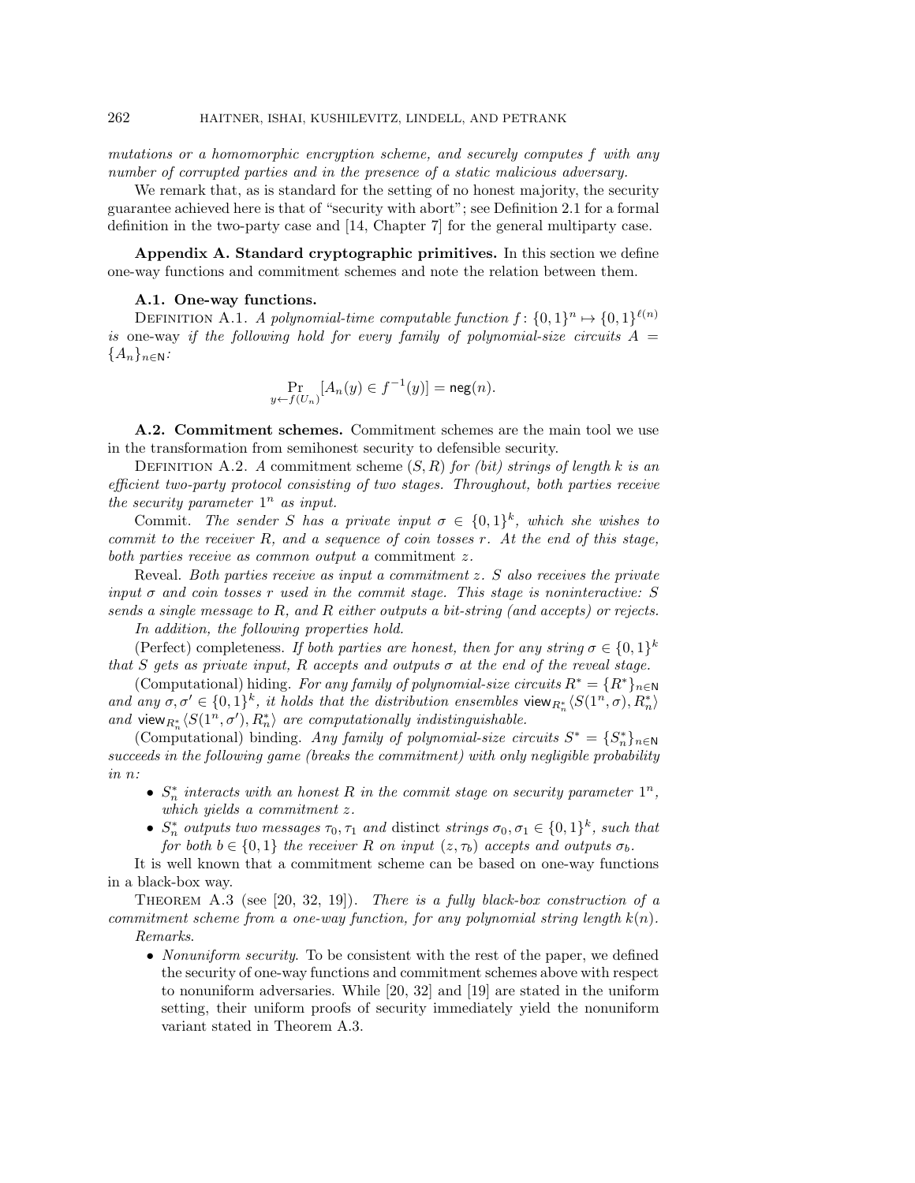*mutations or a homomorphic encryption scheme, and securely computes $f$ with any number of corrupted parties and in the presence of a static malicious adversary.*

We remark that, as is standard for the setting of no honest majority, the security guarantee achieved here is that of "security with abort"; see Definition 2.1 for a formal definition in the two-party case and [14, Chapter 7] for the general multiparty case.

## Appendix A. Standard cryptographic primitives.

In this section we define one-way functions and commitment schemes and note the relation between them.

### A.1. One-way functions.

DEFINITION A.1. *A polynomial-time computable function $f\colon \{0,1\}^n \mapsto \{0,1\}^{\ell(n)}$ is* one-way *if the following hold for every family of polynomial-size circuits $A = \{A_n\}_{n\in\mathsf{N}}$:*

$$\Pr_{y \leftarrow f(U_n)}[A_n(y) \in f^{-1}(y)] = \mathsf{neg}(n).$$

### A.2. Commitment schemes.

Commitment schemes are the main tool we use in the transformation from semihonest security to defensible security.

DEFINITION A.2. *A* commitment scheme $(S, R)$ *for (bit) strings of length $k$ is an efficient two-party protocol consisting of two stages. Throughout, both parties receive the security parameter $1^n$ as input.*

Commit. *The sender $S$ has a private input $\sigma \in \{0,1\}^k$, which she wishes to commit to the receiver $R$, and a sequence of coin tosses $r$. At the end of this stage, both parties receive as common output a* commitment *$z$.*

Reveal. *Both parties receive as input a commitment $z$. $S$ also receives the private input $\sigma$ and coin tosses $r$ used in the commit stage. This stage is noninteractive: $S$ sends a single message to $R$, and $R$ either outputs a bit-string (and accepts) or rejects.*

*In addition, the following properties hold.*

(Perfect) completeness. *If both parties are honest, then for any string $\sigma \in \{0,1\}^k$ that $S$ gets as private input, $R$ accepts and outputs $\sigma$ at the end of the reveal stage.*

(Computational) hiding. *For any family of polynomial-size circuits $R^* = \{R^*\}_{n\in\mathsf{N}}$ and any $\sigma, \sigma' \in \{0,1\}^k$, it holds that the distribution ensembles $\mathsf{view}_{R^*_n}\langle S(1^n, \sigma), R^*_n\rangle$ and $\mathsf{view}_{R^*_n}\langle S(1^n, \sigma'), R^*_n\rangle$ are computationally indistinguishable.*

(Computational) binding. *Any family of polynomial-size circuits $S^* = \{S^*_n\}_{n\in\mathsf{N}}$ succeeds in the following game (breaks the commitment) with only negligible probability in $n$:*

- *$S^*_n$ interacts with an honest $R$ in the commit stage on security parameter $1^n$, which yields a commitment $z$.*
- *$S^*_n$ outputs two messages $\tau_0, \tau_1$ and* distinct *strings $\sigma_0, \sigma_1 \in \{0,1\}^k$, such that for both $b \in \{0,1\}$ the receiver $R$ on input $(z, \tau_b)$ accepts and outputs $\sigma_b$.*

It is well known that a commitment scheme can be based on one-way functions in a black-box way.

THEOREM A.3 (see [20, 32, 19]). *There is a fully black-box construction of a commitment scheme from a one-way function, for any polynomial string length $k(n)$.*

*Remarks*.

- *Nonuniform security*. To be consistent with the rest of the paper, we defined the security of one-way functions and commitment schemes above with respect to nonuniform adversaries. While [20, 32] and [19] are stated in the uniform setting, their uniform proofs of security immediately yield the nonuniform variant stated in Theorem A.3.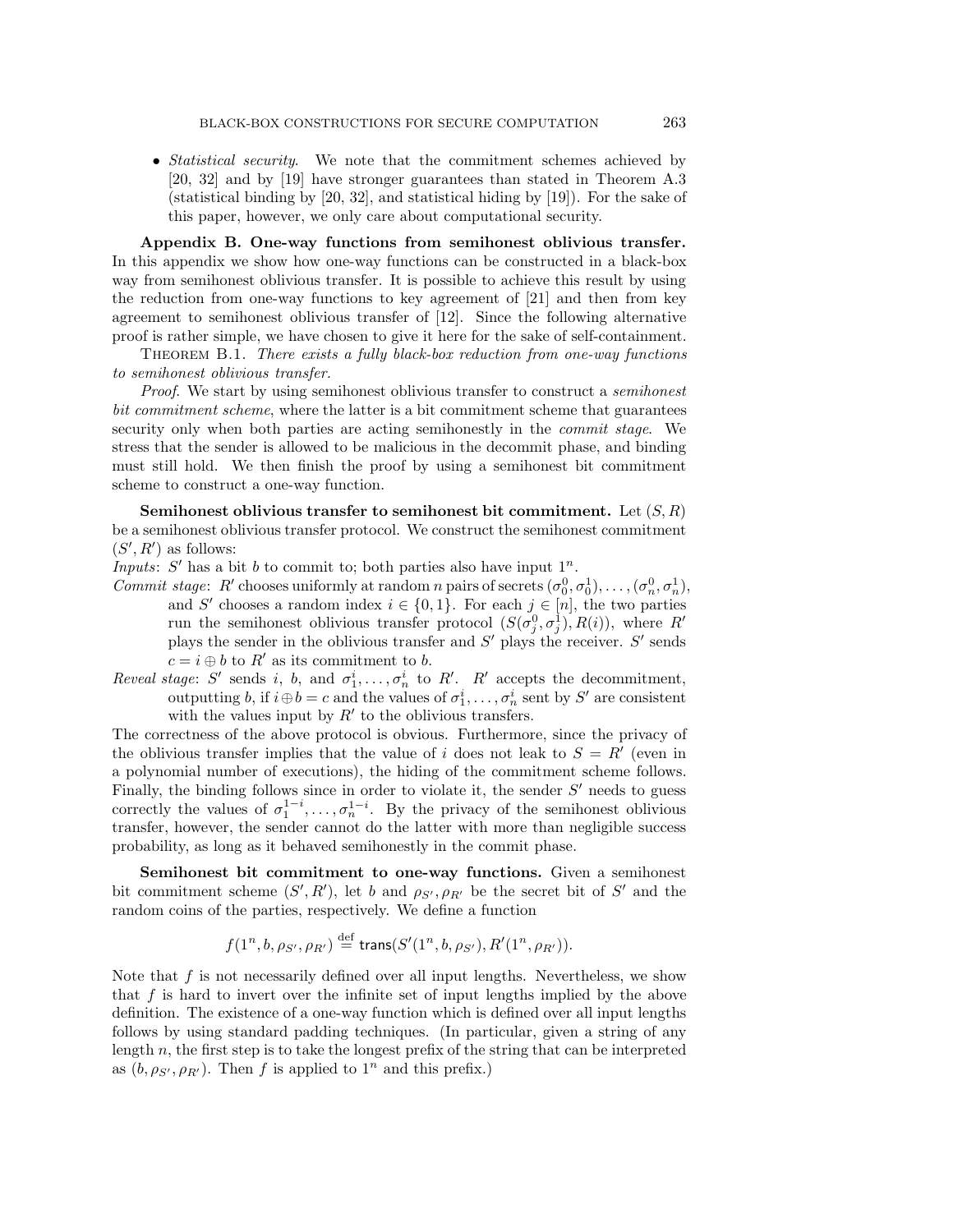- *Statistical security*. We note that the commitment schemes achieved by [20, 32] and by [19] have stronger guarantees than stated in Theorem A.3 (statistical binding by [20, 32], and statistical hiding by [19]). For the sake of this paper, however, we only care about computational security.

**Appendix B. One-way functions from semihonest oblivious transfer.** In this appendix we show how one-way functions can be constructed in a black-box way from semihonest oblivious transfer. It is possible to achieve this result by using the reduction from one-way functions to key agreement of [21] and then from key agreement to semihonest oblivious transfer of [12]. Since the following alternative proof is rather simple, we have chosen to give it here for the sake of self-containment.

THEOREM B.1. *There exists a fully black-box reduction from one-way functions to semihonest oblivious transfer.*

*Proof*. We start by using semihonest oblivious transfer to construct a *semihonest bit commitment scheme*, where the latter is a bit commitment scheme that guarantees security only when both parties are acting semihonestly in the *commit stage*. We stress that the sender is allowed to be malicious in the decommit phase, and binding must still hold. We then finish the proof by using a semihonest bit commitment scheme to construct a one-way function.

**Semihonest oblivious transfer to semihonest bit commitment.** Let $(S, R)$ be a semihonest oblivious transfer protocol. We construct the semihonest commitment $(S', R')$ as follows:

*Inputs*: $S'$ has a bit $b$ to commit to; both parties also have input $1^n$.

*Commit stage*: $R'$ chooses uniformly at random $n$ pairs of secrets $(\sigma_0^0, \sigma_0^1), \ldots, (\sigma_n^0, \sigma_n^1)$, and $S'$ chooses a random index $i \in \{0, 1\}$. For each $j \in [n]$, the two parties run the semihonest oblivious transfer protocol $(S(\sigma_j^0, \sigma_j^1), R(i))$, where $R'$ plays the sender in the oblivious transfer and $S'$ plays the receiver. $S'$ sends $c = i \oplus b$ to $R'$ as its commitment to $b$.

*Reveal stage*: $S'$ sends $i$, $b$, and $\sigma_1^i, \ldots, \sigma_n^i$ to $R'$. $R'$ accepts the decommitment, outputting $b$, if $i \oplus b = c$ and the values of $\sigma_1^i, \ldots, \sigma_n^i$ sent by $S'$ are consistent with the values input by $R'$ to the oblivious transfers.

The correctness of the above protocol is obvious. Furthermore, since the privacy of the oblivious transfer implies that the value of $i$ does not leak to $S = R'$ (even in a polynomial number of executions), the hiding of the commitment scheme follows. Finally, the binding follows since in order to violate it, the sender $S'$ needs to guess correctly the values of $\sigma_1^{1-i}, \ldots, \sigma_n^{1-i}$. By the privacy of the semihonest oblivious transfer, however, the sender cannot do the latter with more than negligible success probability, as long as it behaved semihonestly in the commit phase.

**Semihonest bit commitment to one-way functions.** Given a semihonest bit commitment scheme $(S', R')$, let $b$ and $\rho_{S'}, \rho_{R'}$ be the secret bit of $S'$ and the random coins of the parties, respectively. We define a function

$$f(1^n, b, \rho_{S'}, \rho_{R'}) \stackrel{\text{def}}{=} \mathsf{trans}(S'(1^n, b, \rho_{S'}), R'(1^n, \rho_{R'})).$$

Note that $f$ is not necessarily defined over all input lengths. Nevertheless, we show that $f$ is hard to invert over the infinite set of input lengths implied by the above definition. The existence of a one-way function which is defined over all input lengths follows by using standard padding techniques. (In particular, given a string of any length $n$, the first step is to take the longest prefix of the string that can be interpreted as $(b, \rho_{S'}, \rho_{R'})$. Then $f$ is applied to $1^n$ and this prefix.)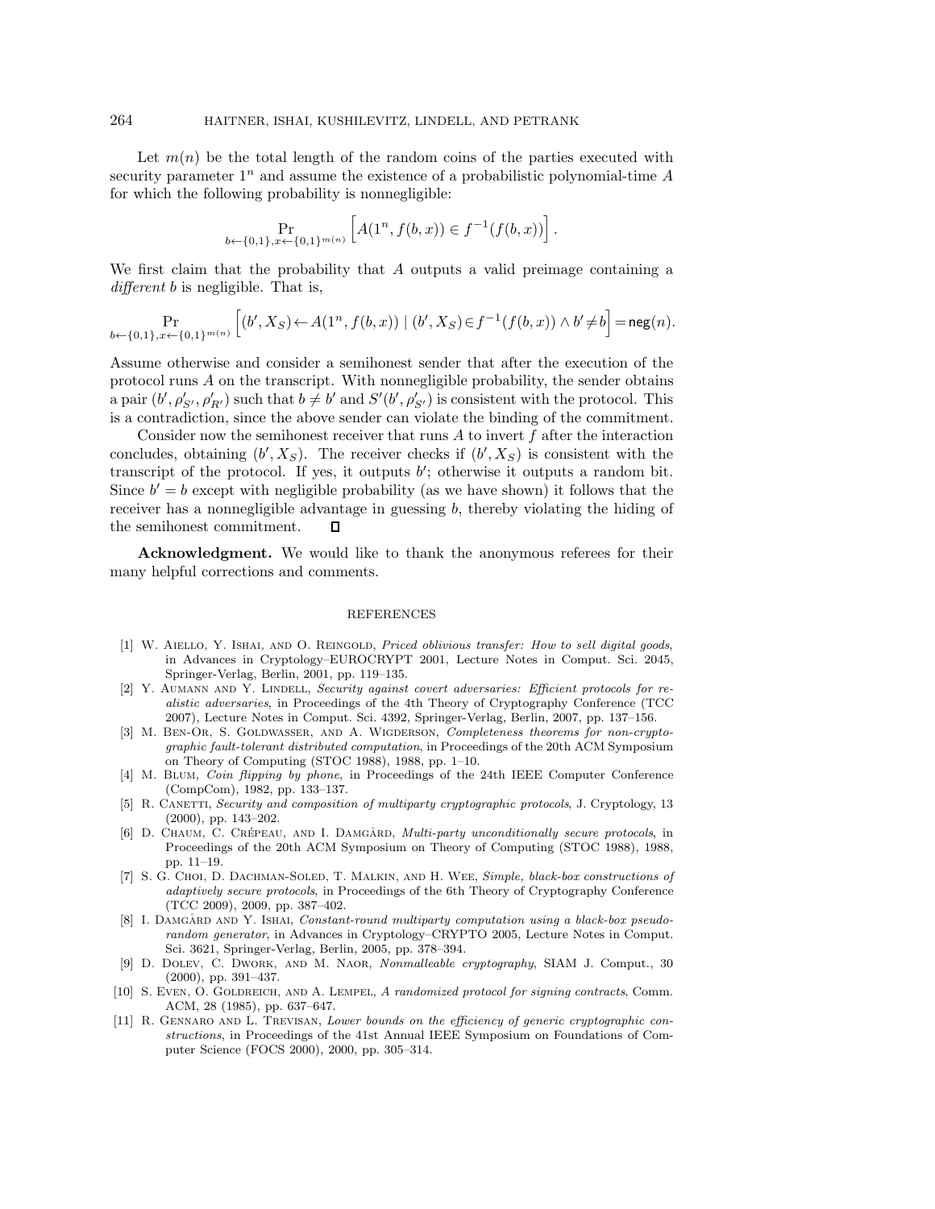Let $m(n)$ be the total length of the random coins of the parties executed with security parameter $1^n$ and assume the existence of a probabilistic polynomial-time $A$ for which the following probability is nonnegligible:

$$\Pr_{b \leftarrow \{0,1\}, x \leftarrow \{0,1\}^{m(n)}} \left[ A(1^n, f(b,x)) \in f^{-1}(f(b,x)) \right].$$

We first claim that the probability that $A$ outputs a valid preimage containing a *different* $b$ is negligible. That is,

$$\Pr_{b \leftarrow \{0,1\}, x \leftarrow \{0,1\}^{m(n)}} \left[ (b', X_S) \leftarrow A(1^n, f(b,x)) \mid (b', X_S) \in f^{-1}(f(b,x)) \wedge b' \neq b \right] = \mathsf{neg}(n).$$

Assume otherwise and consider a semihonest sender that after the execution of the protocol runs $A$ on the transcript. With nonnegligible probability, the sender obtains a pair $(b', \rho'_{S'}, \rho'_{R'})$ such that $b \neq b'$ and $S'(b', \rho'_{S'})$ is consistent with the protocol. This is a contradiction, since the above sender can violate the binding of the commitment.

Consider now the semihonest receiver that runs $A$ to invert $f$ after the interaction concludes, obtaining $(b', X_S)$. The receiver checks if $(b', X_S)$ is consistent with the transcript of the protocol. If yes, it outputs $b'$; otherwise it outputs a random bit. Since $b' = b$ except with negligible probability (as we have shown) it follows that the receiver has a nonnegligible advantage in guessing $b$, thereby violating the hiding of the semihonest commitment. ◻

**Acknowledgment.** We would like to thank the anonymous referees for their many helpful corrections and comments.

## REFERENCES

[1] W. Aiello, Y. Ishai, and O. Reingold, *Priced oblivious transfer: How to sell digital goods*, in Advances in Cryptology–EUROCRYPT 2001, Lecture Notes in Comput. Sci. 2045, Springer-Verlag, Berlin, 2001, pp. 119–135.

[2] Y. Aumann and Y. Lindell, *Security against covert adversaries: Efficient protocols for realistic adversaries*, in Proceedings of the 4th Theory of Cryptography Conference (TCC 2007), Lecture Notes in Comput. Sci. 4392, Springer-Verlag, Berlin, 2007, pp. 137–156.

[3] M. Ben-Or, S. Goldwasser, and A. Wigderson, *Completeness theorems for non-cryptographic fault-tolerant distributed computation*, in Proceedings of the 20th ACM Symposium on Theory of Computing (STOC 1988), 1988, pp. 1–10.

[4] M. Blum, *Coin flipping by phone*, in Proceedings of the 24th IEEE Computer Conference (CompCom), 1982, pp. 133–137.

[5] R. Canetti, *Security and composition of multiparty cryptographic protocols*, J. Cryptology, 13 (2000), pp. 143–202.

[6] D. Chaum, C. Crépeau, and I. Damgård, *Multi-party unconditionally secure protocols*, in Proceedings of the 20th ACM Symposium on Theory of Computing (STOC 1988), 1988, pp. 11–19.

[7] S. G. Choi, D. Dachman-Soled, T. Malkin, and H. Wee, *Simple, black-box constructions of adaptively secure protocols*, in Proceedings of the 6th Theory of Cryptography Conference (TCC 2009), 2009, pp. 387–402.

[8] I. Damgård and Y. Ishai, *Constant-round multiparty computation using a black-box pseudorandom generator*, in Advances in Cryptology–CRYPTO 2005, Lecture Notes in Comput. Sci. 3621, Springer-Verlag, Berlin, 2005, pp. 378–394.

[9] D. Dolev, C. Dwork, and M. Naor, *Nonmalleable cryptography*, SIAM J. Comput., 30 (2000), pp. 391–437.

[10] S. Even, O. Goldreich, and A. Lempel, *A randomized protocol for signing contracts*, Comm. ACM, 28 (1985), pp. 637–647.

[11] R. Gennaro and L. Trevisan, *Lower bounds on the efficiency of generic cryptographic constructions*, in Proceedings of the 41st Annual IEEE Symposium on Foundations of Computer Science (FOCS 2000), 2000, pp. 305–314.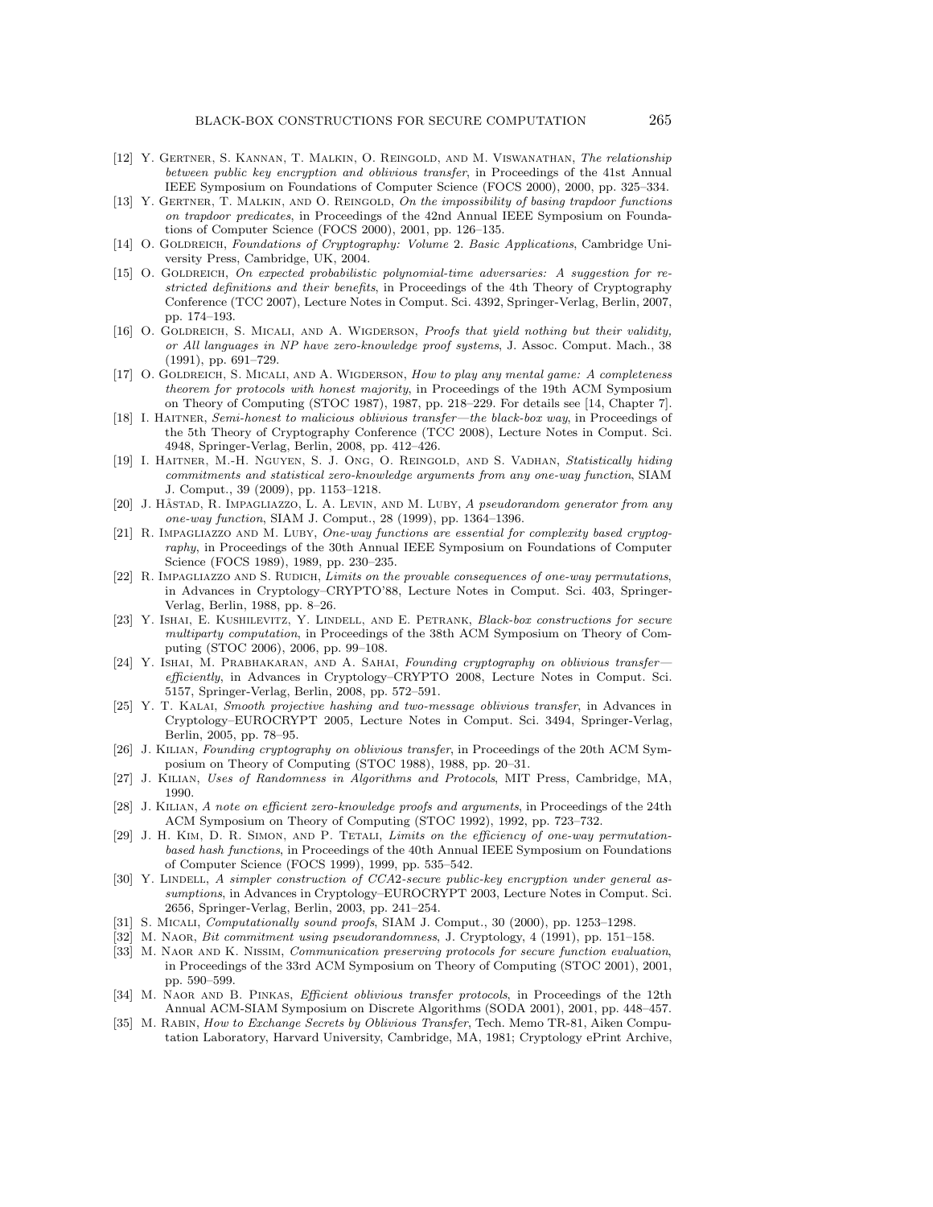[12] Y. Gertner, S. Kannan, T. Malkin, O. Reingold, and M. Viswanathan, *The relationship between public key encryption and oblivious transfer*, in Proceedings of the 41st Annual IEEE Symposium on Foundations of Computer Science (FOCS 2000), 2000, pp. 325–334.

[13] Y. Gertner, T. Malkin, and O. Reingold, *On the impossibility of basing trapdoor functions on trapdoor predicates*, in Proceedings of the 42nd Annual IEEE Symposium on Foundations of Computer Science (FOCS 2000), 2001, pp. 126–135.

[14] O. Goldreich, *Foundations of Cryptography: Volume 2. Basic Applications*, Cambridge University Press, Cambridge, UK, 2004.

[15] O. Goldreich, *On expected probabilistic polynomial-time adversaries: A suggestion for restricted definitions and their benefits*, in Proceedings of the 4th Theory of Cryptography Conference (TCC 2007), Lecture Notes in Comput. Sci. 4392, Springer-Verlag, Berlin, 2007, pp. 174–193.

[16] O. Goldreich, S. Micali, and A. Wigderson, *Proofs that yield nothing but their validity, or All languages in NP have zero-knowledge proof systems*, J. Assoc. Comput. Mach., 38 (1991), pp. 691–729.

[17] O. Goldreich, S. Micali, and A. Wigderson, *How to play any mental game: A completeness theorem for protocols with honest majority*, in Proceedings of the 19th ACM Symposium on Theory of Computing (STOC 1987), 1987, pp. 218–229. For details see [14, Chapter 7].

[18] I. Haitner, *Semi-honest to malicious oblivious transfer—the black-box way*, in Proceedings of the 5th Theory of Cryptography Conference (TCC 2008), Lecture Notes in Comput. Sci. 4948, Springer-Verlag, Berlin, 2008, pp. 412–426.

[19] I. Haitner, M.-H. Nguyen, S. J. Ong, O. Reingold, and S. Vadhan, *Statistically hiding commitments and statistical zero-knowledge arguments from any one-way function*, SIAM J. Comput., 39 (2009), pp. 1153–1218.

[20] J. Håstad, R. Impagliazzo, L. A. Levin, and M. Luby, *A pseudorandom generator from any one-way function*, SIAM J. Comput., 28 (1999), pp. 1364–1396.

[21] R. Impagliazzo and M. Luby, *One-way functions are essential for complexity based cryptography*, in Proceedings of the 30th Annual IEEE Symposium on Foundations of Computer Science (FOCS 1989), 1989, pp. 230–235.

[22] R. Impagliazzo and S. Rudich, *Limits on the provable consequences of one-way permutations*, in Advances in Cryptology–CRYPTO'88, Lecture Notes in Comput. Sci. 403, Springer-Verlag, Berlin, 1988, pp. 8–26.

[23] Y. Ishai, E. Kushilevitz, Y. Lindell, and E. Petrank, *Black-box constructions for secure multiparty computation*, in Proceedings of the 38th ACM Symposium on Theory of Computing (STOC 2006), 2006, pp. 99–108.

[24] Y. Ishai, M. Prabhakaran, and A. Sahai, *Founding cryptography on oblivious transfer—efficiently*, in Advances in Cryptology–CRYPTO 2008, Lecture Notes in Comput. Sci. 5157, Springer-Verlag, Berlin, 2008, pp. 572–591.

[25] Y. T. Kalai, *Smooth projective hashing and two-message oblivious transfer*, in Advances in Cryptology–EUROCRYPT 2005, Lecture Notes in Comput. Sci. 3494, Springer-Verlag, Berlin, 2005, pp. 78–95.

[26] J. Kilian, *Founding cryptography on oblivious transfer*, in Proceedings of the 20th ACM Symposium on Theory of Computing (STOC 1988), 1988, pp. 20–31.

[27] J. Kilian, *Uses of Randomness in Algorithms and Protocols*, MIT Press, Cambridge, MA, 1990.

[28] J. Kilian, *A note on efficient zero-knowledge proofs and arguments*, in Proceedings of the 24th ACM Symposium on Theory of Computing (STOC 1992), 1992, pp. 723–732.

[29] J. H. Kim, D. R. Simon, and P. Tetali, *Limits on the efficiency of one-way permutation-based hash functions*, in Proceedings of the 40th Annual IEEE Symposium on Foundations of Computer Science (FOCS 1999), 1999, pp. 535–542.

[30] Y. Lindell, *A simpler construction of CCA2-secure public-key encryption under general assumptions*, in Advances in Cryptology–EUROCRYPT 2003, Lecture Notes in Comput. Sci. 2656, Springer-Verlag, Berlin, 2003, pp. 241–254.

[31] S. Micali, *Computationally sound proofs*, SIAM J. Comput., 30 (2000), pp. 1253–1298.

[32] M. Naor, *Bit commitment using pseudorandomness*, J. Cryptology, 4 (1991), pp. 151–158.

[33] M. Naor and K. Nissim, *Communication preserving protocols for secure function evaluation*, in Proceedings of the 33rd ACM Symposium on Theory of Computing (STOC 2001), 2001, pp. 590–599.

[34] M. Naor and B. Pinkas, *Efficient oblivious transfer protocols*, in Proceedings of the 12th Annual ACM-SIAM Symposium on Discrete Algorithms (SODA 2001), 2001, pp. 448–457.

[35] M. Rabin, *How to Exchange Secrets by Oblivious Transfer*, Tech. Memo TR-81, Aiken Computation Laboratory, Harvard University, Cambridge, MA, 1981; Cryptology ePrint Archive,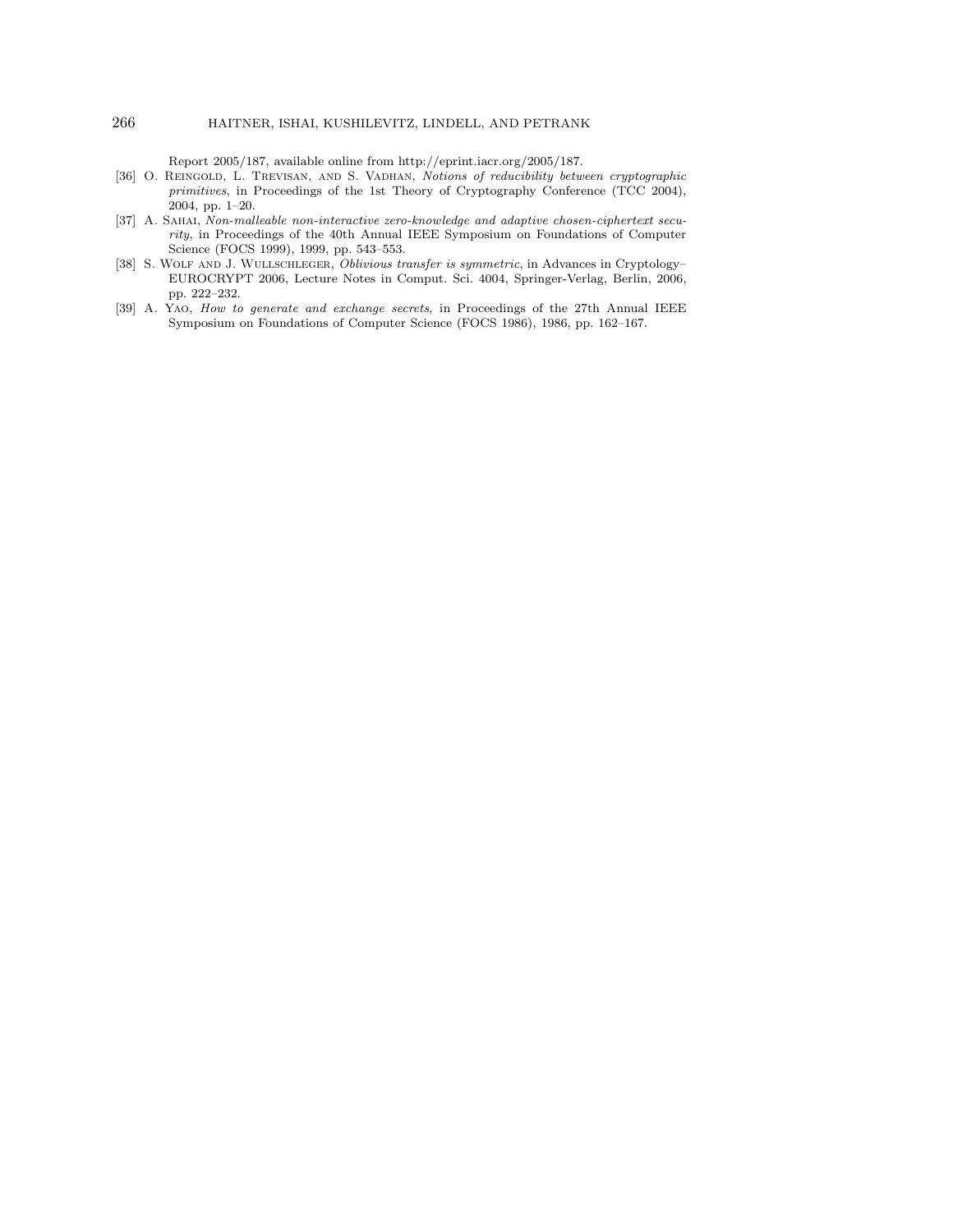Report 2005/187, available online from http://eprint.iacr.org/2005/187.

[36] O. Reingold, L. Trevisan, and S. Vadhan, *Notions of reducibility between cryptographic primitives*, in Proceedings of the 1st Theory of Cryptography Conference (TCC 2004), 2004, pp. 1–20.

[37] A. Sahai, *Non-malleable non-interactive zero-knowledge and adaptive chosen-ciphertext security*, in Proceedings of the 40th Annual IEEE Symposium on Foundations of Computer Science (FOCS 1999), 1999, pp. 543–553.

[38] S. Wolf and J. Wullschleger, *Oblivious transfer is symmetric*, in Advances in Cryptology–EUROCRYPT 2006, Lecture Notes in Comput. Sci. 4004, Springer-Verlag, Berlin, 2006, pp. 222–232.

[39] A. Yao, *How to generate and exchange secrets*, in Proceedings of the 27th Annual IEEE Symposium on Foundations of Computer Science (FOCS 1986), 1986, pp. 162–167.